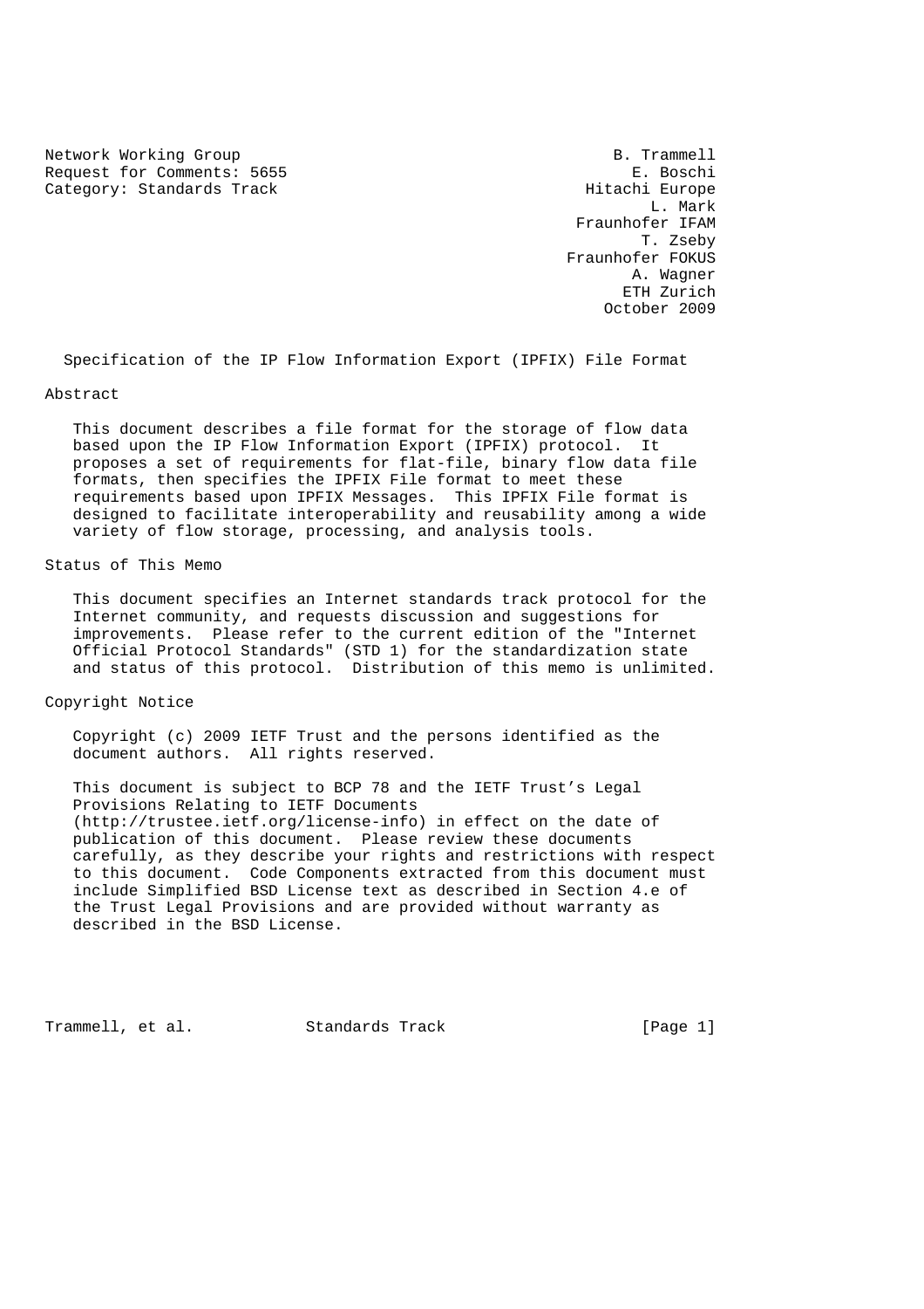Network Working Group  
Request for Comments: 5655  
Category: Standards Track

B. Trammell  
E. Boschi  
Hitachi Europe  
L. Mark  
Fraunhofer IFAM  
T. Zseby  
Fraunhofer FOKUS  
A. Wagner  
ETH Zurich  
October 2009

# Specification of the IP Flow Information Export (IPFIX) File Format

## Abstract

This document describes a file format for the storage of flow data based upon the IP Flow Information Export (IPFIX) protocol. It proposes a set of requirements for flat-file, binary flow data file formats, then specifies the IPFIX File format to meet these requirements based upon IPFIX Messages. This IPFIX File format is designed to facilitate interoperability and reusability among a wide variety of flow storage, processing, and analysis tools.

## Status of This Memo

This document specifies an Internet standards track protocol for the Internet community, and requests discussion and suggestions for improvements. Please refer to the current edition of the "Internet Official Protocol Standards" (STD 1) for the standardization state and status of this protocol. Distribution of this memo is unlimited.

## Copyright Notice

Copyright (c) 2009 IETF Trust and the persons identified as the document authors. All rights reserved.

This document is subject to BCP 78 and the IETF Trust's Legal Provisions Relating to IETF Documents (http://trustee.ietf.org/license-info) in effect on the date of publication of this document. Please review these documents carefully, as they describe your rights and restrictions with respect to this document. Code Components extracted from this document must include Simplified BSD License text as described in Section 4.e of the Trust Legal Provisions and are provided without warranty as described in the BSD License.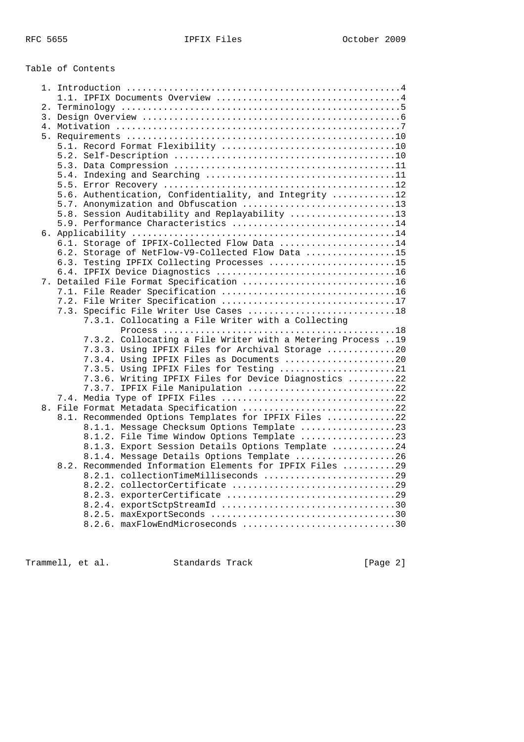Table of Contents

```
   1. Introduction ....................................................4
      1.1. IPFIX Documents Overview ...................................4
   2. Terminology .....................................................5
   3. Design Overview .................................................6
   4. Motivation ......................................................7
   5. Requirements ...................................................10
      5.1. Record Format Flexibility .................................10
      5.2. Self-Description ..........................................10
      5.3. Data Compression ..........................................11
      5.4. Indexing and Searching ....................................11
      5.5. Error Recovery ............................................12
      5.6. Authentication, Confidentiality, and Integrity ............12
      5.7. Anonymization and Obfuscation .............................13
      5.8. Session Auditability and Replayability ....................13
      5.9. Performance Characteristics ...............................14
   6. Applicability ..................................................14
      6.1. Storage of IPFIX-Collected Flow Data ......................14
      6.2. Storage of NetFlow-V9-Collected Flow Data .................15
      6.3. Testing IPFIX Collecting Processes ........................15
      6.4. IPFIX Device Diagnostics ..................................16
   7. Detailed File Format Specification .............................16
      7.1. File Reader Specification .................................16
      7.2. File Writer Specification .................................17
      7.3. Specific File Writer Use Cases ............................18
           7.3.1. Collocating a File Writer with a Collecting
                  Process ............................................18
           7.3.2. Collocating a File Writer with a Metering Process ..19
           7.3.3. Using IPFIX Files for Archival Storage .............20
           7.3.4. Using IPFIX Files as Documents .....................20
           7.3.5. Using IPFIX Files for Testing ......................21
           7.3.6. Writing IPFIX Files for Device Diagnostics .........22
           7.3.7. IPFIX File Manipulation ............................22
      7.4. Media Type of IPFIX Files .................................22
   8. File Format Metadata Specification .............................22
      8.1. Recommended Options Templates for IPFIX Files .............22
           8.1.1. Message Checksum Options Template ..................23
           8.1.2. File Time Window Options Template ..................23
           8.1.3. Export Session Details Options Template ............24
           8.1.4. Message Details Options Template ...................26
      8.2. Recommended Information Elements for IPFIX Files ..........29
           8.2.1. collectionTimeMilliseconds .........................29
           8.2.2. collectorCertificate ...............................29
           8.2.3. exporterCertificate ................................29
           8.2.4. exportSctpStreamId .................................30
           8.2.5. maxExportSeconds ...................................30
           8.2.6. maxFlowEndMicroseconds .............................30
```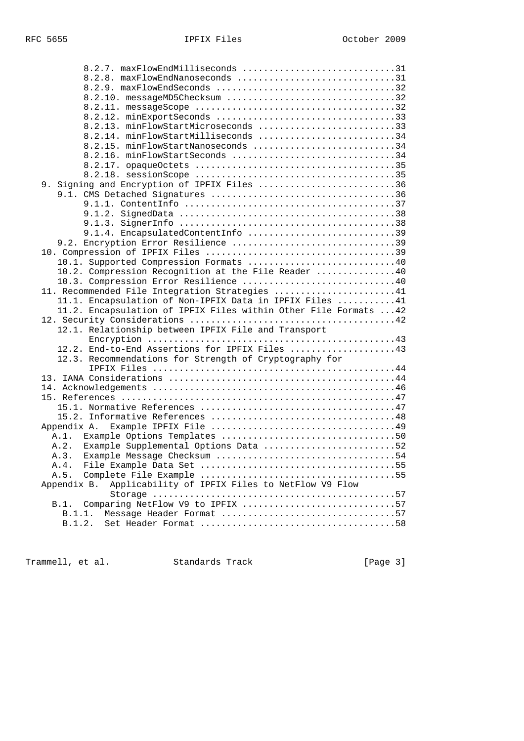```
         8.2.7. maxFlowEndMilliseconds .............................31
         8.2.8. maxFlowEndNanoseconds ..............................31
         8.2.9. maxFlowEndSeconds ..................................32
         8.2.10. messageMD5Checksum ................................32
         8.2.11. messageScope ......................................32
         8.2.12. minExportSeconds ..................................33
         8.2.13. minFlowStartMicroseconds ..........................33
         8.2.14. minFlowStartMilliseconds ..........................34
         8.2.15. minFlowStartNanoseconds ...........................34
         8.2.16. minFlowStartSeconds ...............................34
         8.2.17. opaqueOctets ......................................35
         8.2.18. sessionScope ......................................35
   9. Signing and Encryption of IPFIX Files ..........................36
      9.1. CMS Detached Signatures ...................................36
         9.1.1. ContentInfo ........................................37
         9.1.2. SignedData .........................................38
         9.1.3. SignerInfo .........................................38
         9.1.4. EncapsulatedContentInfo ............................39
      9.2. Encryption Error Resilience ...............................39
   10. Compression of IPFIX Files ....................................39
      10.1. Supported Compression Formats ............................40
      10.2. Compression Recognition at the File Reader ...............40
      10.3. Compression Error Resilience .............................40
   11. Recommended File Integration Strategies .......................41
      11.1. Encapsulation of Non-IPFIX Data in IPFIX Files ...........41
      11.2. Encapsulation of IPFIX Files within Other File Formats ...42
   12. Security Considerations .......................................42
      12.1. Relationship between IPFIX File and Transport
            Encryption ...............................................43
      12.2. End-to-End Assertions for IPFIX Files ....................43
      12.3. Recommendations for Strength of Cryptography for
            IPFIX Files ..............................................44
   13. IANA Considerations ...........................................44
   14. Acknowledgements ..............................................46
   15. References ....................................................47
      15.1. Normative References .....................................47
      15.2. Informative References ...................................48
   Appendix A.  Example IPFIX File ...................................49
     A.1.  Example Options Templates .................................50
     A.2.  Example Supplemental Options Data .........................52
     A.3.  Example Message Checksum ..................................54
     A.4.  File Example Data Set .....................................55
     A.5.  Complete File Example .....................................55
   Appendix B.  Applicability of IPFIX Files to NetFlow V9 Flow
                Storage ..............................................57
     B.1.  Comparing NetFlow V9 to IPFIX .............................57
       B.1.1.  Message Header Format .................................57
       B.1.2.  Set Header Format .....................................58
```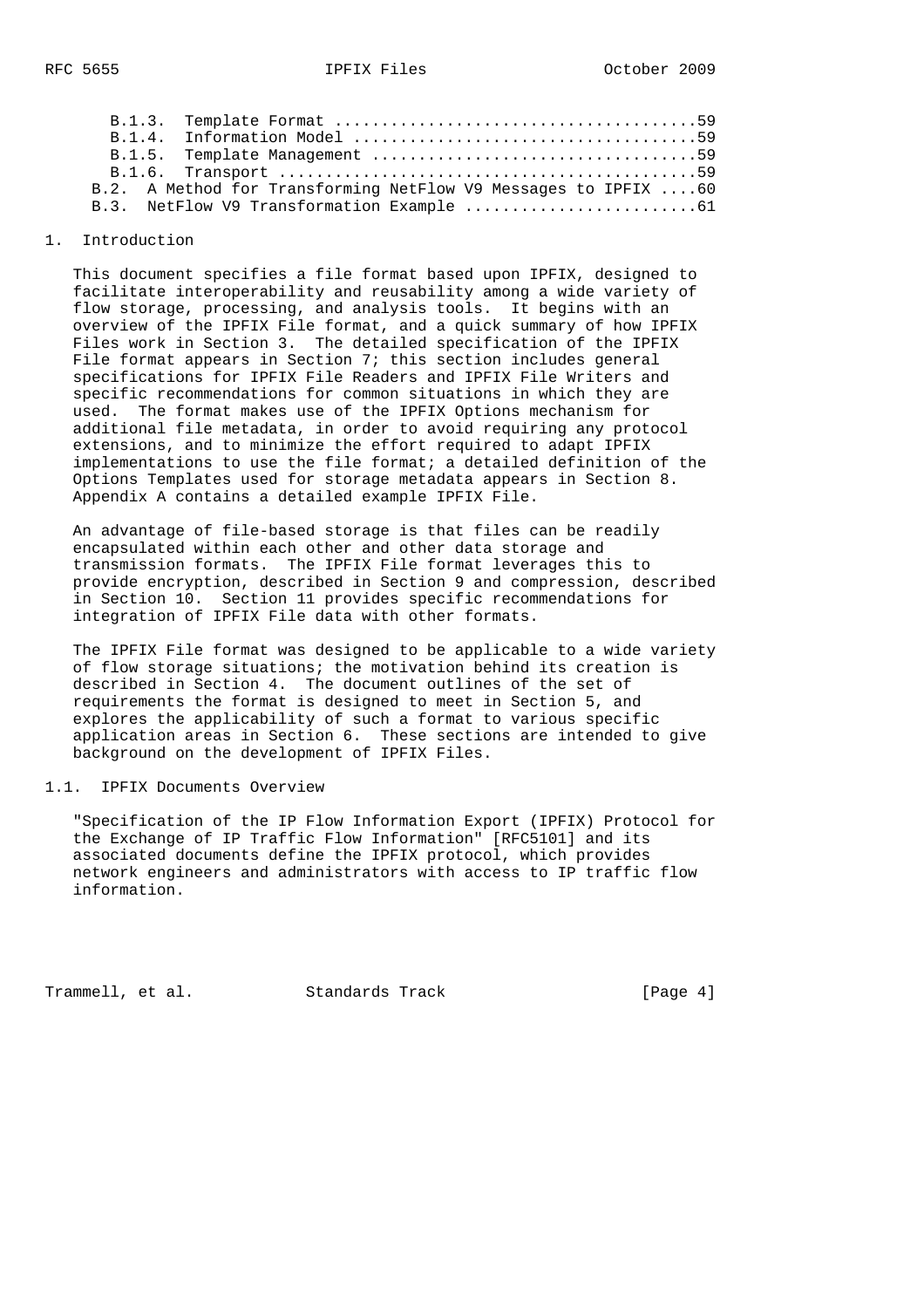B.1.3. Template Format ......................................59
B.1.4. Information Model ....................................59
B.1.5. Template Management ..................................59
B.1.6. Transport ............................................59
B.2. A Method for Transforming NetFlow V9 Messages to IPFIX ....60
B.3. NetFlow V9 Transformation Example .........................61

# 1. Introduction

This document specifies a file format based upon IPFIX, designed to facilitate interoperability and reusability among a wide variety of flow storage, processing, and analysis tools. It begins with an overview of the IPFIX File format, and a quick summary of how IPFIX Files work in Section 3. The detailed specification of the IPFIX File format appears in Section 7; this section includes general specifications for IPFIX File Readers and IPFIX File Writers and specific recommendations for common situations in which they are used. The format makes use of the IPFIX Options mechanism for additional file metadata, in order to avoid requiring any protocol extensions, and to minimize the effort required to adapt IPFIX implementations to use the file format; a detailed definition of the Options Templates used for storage metadata appears in Section 8. Appendix A contains a detailed example IPFIX File.

An advantage of file-based storage is that files can be readily encapsulated within each other and other data storage and transmission formats. The IPFIX File format leverages this to provide encryption, described in Section 9 and compression, described in Section 10. Section 11 provides specific recommendations for integration of IPFIX File data with other formats.

The IPFIX File format was designed to be applicable to a wide variety of flow storage situations; the motivation behind its creation is described in Section 4. The document outlines of the set of requirements the format is designed to meet in Section 5, and explores the applicability of such a format to various specific application areas in Section 6. These sections are intended to give background on the development of IPFIX Files.

## 1.1. IPFIX Documents Overview

"Specification of the IP Flow Information Export (IPFIX) Protocol for the Exchange of IP Traffic Flow Information" [RFC5101] and its associated documents define the IPFIX protocol, which provides network engineers and administrators with access to IP traffic flow information.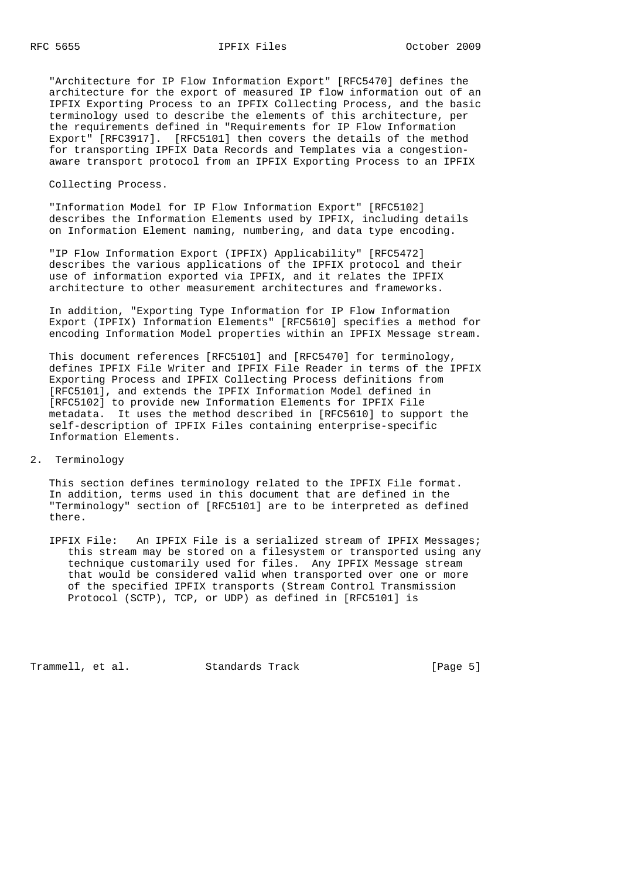"Architecture for IP Flow Information Export" [RFC5470] defines the architecture for the export of measured IP flow information out of an IPFIX Exporting Process to an IPFIX Collecting Process, and the basic terminology used to describe the elements of this architecture, per the requirements defined in "Requirements for IP Flow Information Export" [RFC3917]. [RFC5101] then covers the details of the method for transporting IPFIX Data Records and Templates via a congestion-aware transport protocol from an IPFIX Exporting Process to an IPFIX

Collecting Process.

"Information Model for IP Flow Information Export" [RFC5102] describes the Information Elements used by IPFIX, including details on Information Element naming, numbering, and data type encoding.

"IP Flow Information Export (IPFIX) Applicability" [RFC5472] describes the various applications of the IPFIX protocol and their use of information exported via IPFIX, and it relates the IPFIX architecture to other measurement architectures and frameworks.

In addition, "Exporting Type Information for IP Flow Information Export (IPFIX) Information Elements" [RFC5610] specifies a method for encoding Information Model properties within an IPFIX Message stream.

This document references [RFC5101] and [RFC5470] for terminology, defines IPFIX File Writer and IPFIX File Reader in terms of the IPFIX Exporting Process and IPFIX Collecting Process definitions from [RFC5101], and extends the IPFIX Information Model defined in [RFC5102] to provide new Information Elements for IPFIX File metadata. It uses the method described in [RFC5610] to support the self-description of IPFIX Files containing enterprise-specific Information Elements.

## 2. Terminology

This section defines terminology related to the IPFIX File format. In addition, terms used in this document that are defined in the "Terminology" section of [RFC5101] are to be interpreted as defined there.

IPFIX File: An IPFIX File is a serialized stream of IPFIX Messages; this stream may be stored on a filesystem or transported using any technique customarily used for files. Any IPFIX Message stream that would be considered valid when transported over one or more of the specified IPFIX transports (Stream Control Transmission Protocol (SCTP), TCP, or UDP) as defined in [RFC5101] is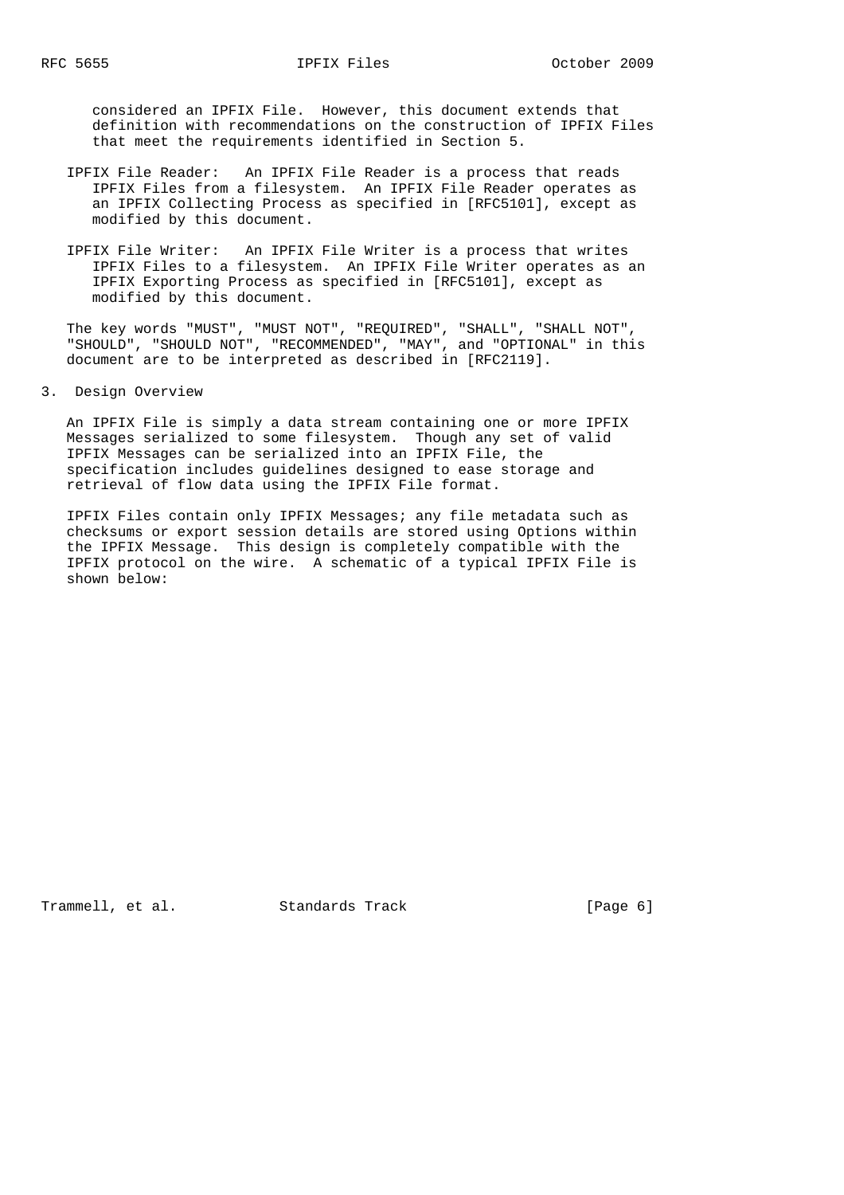considered an IPFIX File. However, this document extends that definition with recommendations on the construction of IPFIX Files that meet the requirements identified in Section 5.

IPFIX File Reader: An IPFIX File Reader is a process that reads IPFIX Files from a filesystem. An IPFIX File Reader operates as an IPFIX Collecting Process as specified in [RFC5101], except as modified by this document.

IPFIX File Writer: An IPFIX File Writer is a process that writes IPFIX Files to a filesystem. An IPFIX File Writer operates as an IPFIX Exporting Process as specified in [RFC5101], except as modified by this document.

The key words "MUST", "MUST NOT", "REQUIRED", "SHALL", "SHALL NOT", "SHOULD", "SHOULD NOT", "RECOMMENDED", "MAY", and "OPTIONAL" in this document are to be interpreted as described in [RFC2119].

## 3. Design Overview

An IPFIX File is simply a data stream containing one or more IPFIX Messages serialized to some filesystem. Though any set of valid IPFIX Messages can be serialized into an IPFIX File, the specification includes guidelines designed to ease storage and retrieval of flow data using the IPFIX File format.

IPFIX Files contain only IPFIX Messages; any file metadata such as checksums or export session details are stored using Options within the IPFIX Message. This design is completely compatible with the IPFIX protocol on the wire. A schematic of a typical IPFIX File is shown below: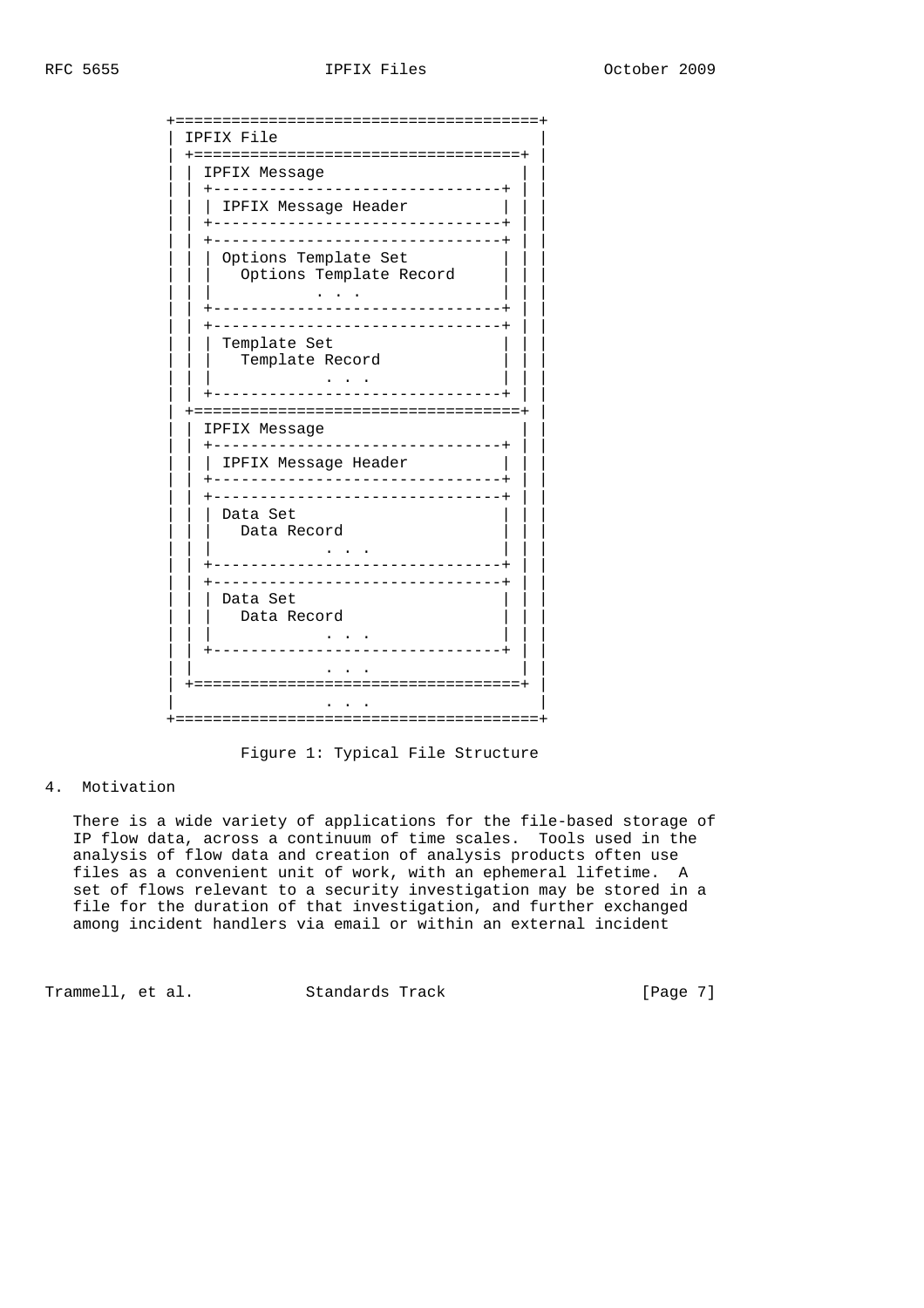```
+=======================================+
| IFPIX File                            |
| +===================================+ |
| | IPFIX Message                     | |
| | +-------------------------------+ | |
| | | IPFIX Message Header          | | |
| | +-------------------------------+ | |
| | +-------------------------------+ | |
| | | Options Template Set          | | |
| | |   Options Template Record     | | |
| | |             . . .             | | |
| | +-------------------------------+ | |
| | +-------------------------------+ | |
| | | Template Set                  | | |
| | |   Template Record             | | |
| | |             . . .             | | |
| | +-------------------------------+ | |
| +===================================+ |
| | IPFIX Message                     | |
| | +-------------------------------+ | |
| | | IPFIX Message Header          | | |
| | +-------------------------------+ | |
| | +-------------------------------+ | |
| | | Data Set                      | | |
| | |   Data Record                 | | |
| | |             . . .             | | |
| | +-------------------------------+ | |
| | +-------------------------------+ | |
| | | Data Set                      | | |
| | |   Data Record                 | | |
| | |             . . .             | | |
| | +-------------------------------+ | |
| |               . . .               | |
| +===================================+ |
|                 . . .                 |
+=======================================+
```

Figure 1: Typical File Structure

## 4. Motivation

There is a wide variety of applications for the file-based storage of IP flow data, across a continuum of time scales. Tools used in the analysis of flow data and creation of analysis products often use files as a convenient unit of work, with an ephemeral lifetime. A set of flows relevant to a security investigation may be stored in a file for the duration of that investigation, and further exchanged among incident handlers via email or within an external incident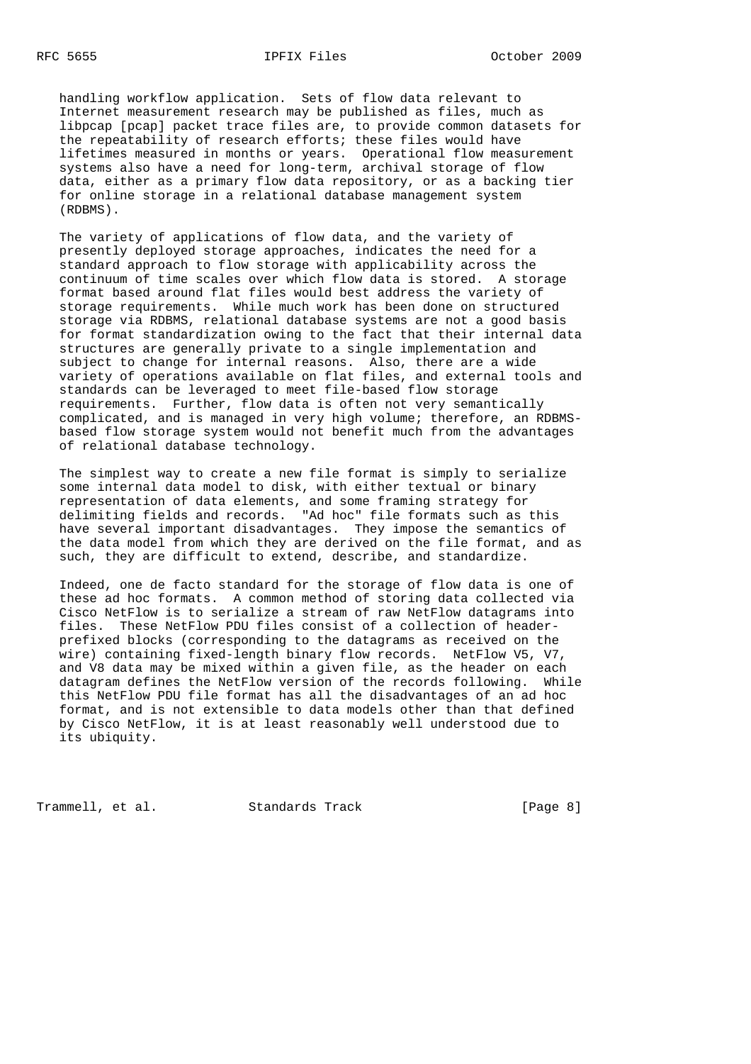handling workflow application. Sets of flow data relevant to Internet measurement research may be published as files, much as libpcap [pcap] packet trace files are, to provide common datasets for the repeatability of research efforts; these files would have lifetimes measured in months or years. Operational flow measurement systems also have a need for long-term, archival storage of flow data, either as a primary flow data repository, or as a backing tier for online storage in a relational database management system (RDBMS).

The variety of applications of flow data, and the variety of presently deployed storage approaches, indicates the need for a standard approach to flow storage with applicability across the continuum of time scales over which flow data is stored. A storage format based around flat files would best address the variety of storage requirements. While much work has been done on structured storage via RDBMS, relational database systems are not a good basis for format standardization owing to the fact that their internal data structures are generally private to a single implementation and subject to change for internal reasons. Also, there are a wide variety of operations available on flat files, and external tools and standards can be leveraged to meet file-based flow storage requirements. Further, flow data is often not very semantically complicated, and is managed in very high volume; therefore, an RDBMS-based flow storage system would not benefit much from the advantages of relational database technology.

The simplest way to create a new file format is simply to serialize some internal data model to disk, with either textual or binary representation of data elements, and some framing strategy for delimiting fields and records. "Ad hoc" file formats such as this have several important disadvantages. They impose the semantics of the data model from which they are derived on the file format, and as such, they are difficult to extend, describe, and standardize.

Indeed, one de facto standard for the storage of flow data is one of these ad hoc formats. A common method of storing data collected via Cisco NetFlow is to serialize a stream of raw NetFlow datagrams into files. These NetFlow PDU files consist of a collection of header-prefixed blocks (corresponding to the datagrams as received on the wire) containing fixed-length binary flow records. NetFlow V5, V7, and V8 data may be mixed within a given file, as the header on each datagram defines the NetFlow version of the records following. While this NetFlow PDU file format has all the disadvantages of an ad hoc format, and is not extensible to data models other than that defined by Cisco NetFlow, it is at least reasonably well understood due to its ubiquity.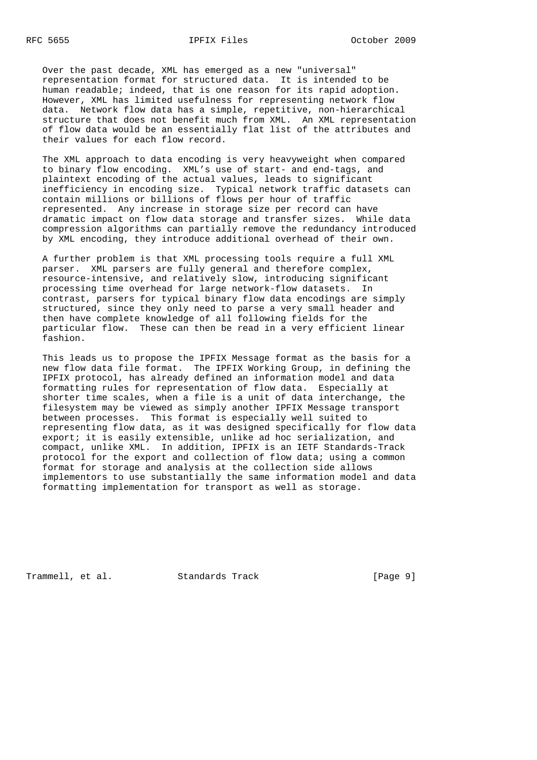Over the past decade, XML has emerged as a new "universal" representation format for structured data. It is intended to be human readable; indeed, that is one reason for its rapid adoption. However, XML has limited usefulness for representing network flow data. Network flow data has a simple, repetitive, non-hierarchical structure that does not benefit much from XML. An XML representation of flow data would be an essentially flat list of the attributes and their values for each flow record.

The XML approach to data encoding is very heavyweight when compared to binary flow encoding. XML's use of start- and end-tags, and plaintext encoding of the actual values, leads to significant inefficiency in encoding size. Typical network traffic datasets can contain millions or billions of flows per hour of traffic represented. Any increase in storage size per record can have dramatic impact on flow data storage and transfer sizes. While data compression algorithms can partially remove the redundancy introduced by XML encoding, they introduce additional overhead of their own.

A further problem is that XML processing tools require a full XML parser. XML parsers are fully general and therefore complex, resource-intensive, and relatively slow, introducing significant processing time overhead for large network-flow datasets. In contrast, parsers for typical binary flow data encodings are simply structured, since they only need to parse a very small header and then have complete knowledge of all following fields for the particular flow. These can then be read in a very efficient linear fashion.

This leads us to propose the IPFIX Message format as the basis for a new flow data file format. The IPFIX Working Group, in defining the IPFIX protocol, has already defined an information model and data formatting rules for representation of flow data. Especially at shorter time scales, when a file is a unit of data interchange, the filesystem may be viewed as simply another IPFIX Message transport between processes. This format is especially well suited to representing flow data, as it was designed specifically for flow data export; it is easily extensible, unlike ad hoc serialization, and compact, unlike XML. In addition, IPFIX is an IETF Standards-Track protocol for the export and collection of flow data; using a common format for storage and analysis at the collection side allows implementors to use substantially the same information model and data formatting implementation for transport as well as storage.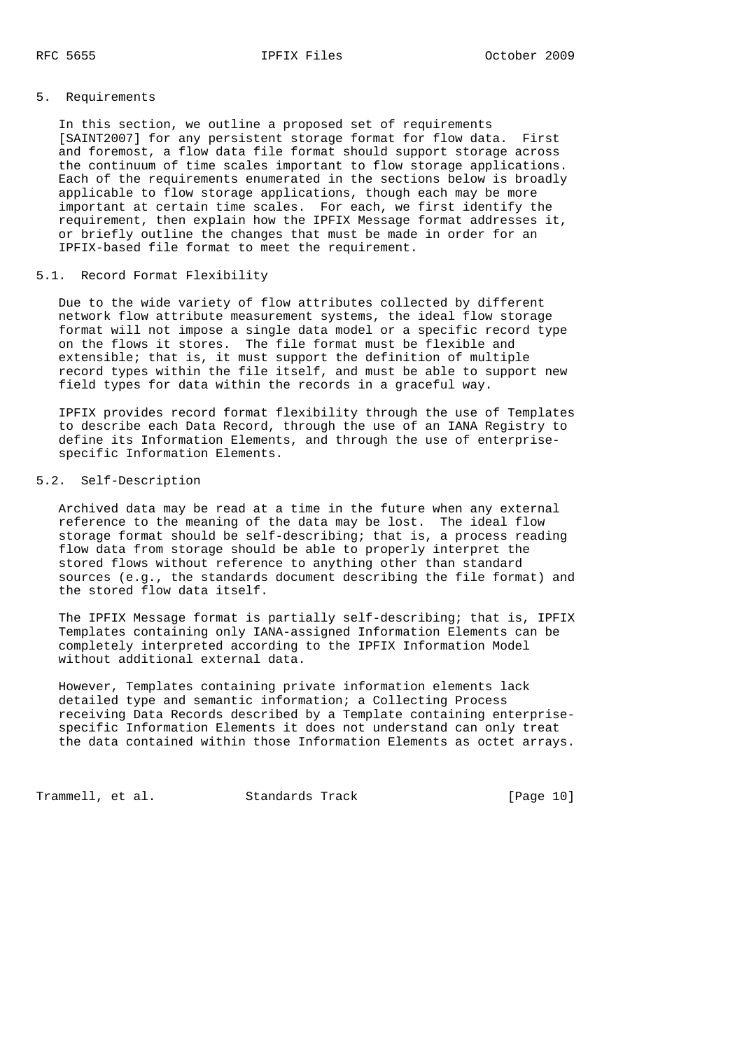## 5. Requirements

In this section, we outline a proposed set of requirements [SAINT2007] for any persistent storage format for flow data. First and foremost, a flow data file format should support storage across the continuum of time scales important to flow storage applications. Each of the requirements enumerated in the sections below is broadly applicable to flow storage applications, though each may be more important at certain time scales. For each, we first identify the requirement, then explain how the IPFIX Message format addresses it, or briefly outline the changes that must be made in order for an IPFIX-based file format to meet the requirement.

### 5.1. Record Format Flexibility

Due to the wide variety of flow attributes collected by different network flow attribute measurement systems, the ideal flow storage format will not impose a single data model or a specific record type on the flows it stores. The file format must be flexible and extensible; that is, it must support the definition of multiple record types within the file itself, and must be able to support new field types for data within the records in a graceful way.

IPFIX provides record format flexibility through the use of Templates to describe each Data Record, through the use of an IANA Registry to define its Information Elements, and through the use of enterprise-specific Information Elements.

### 5.2. Self-Description

Archived data may be read at a time in the future when any external reference to the meaning of the data may be lost. The ideal flow storage format should be self-describing; that is, a process reading flow data from storage should be able to properly interpret the stored flows without reference to anything other than standard sources (e.g., the standards document describing the file format) and the stored flow data itself.

The IPFIX Message format is partially self-describing; that is, IPFIX Templates containing only IANA-assigned Information Elements can be completely interpreted according to the IPFIX Information Model without additional external data.

However, Templates containing private information elements lack detailed type and semantic information; a Collecting Process receiving Data Records described by a Template containing enterprise-specific Information Elements it does not understand can only treat the data contained within those Information Elements as octet arrays.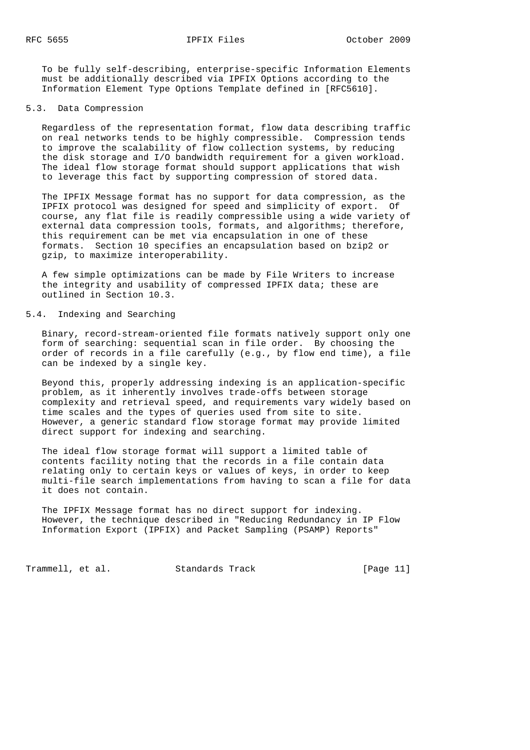To be fully self-describing, enterprise-specific Information Elements must be additionally described via IPFIX Options according to the Information Element Type Options Template defined in [RFC5610].

## 5.3. Data Compression

Regardless of the representation format, flow data describing traffic on real networks tends to be highly compressible. Compression tends to improve the scalability of flow collection systems, by reducing the disk storage and I/O bandwidth requirement for a given workload. The ideal flow storage format should support applications that wish to leverage this fact by supporting compression of stored data.

The IPFIX Message format has no support for data compression, as the IPFIX protocol was designed for speed and simplicity of export. Of course, any flat file is readily compressible using a wide variety of external data compression tools, formats, and algorithms; therefore, this requirement can be met via encapsulation in one of these formats. Section 10 specifies an encapsulation based on bzip2 or gzip, to maximize interoperability.

A few simple optimizations can be made by File Writers to increase the integrity and usability of compressed IPFIX data; these are outlined in Section 10.3.

## 5.4. Indexing and Searching

Binary, record-stream-oriented file formats natively support only one form of searching: sequential scan in file order. By choosing the order of records in a file carefully (e.g., by flow end time), a file can be indexed by a single key.

Beyond this, properly addressing indexing is an application-specific problem, as it inherently involves trade-offs between storage complexity and retrieval speed, and requirements vary widely based on time scales and the types of queries used from site to site. However, a generic standard flow storage format may provide limited direct support for indexing and searching.

The ideal flow storage format will support a limited table of contents facility noting that the records in a file contain data relating only to certain keys or values of keys, in order to keep multi-file search implementations from having to scan a file for data it does not contain.

The IPFIX Message format has no direct support for indexing. However, the technique described in "Reducing Redundancy in IP Flow Information Export (IPFIX) and Packet Sampling (PSAMP) Reports"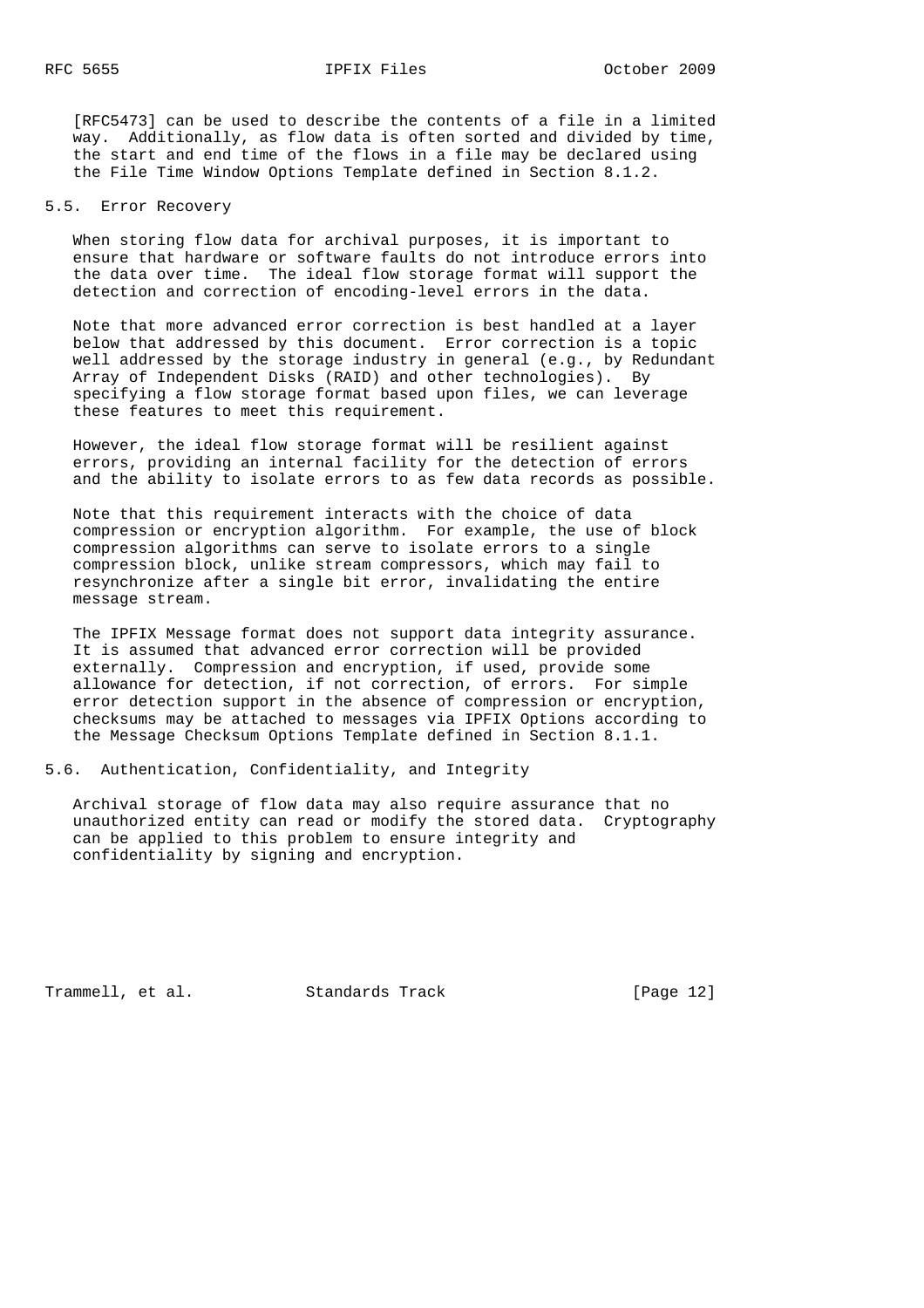[RFC5473] can be used to describe the contents of a file in a limited way. Additionally, as flow data is often sorted and divided by time, the start and end time of the flows in a file may be declared using the File Time Window Options Template defined in Section 8.1.2.

## 5.5. Error Recovery

When storing flow data for archival purposes, it is important to ensure that hardware or software faults do not introduce errors into the data over time. The ideal flow storage format will support the detection and correction of encoding-level errors in the data.

Note that more advanced error correction is best handled at a layer below that addressed by this document. Error correction is a topic well addressed by the storage industry in general (e.g., by Redundant Array of Independent Disks (RAID) and other technologies). By specifying a flow storage format based upon files, we can leverage these features to meet this requirement.

However, the ideal flow storage format will be resilient against errors, providing an internal facility for the detection of errors and the ability to isolate errors to as few data records as possible.

Note that this requirement interacts with the choice of data compression or encryption algorithm. For example, the use of block compression algorithms can serve to isolate errors to a single compression block, unlike stream compressors, which may fail to resynchronize after a single bit error, invalidating the entire message stream.

The IPFIX Message format does not support data integrity assurance. It is assumed that advanced error correction will be provided externally. Compression and encryption, if used, provide some allowance for detection, if not correction, of errors. For simple error detection support in the absence of compression or encryption, checksums may be attached to messages via IPFIX Options according to the Message Checksum Options Template defined in Section 8.1.1.

## 5.6. Authentication, Confidentiality, and Integrity

Archival storage of flow data may also require assurance that no unauthorized entity can read or modify the stored data. Cryptography can be applied to this problem to ensure integrity and confidentiality by signing and encryption.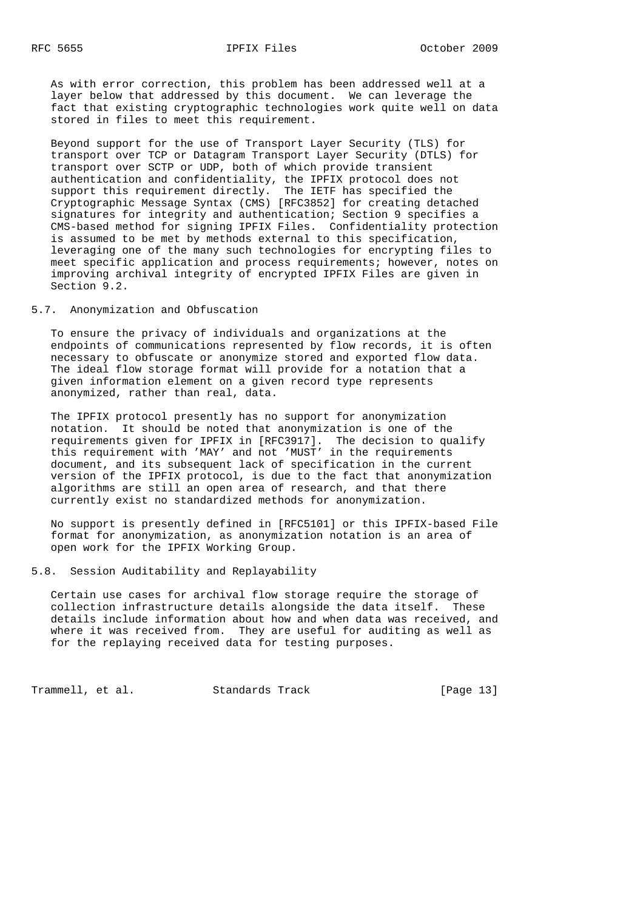As with error correction, this problem has been addressed well at a layer below that addressed by this document. We can leverage the fact that existing cryptographic technologies work quite well on data stored in files to meet this requirement.

Beyond support for the use of Transport Layer Security (TLS) for transport over TCP or Datagram Transport Layer Security (DTLS) for transport over SCTP or UDP, both of which provide transient authentication and confidentiality, the IPFIX protocol does not support this requirement directly. The IETF has specified the Cryptographic Message Syntax (CMS) [RFC3852] for creating detached signatures for integrity and authentication; Section 9 specifies a CMS-based method for signing IPFIX Files. Confidentiality protection is assumed to be met by methods external to this specification, leveraging one of the many such technologies for encrypting files to meet specific application and process requirements; however, notes on improving archival integrity of encrypted IPFIX Files are given in Section 9.2.

## 5.7. Anonymization and Obfuscation

To ensure the privacy of individuals and organizations at the endpoints of communications represented by flow records, it is often necessary to obfuscate or anonymize stored and exported flow data. The ideal flow storage format will provide for a notation that a given information element on a given record type represents anonymized, rather than real, data.

The IPFIX protocol presently has no support for anonymization notation. It should be noted that anonymization is one of the requirements given for IPFIX in [RFC3917]. The decision to qualify this requirement with 'MAY' and not 'MUST' in the requirements document, and its subsequent lack of specification in the current version of the IPFIX protocol, is due to the fact that anonymization algorithms are still an open area of research, and that there currently exist no standardized methods for anonymization.

No support is presently defined in [RFC5101] or this IPFIX-based File format for anonymization, as anonymization notation is an area of open work for the IPFIX Working Group.

## 5.8. Session Auditability and Replayability

Certain use cases for archival flow storage require the storage of collection infrastructure details alongside the data itself. These details include information about how and when data was received, and where it was received from. They are useful for auditing as well as for the replaying received data for testing purposes.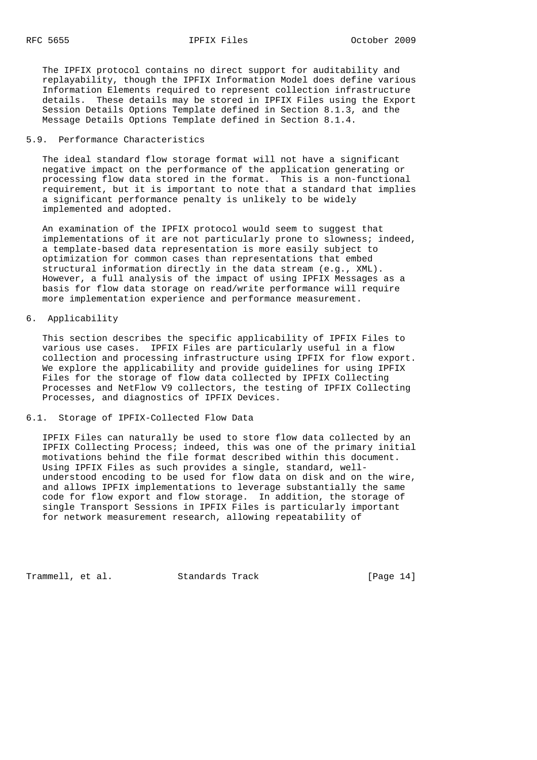The IPFIX protocol contains no direct support for auditability and replayability, though the IPFIX Information Model does define various Information Elements required to represent collection infrastructure details. These details may be stored in IPFIX Files using the Export Session Details Options Template defined in Section 8.1.3, and the Message Details Options Template defined in Section 8.1.4.

### 5.9. Performance Characteristics

The ideal standard flow storage format will not have a significant negative impact on the performance of the application generating or processing flow data stored in the format. This is a non-functional requirement, but it is important to note that a standard that implies a significant performance penalty is unlikely to be widely implemented and adopted.

An examination of the IPFIX protocol would seem to suggest that implementations of it are not particularly prone to slowness; indeed, a template-based data representation is more easily subject to optimization for common cases than representations that embed structural information directly in the data stream (e.g., XML). However, a full analysis of the impact of using IPFIX Messages as a basis for flow data storage on read/write performance will require more implementation experience and performance measurement.

## 6. Applicability

This section describes the specific applicability of IPFIX Files to various use cases. IPFIX Files are particularly useful in a flow collection and processing infrastructure using IPFIX for flow export. We explore the applicability and provide guidelines for using IPFIX Files for the storage of flow data collected by IPFIX Collecting Processes and NetFlow V9 collectors, the testing of IPFIX Collecting Processes, and diagnostics of IPFIX Devices.

### 6.1. Storage of IPFIX-Collected Flow Data

IPFIX Files can naturally be used to store flow data collected by an IPFIX Collecting Process; indeed, this was one of the primary initial motivations behind the file format described within this document. Using IPFIX Files as such provides a single, standard, well-understood encoding to be used for flow data on disk and on the wire, and allows IPFIX implementations to leverage substantially the same code for flow export and flow storage. In addition, the storage of single Transport Sessions in IPFIX Files is particularly important for network measurement research, allowing repeatability of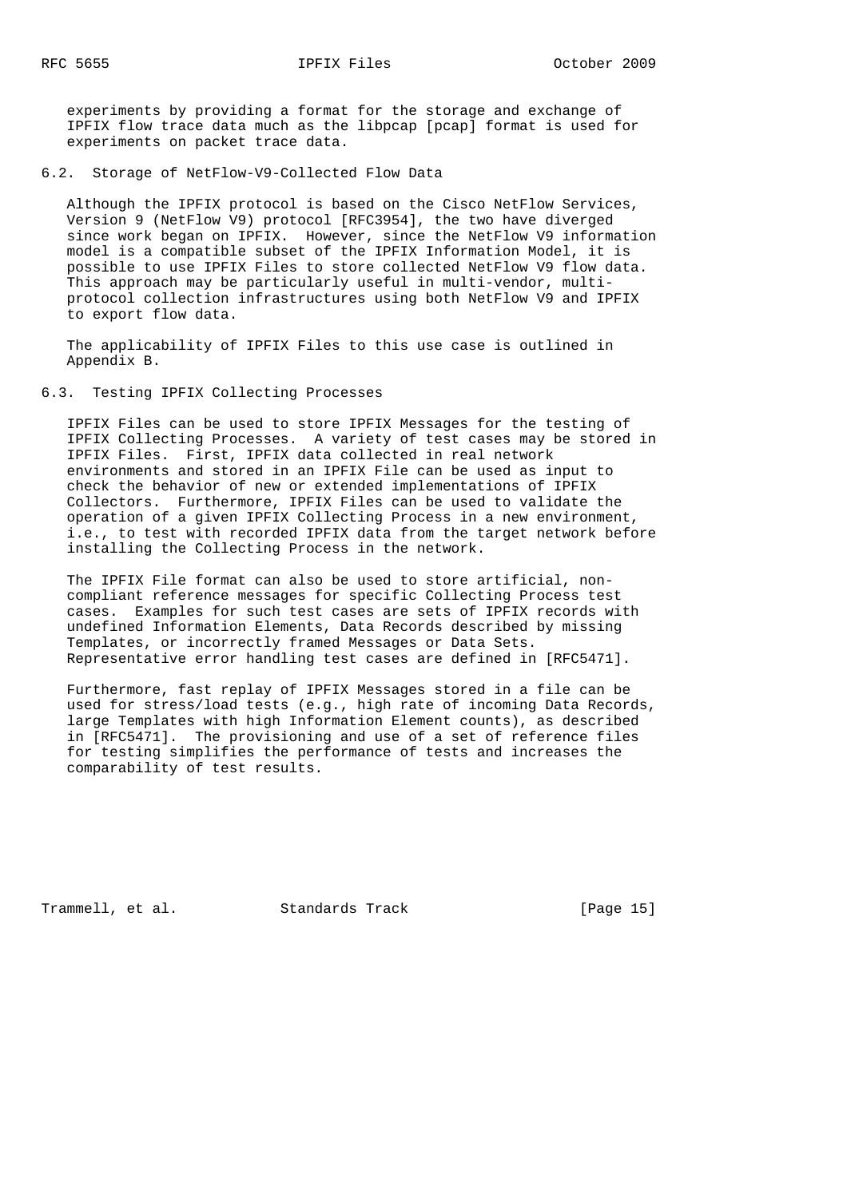experiments by providing a format for the storage and exchange of IPFIX flow trace data much as the libpcap [pcap] format is used for experiments on packet trace data.

## 6.2. Storage of NetFlow-V9-Collected Flow Data

Although the IPFIX protocol is based on the Cisco NetFlow Services, Version 9 (NetFlow V9) protocol [RFC3954], the two have diverged since work began on IPFIX. However, since the NetFlow V9 information model is a compatible subset of the IPFIX Information Model, it is possible to use IPFIX Files to store collected NetFlow V9 flow data. This approach may be particularly useful in multi-vendor, multi-protocol collection infrastructures using both NetFlow V9 and IPFIX to export flow data.

The applicability of IPFIX Files to this use case is outlined in Appendix B.

## 6.3. Testing IPFIX Collecting Processes

IPFIX Files can be used to store IPFIX Messages for the testing of IPFIX Collecting Processes. A variety of test cases may be stored in IPFIX Files. First, IPFIX data collected in real network environments and stored in an IPFIX File can be used as input to check the behavior of new or extended implementations of IPFIX Collectors. Furthermore, IPFIX Files can be used to validate the operation of a given IPFIX Collecting Process in a new environment, i.e., to test with recorded IPFIX data from the target network before installing the Collecting Process in the network.

The IPFIX File format can also be used to store artificial, non-compliant reference messages for specific Collecting Process test cases. Examples for such test cases are sets of IPFIX records with undefined Information Elements, Data Records described by missing Templates, or incorrectly framed Messages or Data Sets. Representative error handling test cases are defined in [RFC5471].

Furthermore, fast replay of IPFIX Messages stored in a file can be used for stress/load tests (e.g., high rate of incoming Data Records, large Templates with high Information Element counts), as described in [RFC5471]. The provisioning and use of a set of reference files for testing simplifies the performance of tests and increases the comparability of test results.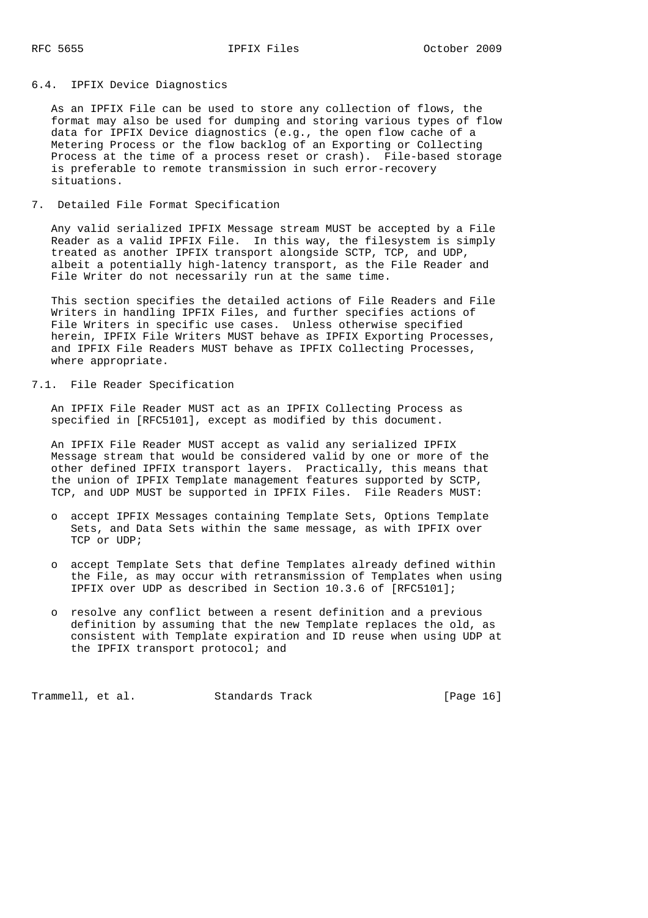### 6.4. IPFIX Device Diagnostics

As an IPFIX File can be used to store any collection of flows, the format may also be used for dumping and storing various types of flow data for IPFIX Device diagnostics (e.g., the open flow cache of a Metering Process or the flow backlog of an Exporting or Collecting Process at the time of a process reset or crash). File-based storage is preferable to remote transmission in such error-recovery situations.

## 7. Detailed File Format Specification

Any valid serialized IPFIX Message stream MUST be accepted by a File Reader as a valid IPFIX File. In this way, the filesystem is simply treated as another IPFIX transport alongside SCTP, TCP, and UDP, albeit a potentially high-latency transport, as the File Reader and File Writer do not necessarily run at the same time.

This section specifies the detailed actions of File Readers and File Writers in handling IPFIX Files, and further specifies actions of File Writers in specific use cases. Unless otherwise specified herein, IPFIX File Writers MUST behave as IPFIX Exporting Processes, and IPFIX File Readers MUST behave as IPFIX Collecting Processes, where appropriate.

### 7.1. File Reader Specification

An IPFIX File Reader MUST act as an IPFIX Collecting Process as specified in [RFC5101], except as modified by this document.

An IPFIX File Reader MUST accept as valid any serialized IPFIX Message stream that would be considered valid by one or more of the other defined IPFIX transport layers. Practically, this means that the union of IPFIX Template management features supported by SCTP, TCP, and UDP MUST be supported in IPFIX Files. File Readers MUST:

- accept IPFIX Messages containing Template Sets, Options Template Sets, and Data Sets within the same message, as with IPFIX over TCP or UDP;
- accept Template Sets that define Templates already defined within the File, as may occur with retransmission of Templates when using IPFIX over UDP as described in Section 10.3.6 of [RFC5101];
- resolve any conflict between a resent definition and a previous definition by assuming that the new Template replaces the old, as consistent with Template expiration and ID reuse when using UDP at the IPFIX transport protocol; and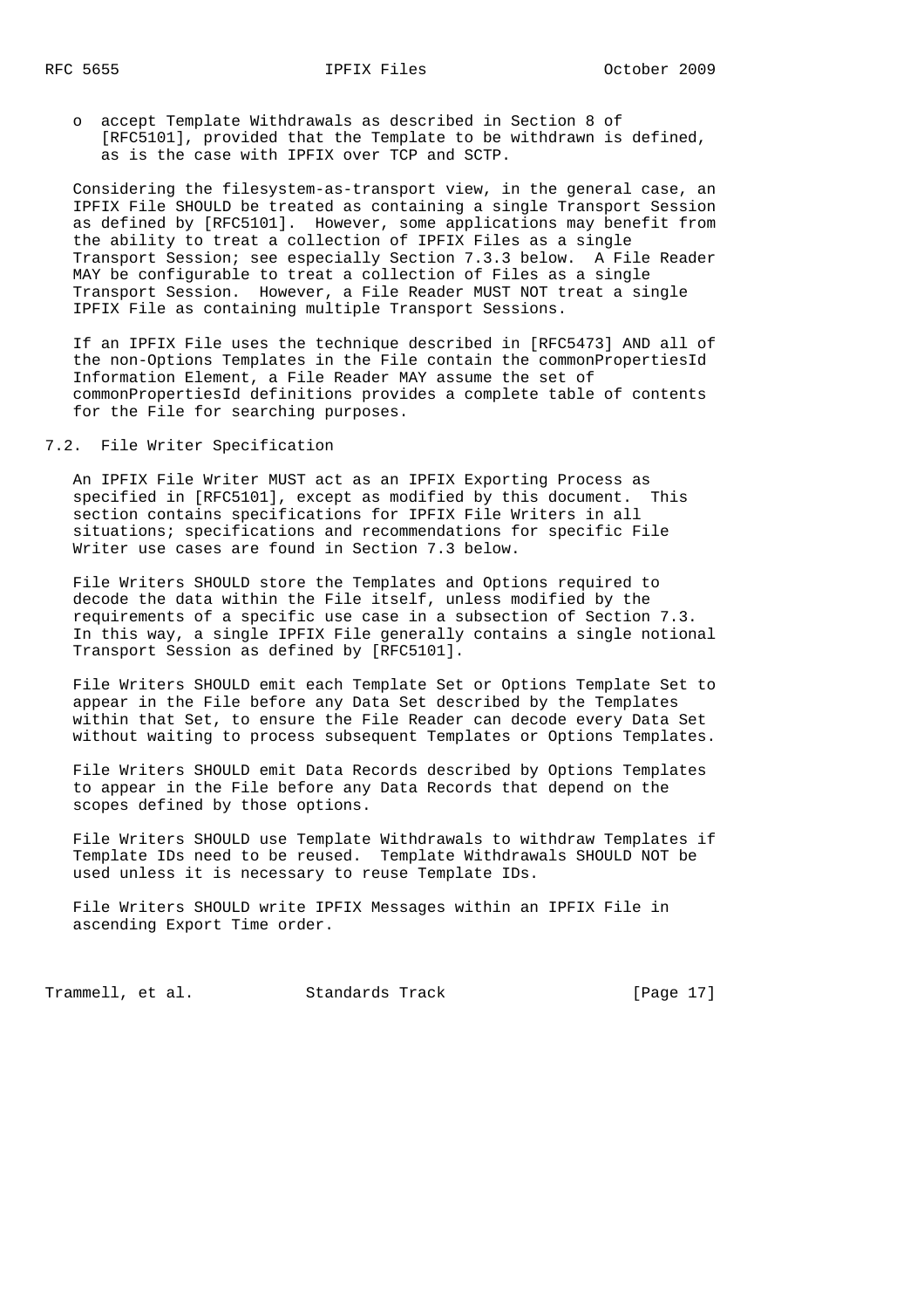- accept Template Withdrawals as described in Section 8 of [RFC5101], provided that the Template to be withdrawn is defined, as is the case with IPFIX over TCP and SCTP.

Considering the filesystem-as-transport view, in the general case, an IPFIX File SHOULD be treated as containing a single Transport Session as defined by [RFC5101]. However, some applications may benefit from the ability to treat a collection of IPFIX Files as a single Transport Session; see especially Section 7.3.3 below. A File Reader MAY be configurable to treat a collection of Files as a single Transport Session. However, a File Reader MUST NOT treat a single IPFIX File as containing multiple Transport Sessions.

If an IPFIX File uses the technique described in [RFC5473] AND all of the non-Options Templates in the File contain the commonPropertiesId Information Element, a File Reader MAY assume the set of commonPropertiesId definitions provides a complete table of contents for the File for searching purposes.

### 7.2. File Writer Specification

An IPFIX File Writer MUST act as an IPFIX Exporting Process as specified in [RFC5101], except as modified by this document. This section contains specifications for IPFIX File Writers in all situations; specifications and recommendations for specific File Writer use cases are found in Section 7.3 below.

File Writers SHOULD store the Templates and Options required to decode the data within the File itself, unless modified by the requirements of a specific use case in a subsection of Section 7.3. In this way, a single IPFIX File generally contains a single notional Transport Session as defined by [RFC5101].

File Writers SHOULD emit each Template Set or Options Template Set to appear in the File before any Data Set described by the Templates within that Set, to ensure the File Reader can decode every Data Set without waiting to process subsequent Templates or Options Templates.

File Writers SHOULD emit Data Records described by Options Templates to appear in the File before any Data Records that depend on the scopes defined by those options.

File Writers SHOULD use Template Withdrawals to withdraw Templates if Template IDs need to be reused. Template Withdrawals SHOULD NOT be used unless it is necessary to reuse Template IDs.

File Writers SHOULD write IPFIX Messages within an IPFIX File in ascending Export Time order.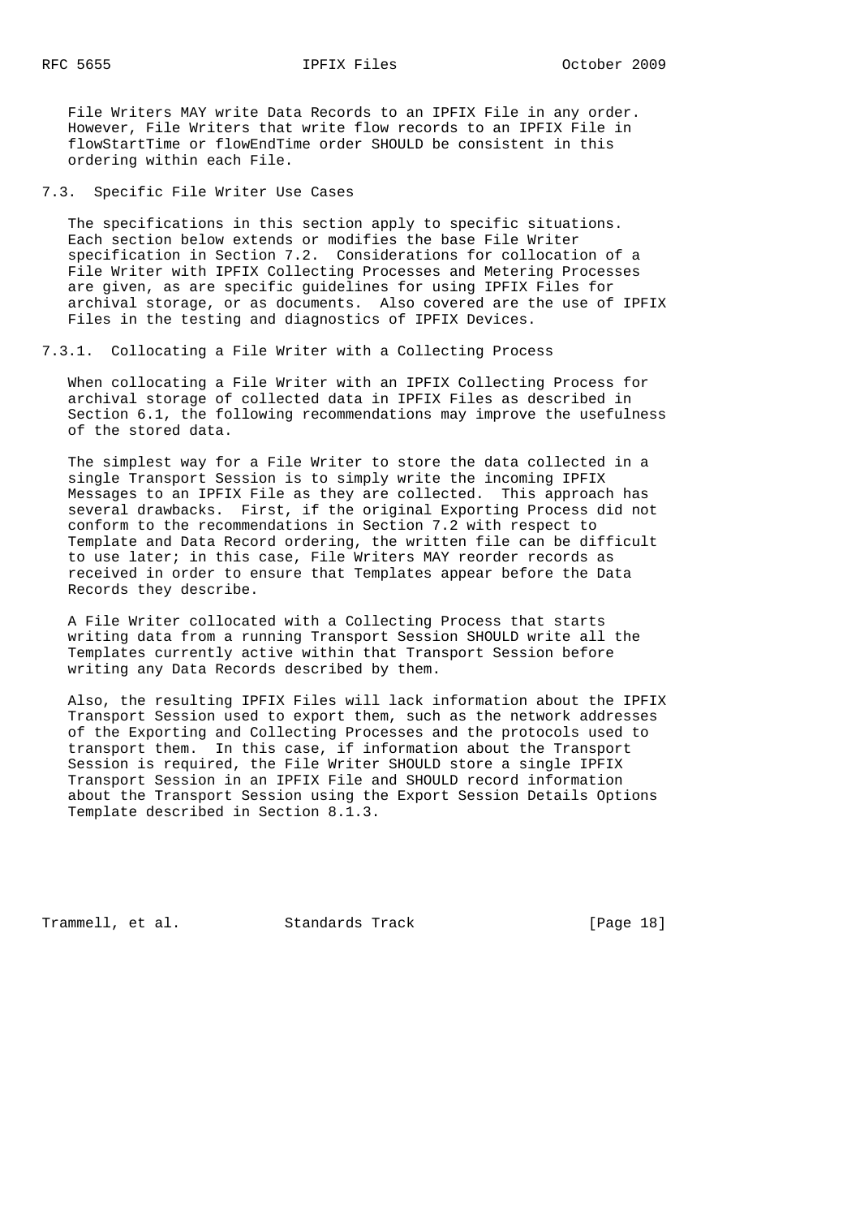File Writers MAY write Data Records to an IPFIX File in any order. However, File Writers that write flow records to an IPFIX File in flowStartTime or flowEndTime order SHOULD be consistent in this ordering within each File.

### 7.3. Specific File Writer Use Cases

The specifications in this section apply to specific situations. Each section below extends or modifies the base File Writer specification in Section 7.2. Considerations for collocation of a File Writer with IPFIX Collecting Processes and Metering Processes are given, as are specific guidelines for using IPFIX Files for archival storage, or as documents. Also covered are the use of IPFIX Files in the testing and diagnostics of IPFIX Devices.

#### 7.3.1. Collocating a File Writer with a Collecting Process

When collocating a File Writer with an IPFIX Collecting Process for archival storage of collected data in IPFIX Files as described in Section 6.1, the following recommendations may improve the usefulness of the stored data.

The simplest way for a File Writer to store the data collected in a single Transport Session is to simply write the incoming IPFIX Messages to an IPFIX File as they are collected. This approach has several drawbacks. First, if the original Exporting Process did not conform to the recommendations in Section 7.2 with respect to Template and Data Record ordering, the written file can be difficult to use later; in this case, File Writers MAY reorder records as received in order to ensure that Templates appear before the Data Records they describe.

A File Writer collocated with a Collecting Process that starts writing data from a running Transport Session SHOULD write all the Templates currently active within that Transport Session before writing any Data Records described by them.

Also, the resulting IPFIX Files will lack information about the IPFIX Transport Session used to export them, such as the network addresses of the Exporting and Collecting Processes and the protocols used to transport them. In this case, if information about the Transport Session is required, the File Writer SHOULD store a single IPFIX Transport Session in an IPFIX File and SHOULD record information about the Transport Session using the Export Session Details Options Template described in Section 8.1.3.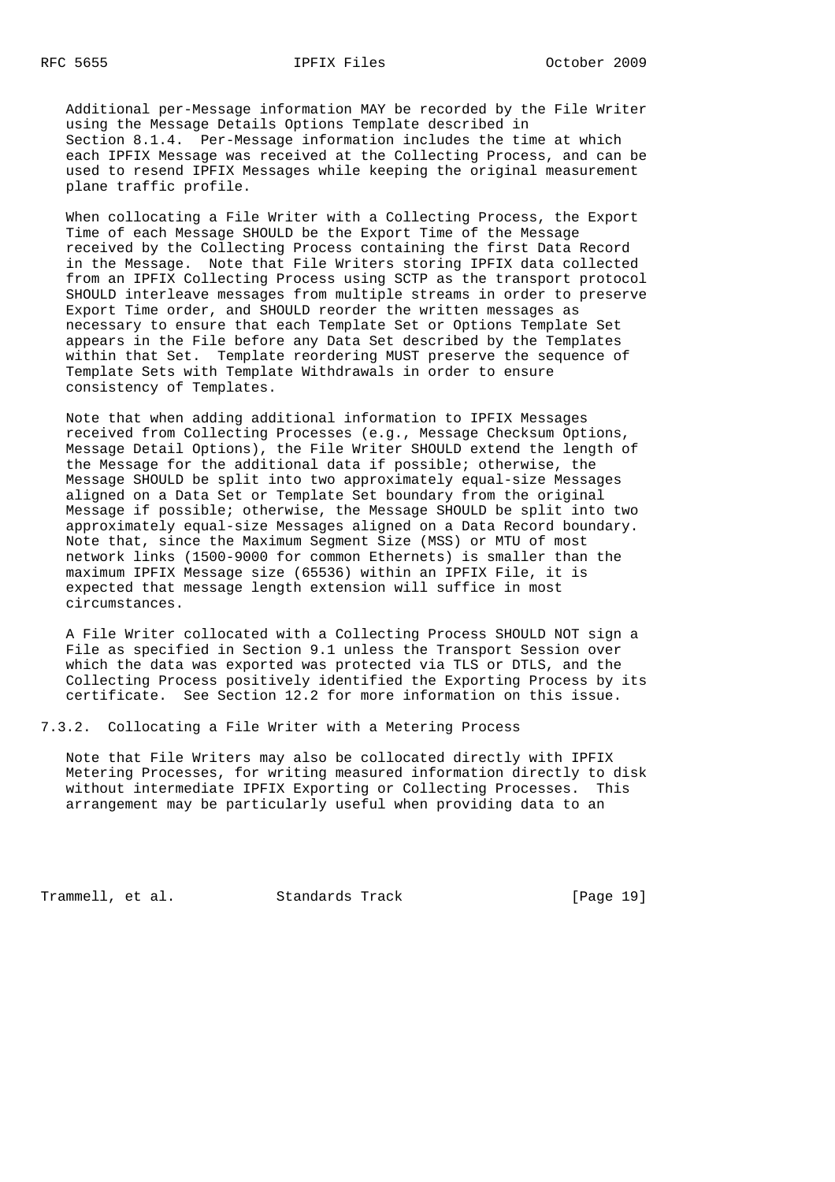Additional per-Message information MAY be recorded by the File Writer using the Message Details Options Template described in Section 8.1.4. Per-Message information includes the time at which each IPFIX Message was received at the Collecting Process, and can be used to resend IPFIX Messages while keeping the original measurement plane traffic profile.

When collocating a File Writer with a Collecting Process, the Export Time of each Message SHOULD be the Export Time of the Message received by the Collecting Process containing the first Data Record in the Message. Note that File Writers storing IPFIX data collected from an IPFIX Collecting Process using SCTP as the transport protocol SHOULD interleave messages from multiple streams in order to preserve Export Time order, and SHOULD reorder the written messages as necessary to ensure that each Template Set or Options Template Set appears in the File before any Data Set described by the Templates within that Set. Template reordering MUST preserve the sequence of Template Sets with Template Withdrawals in order to ensure consistency of Templates.

Note that when adding additional information to IPFIX Messages received from Collecting Processes (e.g., Message Checksum Options, Message Detail Options), the File Writer SHOULD extend the length of the Message for the additional data if possible; otherwise, the Message SHOULD be split into two approximately equal-size Messages aligned on a Data Set or Template Set boundary from the original Message if possible; otherwise, the Message SHOULD be split into two approximately equal-size Messages aligned on a Data Record boundary. Note that, since the Maximum Segment Size (MSS) or MTU of most network links (1500-9000 for common Ethernets) is smaller than the maximum IPFIX Message size (65536) within an IPFIX File, it is expected that message length extension will suffice in most circumstances.

A File Writer collocated with a Collecting Process SHOULD NOT sign a File as specified in Section 9.1 unless the Transport Session over which the data was exported was protected via TLS or DTLS, and the Collecting Process positively identified the Exporting Process by its certificate. See Section 12.2 for more information on this issue.

### 7.3.2. Collocating a File Writer with a Metering Process

Note that File Writers may also be collocated directly with IPFIX Metering Processes, for writing measured information directly to disk without intermediate IPFIX Exporting or Collecting Processes. This arrangement may be particularly useful when providing data to an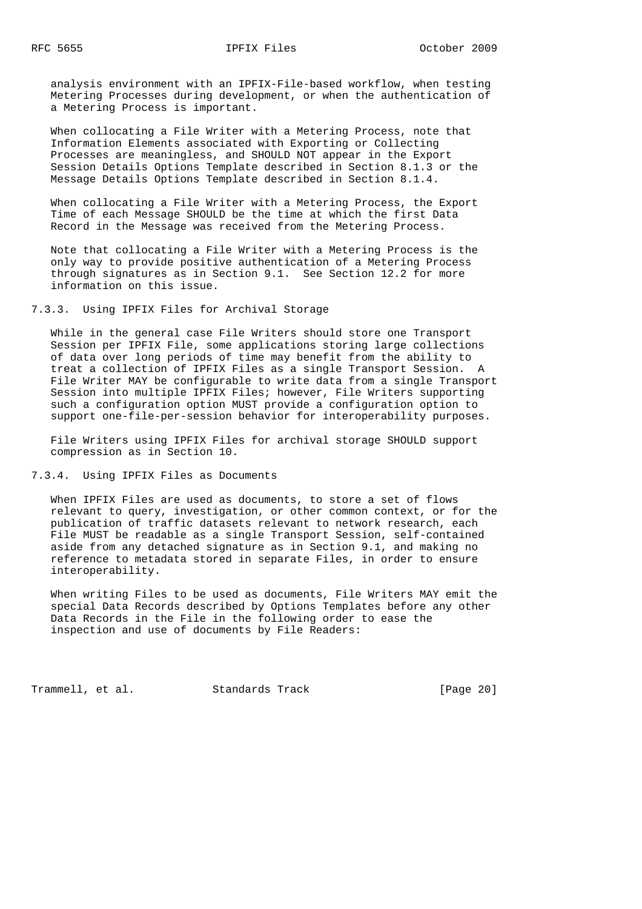analysis environment with an IPFIX-File-based workflow, when testing Metering Processes during development, or when the authentication of a Metering Process is important.

When collocating a File Writer with a Metering Process, note that Information Elements associated with Exporting or Collecting Processes are meaningless, and SHOULD NOT appear in the Export Session Details Options Template described in Section 8.1.3 or the Message Details Options Template described in Section 8.1.4.

When collocating a File Writer with a Metering Process, the Export Time of each Message SHOULD be the time at which the first Data Record in the Message was received from the Metering Process.

Note that collocating a File Writer with a Metering Process is the only way to provide positive authentication of a Metering Process through signatures as in Section 9.1. See Section 12.2 for more information on this issue.

### 7.3.3. Using IPFIX Files for Archival Storage

While in the general case File Writers should store one Transport Session per IPFIX File, some applications storing large collections of data over long periods of time may benefit from the ability to treat a collection of IPFIX Files as a single Transport Session. A File Writer MAY be configurable to write data from a single Transport Session into multiple IPFIX Files; however, File Writers supporting such a configuration option MUST provide a configuration option to support one-file-per-session behavior for interoperability purposes.

File Writers using IPFIX Files for archival storage SHOULD support compression as in Section 10.

### 7.3.4. Using IPFIX Files as Documents

When IPFIX Files are used as documents, to store a set of flows relevant to query, investigation, or other common context, or for the publication of traffic datasets relevant to network research, each File MUST be readable as a single Transport Session, self-contained aside from any detached signature as in Section 9.1, and making no reference to metadata stored in separate Files, in order to ensure interoperability.

When writing Files to be used as documents, File Writers MAY emit the special Data Records described by Options Templates before any other Data Records in the File in the following order to ease the inspection and use of documents by File Readers: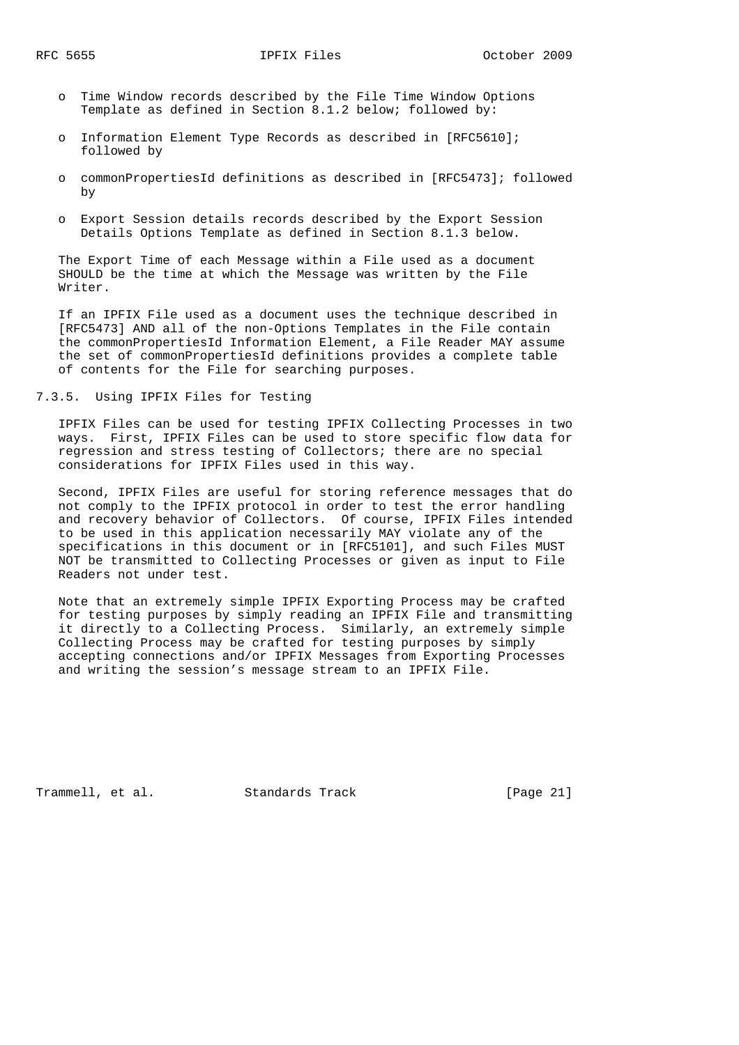- Time Window records described by the File Time Window Options Template as defined in Section 8.1.2 below; followed by:
- Information Element Type Records as described in [RFC5610]; followed by
- commonPropertiesId definitions as described in [RFC5473]; followed by
- Export Session details records described by the Export Session Details Options Template as defined in Section 8.1.3 below.

The Export Time of each Message within a File used as a document SHOULD be the time at which the Message was written by the File Writer.

If an IPFIX File used as a document uses the technique described in [RFC5473] AND all of the non-Options Templates in the File contain the commonPropertiesId Information Element, a File Reader MAY assume the set of commonPropertiesId definitions provides a complete table of contents for the File for searching purposes.

#### 7.3.5. Using IPFIX Files for Testing

IPFIX Files can be used for testing IPFIX Collecting Processes in two ways. First, IPFIX Files can be used to store specific flow data for regression and stress testing of Collectors; there are no special considerations for IPFIX Files used in this way.

Second, IPFIX Files are useful for storing reference messages that do not comply to the IPFIX protocol in order to test the error handling and recovery behavior of Collectors. Of course, IPFIX Files intended to be used in this application necessarily MAY violate any of the specifications in this document or in [RFC5101], and such Files MUST NOT be transmitted to Collecting Processes or given as input to File Readers not under test.

Note that an extremely simple IPFIX Exporting Process may be crafted for testing purposes by simply reading an IPFIX File and transmitting it directly to a Collecting Process. Similarly, an extremely simple Collecting Process may be crafted for testing purposes by simply accepting connections and/or IPFIX Messages from Exporting Processes and writing the session's message stream to an IPFIX File.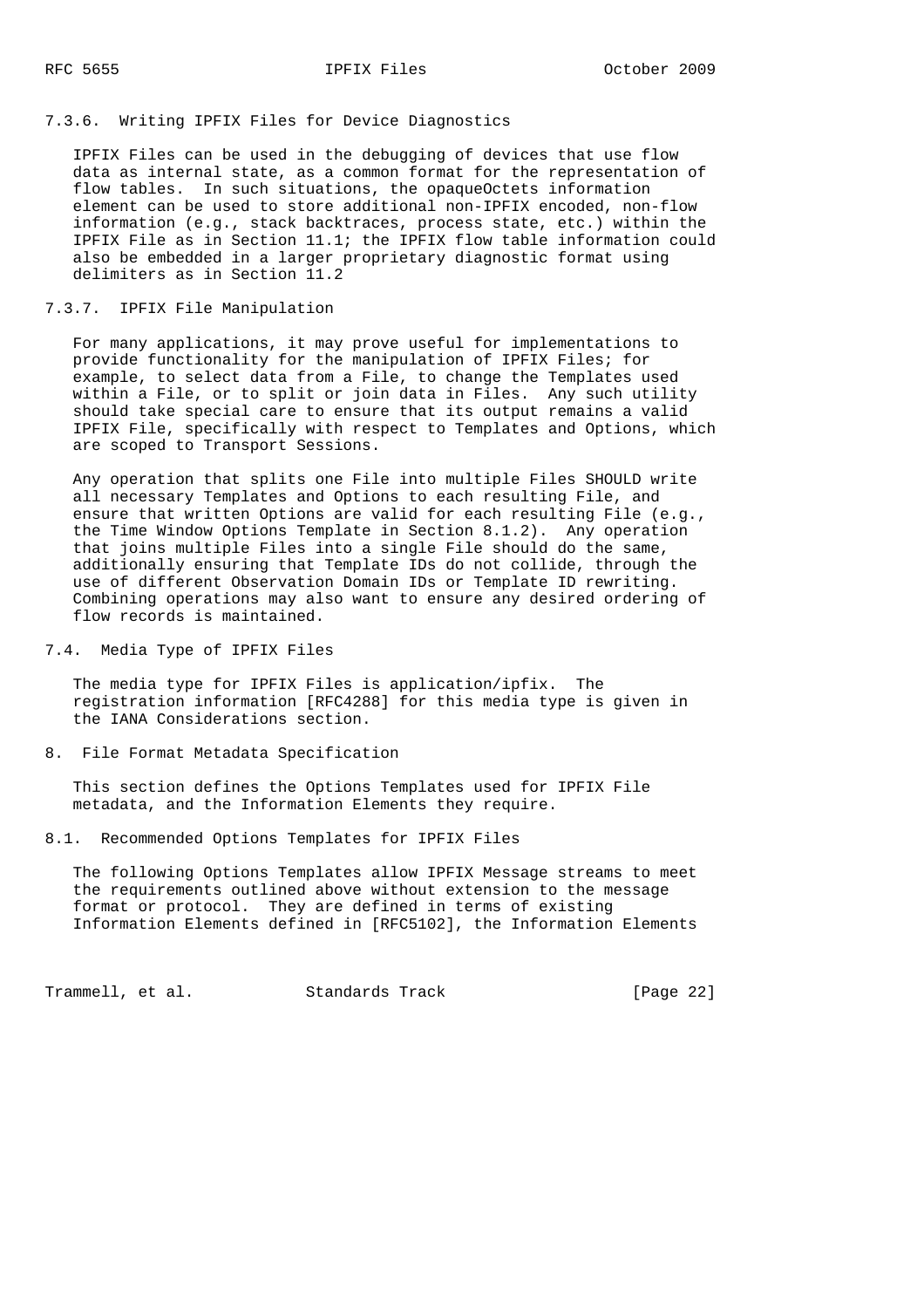#### 7.3.6. Writing IPFIX Files for Device Diagnostics

IPFIX Files can be used in the debugging of devices that use flow data as internal state, as a common format for the representation of flow tables. In such situations, the opaqueOctets information element can be used to store additional non-IPFIX encoded, non-flow information (e.g., stack backtraces, process state, etc.) within the IPFIX File as in Section 11.1; the IPFIX flow table information could also be embedded in a larger proprietary diagnostic format using delimiters as in Section 11.2

#### 7.3.7. IPFIX File Manipulation

For many applications, it may prove useful for implementations to provide functionality for the manipulation of IPFIX Files; for example, to select data from a File, to change the Templates used within a File, or to split or join data in Files. Any such utility should take special care to ensure that its output remains a valid IPFIX File, specifically with respect to Templates and Options, which are scoped to Transport Sessions.

Any operation that splits one File into multiple Files SHOULD write all necessary Templates and Options to each resulting File, and ensure that written Options are valid for each resulting File (e.g., the Time Window Options Template in Section 8.1.2). Any operation that joins multiple Files into a single File should do the same, additionally ensuring that Template IDs do not collide, through the use of different Observation Domain IDs or Template ID rewriting. Combining operations may also want to ensure any desired ordering of flow records is maintained.

### 7.4. Media Type of IPFIX Files

The media type for IPFIX Files is application/ipfix. The registration information [RFC4288] for this media type is given in the IANA Considerations section.

## 8. File Format Metadata Specification

This section defines the Options Templates used for IPFIX File metadata, and the Information Elements they require.

### 8.1. Recommended Options Templates for IPFIX Files

The following Options Templates allow IPFIX Message streams to meet the requirements outlined above without extension to the message format or protocol. They are defined in terms of existing Information Elements defined in [RFC5102], the Information Elements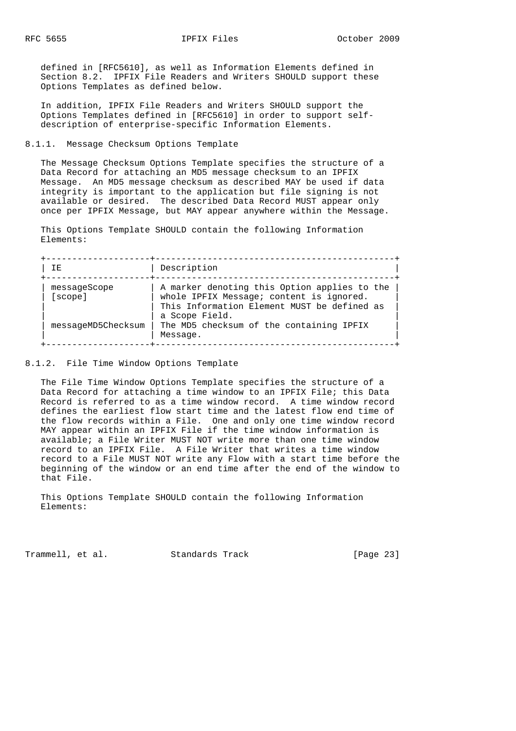defined in [RFC5610], as well as Information Elements defined in Section 8.2. IPFIX File Readers and Writers SHOULD support these Options Templates as defined below.

In addition, IPFIX File Readers and Writers SHOULD support the Options Templates defined in [RFC5610] in order to support self-description of enterprise-specific Information Elements.

### 8.1.1. Message Checksum Options Template

The Message Checksum Options Template specifies the structure of a Data Record for attaching an MD5 message checksum to an IPFIX Message. An MD5 message checksum as described MAY be used if data integrity is important to the application but file signing is not available or desired. The described Data Record MUST appear only once per IPFIX Message, but MAY appear anywhere within the Message.

This Options Template SHOULD contain the following Information Elements:

| IE | Description |
|---|---|
| messageScope [scope] | A marker denoting this Option applies to the whole IPFIX Message; content is ignored. This Information Element MUST be defined as a Scope Field. |
| messageMD5Checksum | The MD5 checksum of the containing IPFIX Message. |

### 8.1.2. File Time Window Options Template

The File Time Window Options Template specifies the structure of a Data Record for attaching a time window to an IPFIX File; this Data Record is referred to as a time window record. A time window record defines the earliest flow start time and the latest flow end time of the flow records within a File. One and only one time window record MAY appear within an IPFIX File if the time window information is available; a File Writer MUST NOT write more than one time window record to an IPFIX File. A File Writer that writes a time window record to a File MUST NOT write any Flow with a start time before the beginning of the window or an end time after the end of the window to that File.

This Options Template SHOULD contain the following Information Elements: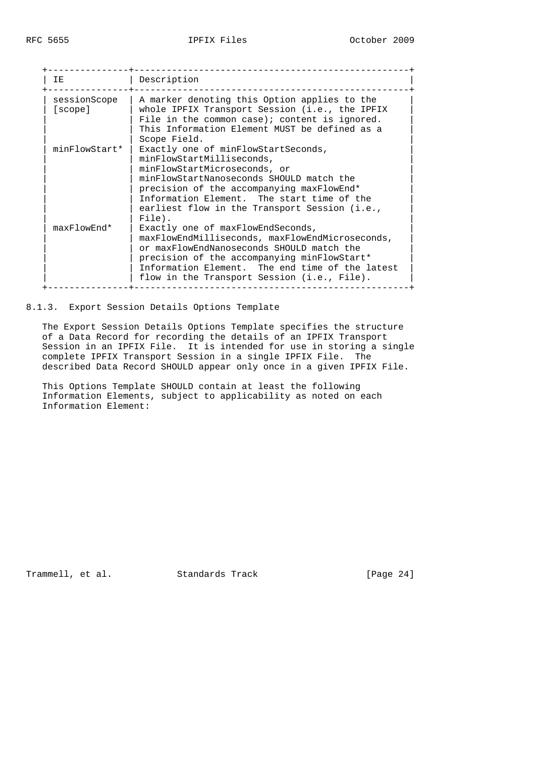| IE | Description |
| --- | --- |
| sessionScope [scope] | A marker denoting this Option applies to the whole IPFIX Transport Session (i.e., the IPFIX File in the common case); content is ignored. This Information Element MUST be defined as a Scope Field. |
| minFlowStart* | Exactly one of minFlowStartSeconds, minFlowStartMilliseconds, minFlowStartMicroseconds, or minFlowStartNanoseconds SHOULD match the precision of the accompanying maxFlowEnd* Information Element. The start time of the earliest flow in the Transport Session (i.e., File). |
| maxFlowEnd* | Exactly one of maxFlowEndSeconds, maxFlowEndMilliseconds, maxFlowEndMicroseconds, or maxFlowEndNanoseconds SHOULD match the precision of the accompanying minFlowStart* Information Element. The end time of the latest flow in the Transport Session (i.e., File). |

#### 8.1.3. Export Session Details Options Template

The Export Session Details Options Template specifies the structure of a Data Record for recording the details of an IPFIX Transport Session in an IPFIX File. It is intended for use in storing a single complete IPFIX Transport Session in a single IPFIX File. The described Data Record SHOULD appear only once in a given IPFIX File.

This Options Template SHOULD contain at least the following Information Elements, subject to applicability as noted on each Information Element: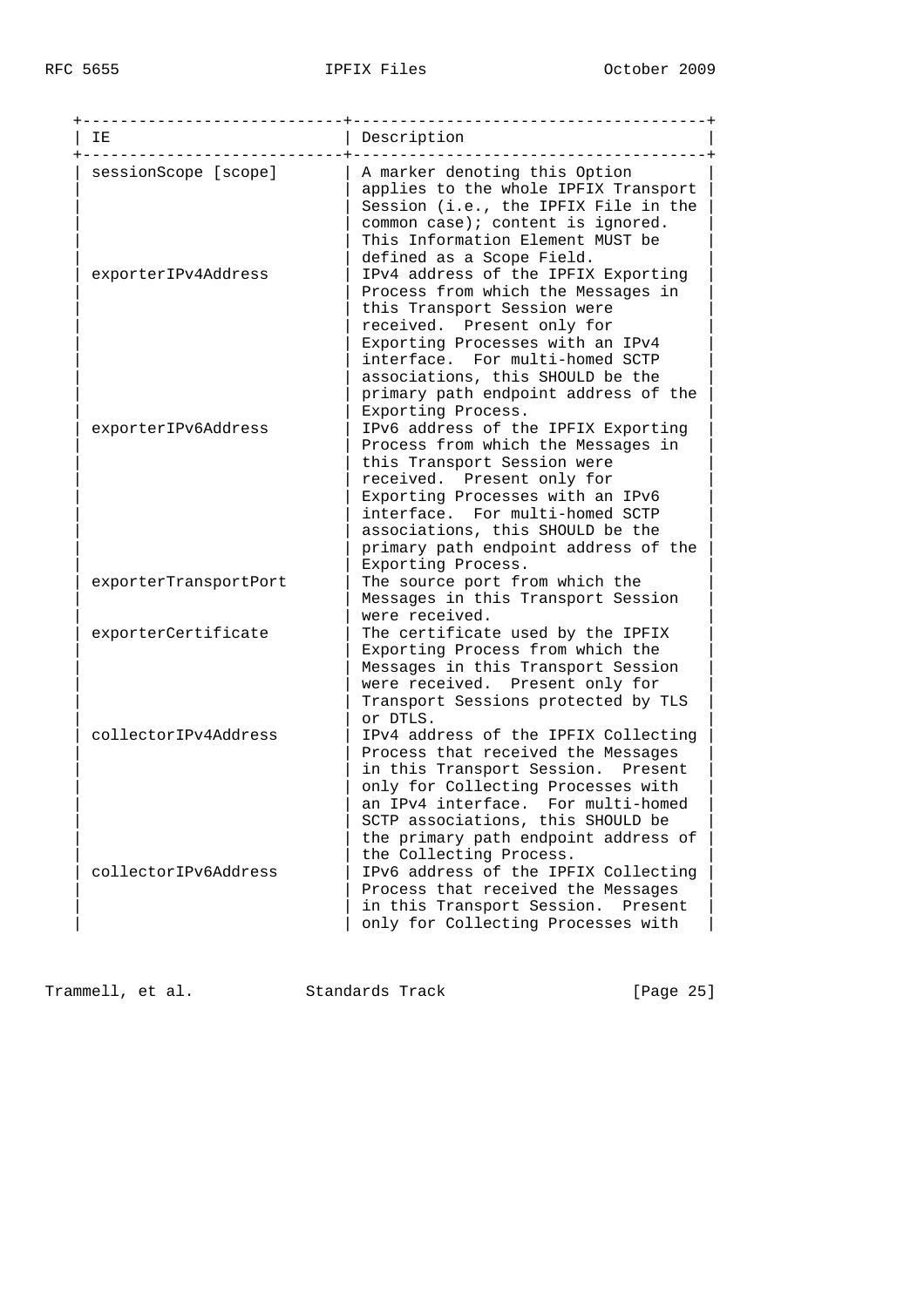| IE | Description |
|---|---|
| sessionScope [scope] | A marker denoting this Option applies to the whole IPFIX Transport Session (i.e., the IPFIX File in the common case); content is ignored. This Information Element MUST be defined as a Scope Field. |
| exporterIPv4Address | IPv4 address of the IPFIX Exporting Process from which the Messages in this Transport Session were received. Present only for Exporting Processes with an IPv4 interface. For multi-homed SCTP associations, this SHOULD be the primary path endpoint address of the Exporting Process. |
| exporterIPv6Address | IPv6 address of the IPFIX Exporting Process from which the Messages in this Transport Session were received. Present only for Exporting Processes with an IPv6 interface. For multi-homed SCTP associations, this SHOULD be the primary path endpoint address of the Exporting Process. |
| exporterTransportPort | The source port from which the Messages in this Transport Session were received. |
| exporterCertificate | The certificate used by the IPFIX Exporting Process from which the Messages in this Transport Session were received. Present only for Transport Sessions protected by TLS or DTLS. |
| collectorIPv4Address | IPv4 address of the IPFIX Collecting Process that received the Messages in this Transport Session. Present only for Collecting Processes with an IPv4 interface. For multi-homed SCTP associations, this SHOULD be the primary path endpoint address of the Collecting Process. |
| collectorIPv6Address | IPv6 address of the IPFIX Collecting Process that received the Messages in this Transport Session. Present only for Collecting Processes with |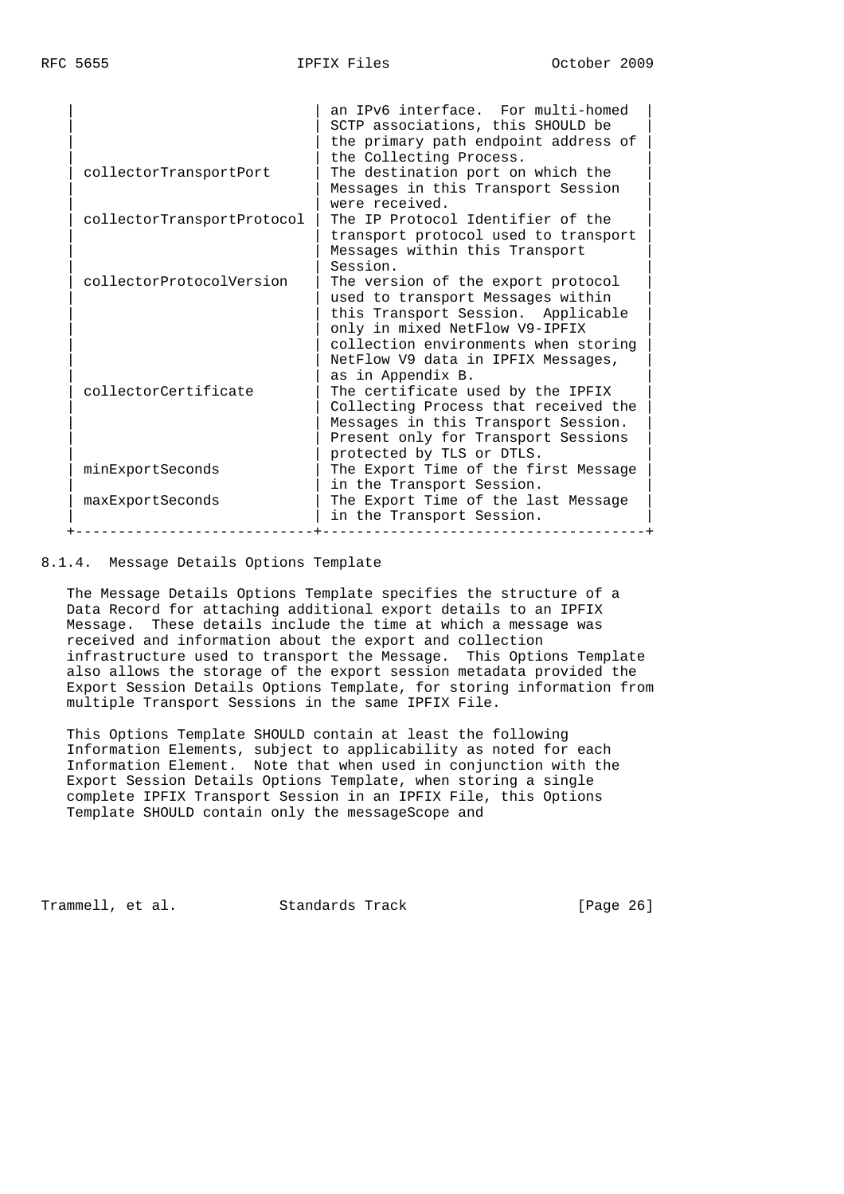| | |
|---|---|
| | an IPv6 interface. For multi-homed SCTP associations, this SHOULD be the primary path endpoint address of the Collecting Process. |
| collectorTransportPort | The destination port on which the Messages in this Transport Session were received. |
| collectorTransportProtocol | The IP Protocol Identifier of the transport protocol used to transport Messages within this Transport Session. |
| collectorProtocolVersion | The version of the export protocol used to transport Messages within this Transport Session. Applicable only in mixed NetFlow V9-IPFIX collection environments when storing NetFlow V9 data in IPFIX Messages, as in Appendix B. |
| collectorCertificate | The certificate used by the IPFIX Collecting Process that received the Messages in this Transport Session. Present only for Transport Sessions protected by TLS or DTLS. |
| minExportSeconds | The Export Time of the first Message in the Transport Session. |
| maxExportSeconds | The Export Time of the last Message in the Transport Session. |

### 8.1.4. Message Details Options Template

The Message Details Options Template specifies the structure of a Data Record for attaching additional export details to an IPFIX Message. These details include the time at which a message was received and information about the export and collection infrastructure used to transport the Message. This Options Template also allows the storage of the export session metadata provided the Export Session Details Options Template, for storing information from multiple Transport Sessions in the same IPFIX File.

This Options Template SHOULD contain at least the following Information Elements, subject to applicability as noted for each Information Element. Note that when used in conjunction with the Export Session Details Options Template, when storing a single complete IPFIX Transport Session in an IPFIX File, this Options Template SHOULD contain only the messageScope and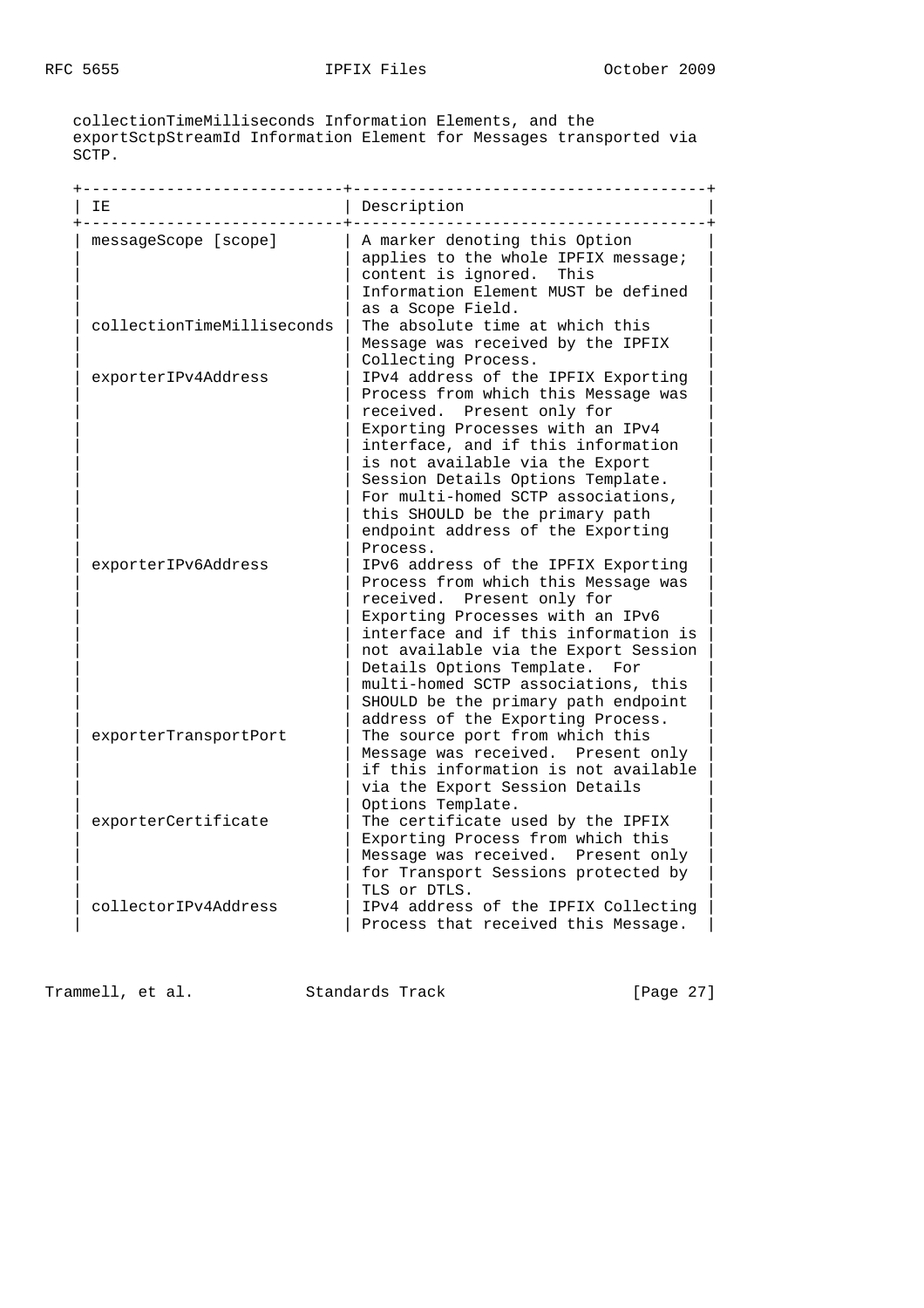collectionTimeMilliseconds Information Elements, and the exportSctpStreamId Information Element for Messages transported via SCTP.

| IE | Description |
|---|---|
| messageScope [scope] | A marker denoting this Option applies to the whole IPFIX message; content is ignored. This Information Element MUST be defined as a Scope Field. |
| collectionTimeMilliseconds | The absolute time at which this Message was received by the IPFIX Collecting Process. |
| exporterIPv4Address | IPv4 address of the IPFIX Exporting Process from which this Message was received. Present only for Exporting Processes with an IPv4 interface, and if this information is not available via the Export Session Details Options Template. For multi-homed SCTP associations, this SHOULD be the primary path endpoint address of the Exporting Process. |
| exporterIPv6Address | IPv6 address of the IPFIX Exporting Process from which this Message was received. Present only for Exporting Processes with an IPv6 interface and if this information is not available via the Export Session Details Options Template. For multi-homed SCTP associations, this SHOULD be the primary path endpoint address of the Exporting Process. |
| exporterTransportPort | The source port from which this Message was received. Present only if this information is not available via the Export Session Details Options Template. |
| exporterCertificate | The certificate used by the IPFIX Exporting Process from which this Message was received. Present only for Transport Sessions protected by TLS or DTLS. |
| collectorIPv4Address | IPv4 address of the IPFIX Collecting Process that received this Message. |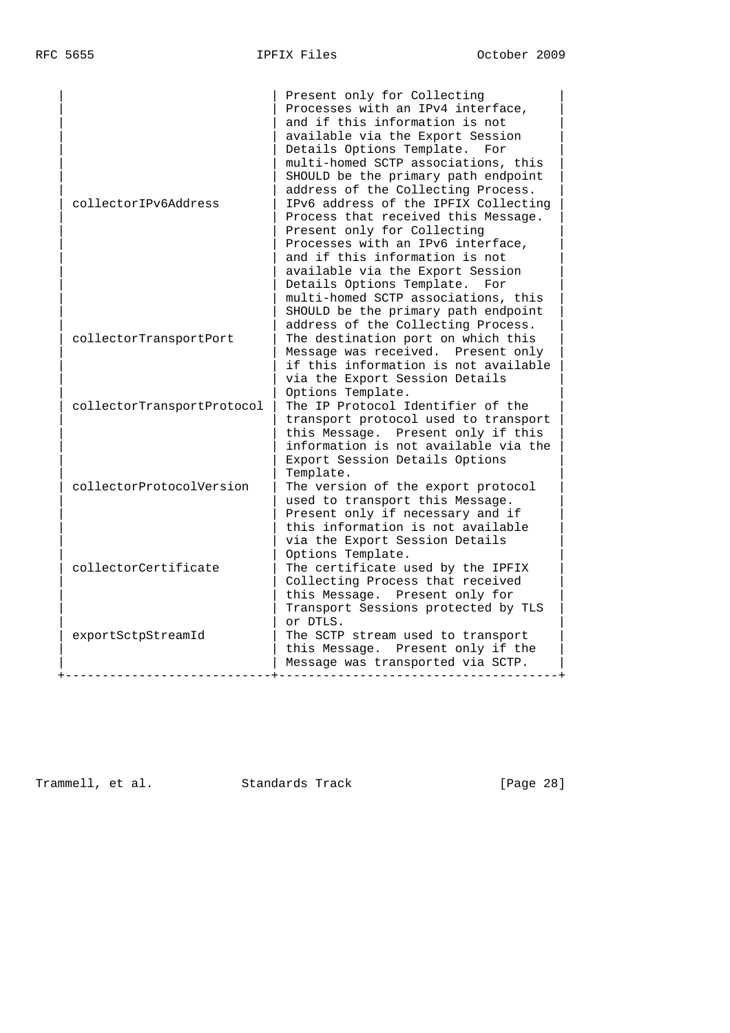| | |
|---|---|
| | Present only for Collecting Processes with an IPv4 interface, and if this information is not available via the Export Session Details Options Template. For multi-homed SCTP associations, this SHOULD be the primary path endpoint address of the Collecting Process. |
| collectorIPv6Address | IPv6 address of the IPFIX Collecting Process that received this Message. Present only for Collecting Processes with an IPv6 interface, and if this information is not available via the Export Session Details Options Template. For multi-homed SCTP associations, this SHOULD be the primary path endpoint address of the Collecting Process. |
| collectorTransportPort | The destination port on which this Message was received. Present only if this information is not available via the Export Session Details Options Template. |
| collectorTransportProtocol | The IP Protocol Identifier of the transport protocol used to transport this Message. Present only if this information is not available via the Export Session Details Options Template. |
| collectorProtocolVersion | The version of the export protocol used to transport this Message. Present only if necessary and if this information is not available via the Export Session Details Options Template. |
| collectorCertificate | The certificate used by the IPFIX Collecting Process that received this Message. Present only for Transport Sessions protected by TLS or DTLS. |
| exportSctpStreamId | The SCTP stream used to transport this Message. Present only if the Message was transported via SCTP. |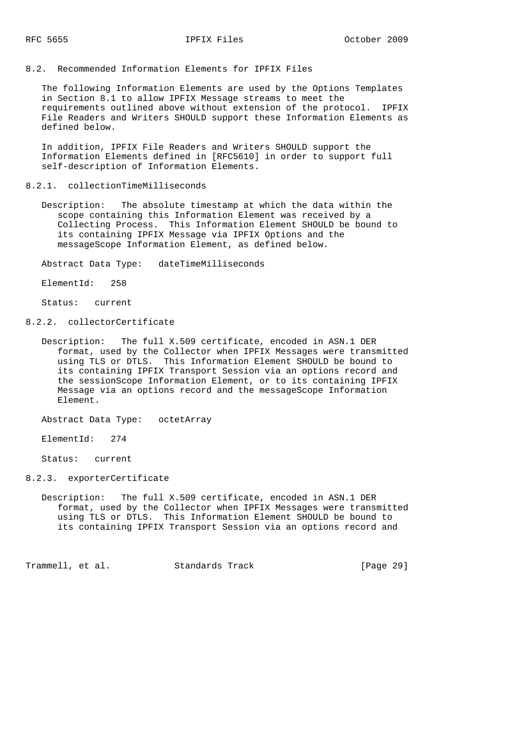### 8.2. Recommended Information Elements for IPFIX Files

The following Information Elements are used by the Options Templates in Section 8.1 to allow IPFIX Message streams to meet the requirements outlined above without extension of the protocol. IPFIX File Readers and Writers SHOULD support these Information Elements as defined below.

In addition, IPFIX File Readers and Writers SHOULD support the Information Elements defined in [RFC5610] in order to support full self-description of Information Elements.

#### 8.2.1. collectionTimeMilliseconds

Description: The absolute timestamp at which the data within the scope containing this Information Element was received by a Collecting Process. This Information Element SHOULD be bound to its containing IPFIX Message via IPFIX Options and the messageScope Information Element, as defined below.

Abstract Data Type: dateTimeMilliseconds

ElementId: 258

Status: current

#### 8.2.2. collectorCertificate

Description: The full X.509 certificate, encoded in ASN.1 DER format, used by the Collector when IPFIX Messages were transmitted using TLS or DTLS. This Information Element SHOULD be bound to its containing IPFIX Transport Session via an options record and the sessionScope Information Element, or to its containing IPFIX Message via an options record and the messageScope Information Element.

Abstract Data Type: octetArray

ElementId: 274

Status: current

#### 8.2.3. exporterCertificate

Description: The full X.509 certificate, encoded in ASN.1 DER format, used by the Collector when IPFIX Messages were transmitted using TLS or DTLS. This Information Element SHOULD be bound to its containing IPFIX Transport Session via an options record and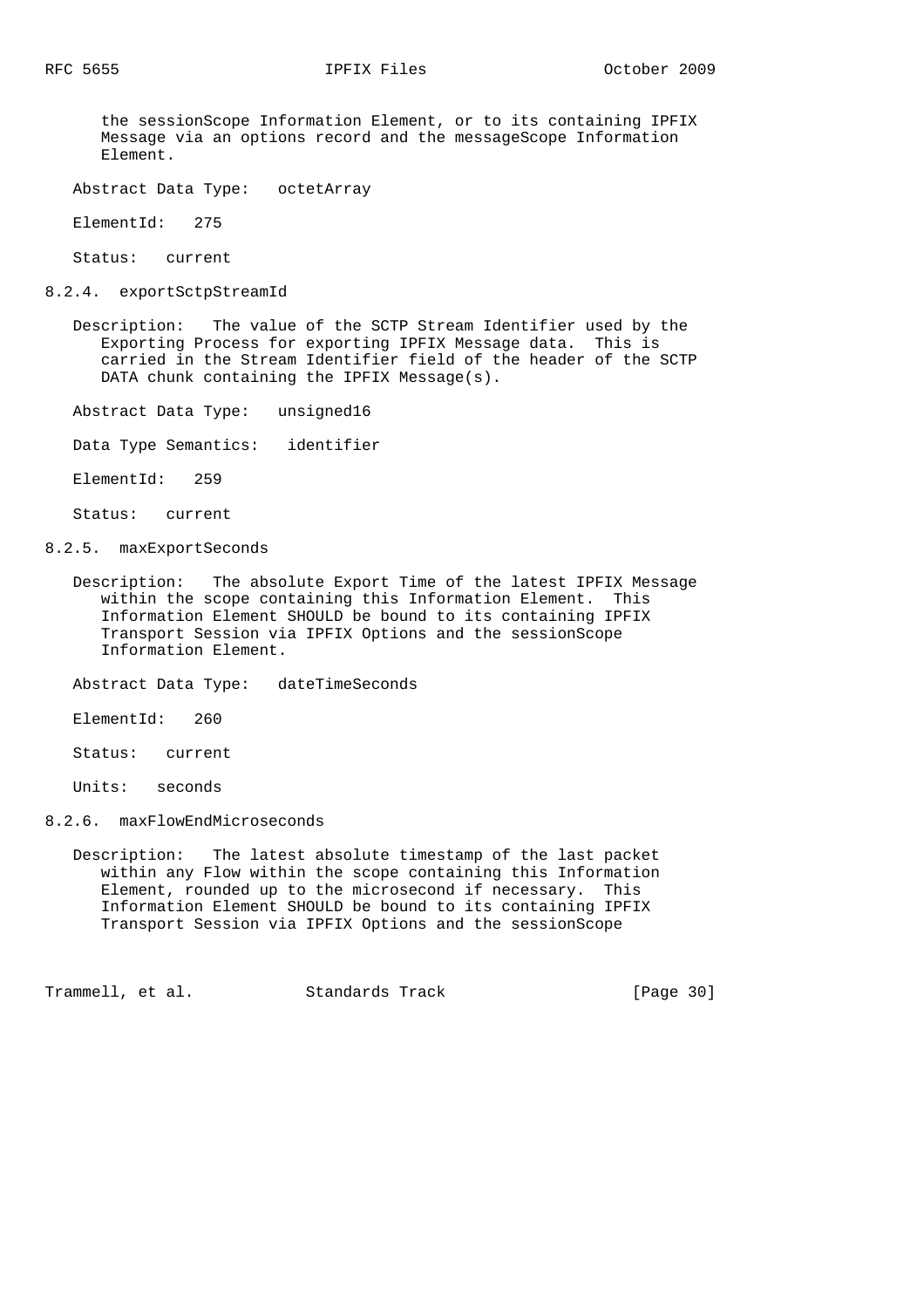the sessionScope Information Element, or to its containing IPFIX Message via an options record and the messageScope Information Element.

Abstract Data Type: octetArray

ElementId: 275

Status: current

### 8.2.4. exportSctpStreamId

Description: The value of the SCTP Stream Identifier used by the Exporting Process for exporting IPFIX Message data. This is carried in the Stream Identifier field of the header of the SCTP DATA chunk containing the IPFIX Message(s).

Abstract Data Type: unsigned16

Data Type Semantics: identifier

ElementId: 259

Status: current

### 8.2.5. maxExportSeconds

Description: The absolute Export Time of the latest IPFIX Message within the scope containing this Information Element. This Information Element SHOULD be bound to its containing IPFIX Transport Session via IPFIX Options and the sessionScope Information Element.

Abstract Data Type: dateTimeSeconds

ElementId: 260

Status: current

Units: seconds

### 8.2.6. maxFlowEndMicroseconds

Description: The latest absolute timestamp of the last packet within any Flow within the scope containing this Information Element, rounded up to the microsecond if necessary. This Information Element SHOULD be bound to its containing IPFIX Transport Session via IPFIX Options and the sessionScope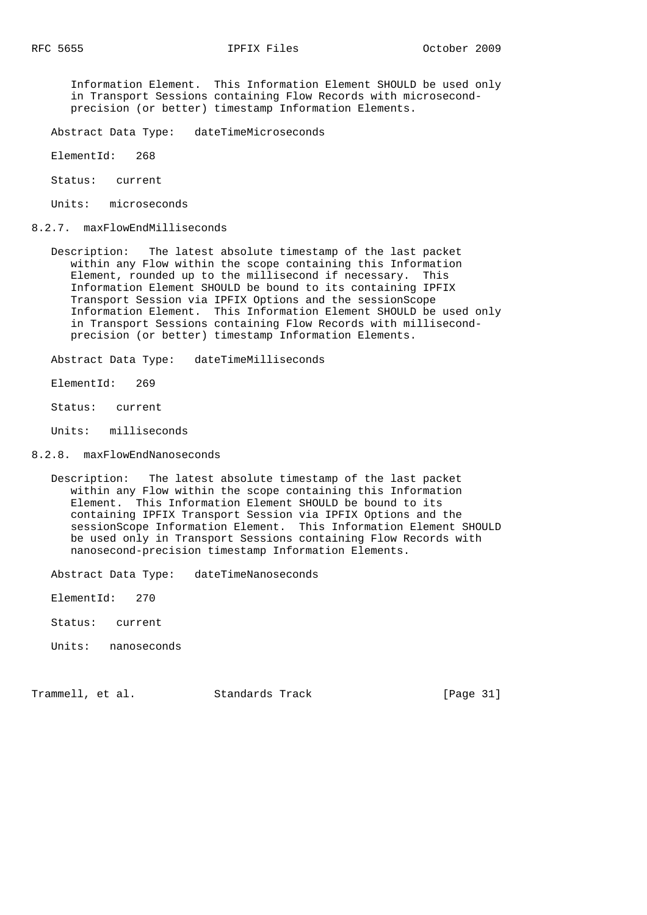Information Element. This Information Element SHOULD be used only in Transport Sessions containing Flow Records with microsecond-precision (or better) timestamp Information Elements.

Abstract Data Type: dateTimeMicroseconds

ElementId: 268

Status: current

Units: microseconds

### 8.2.7. maxFlowEndMilliseconds

Description: The latest absolute timestamp of the last packet within any Flow within the scope containing this Information Element, rounded up to the millisecond if necessary. This Information Element SHOULD be bound to its containing IPFIX Transport Session via IPFIX Options and the sessionScope Information Element. This Information Element SHOULD be used only in Transport Sessions containing Flow Records with millisecond-precision (or better) timestamp Information Elements.

Abstract Data Type: dateTimeMilliseconds

ElementId: 269

Status: current

Units: milliseconds

### 8.2.8. maxFlowEndNanoseconds

Description: The latest absolute timestamp of the last packet within any Flow within the scope containing this Information Element. This Information Element SHOULD be bound to its containing IPFIX Transport Session via IPFIX Options and the sessionScope Information Element. This Information Element SHOULD be used only in Transport Sessions containing Flow Records with nanosecond-precision timestamp Information Elements.

Abstract Data Type: dateTimeNanoseconds

ElementId: 270

Status: current

Units: nanoseconds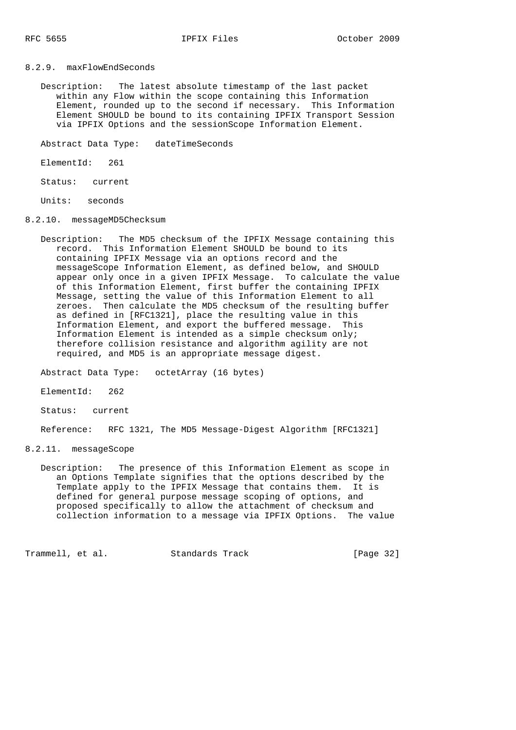### 8.2.9. maxFlowEndSeconds

Description: The latest absolute timestamp of the last packet within any Flow within the scope containing this Information Element, rounded up to the second if necessary. This Information Element SHOULD be bound to its containing IPFIX Transport Session via IPFIX Options and the sessionScope Information Element.

Abstract Data Type: dateTimeSeconds

ElementId: 261

Status: current

Units: seconds

### 8.2.10. messageMD5Checksum

Description: The MD5 checksum of the IPFIX Message containing this record. This Information Element SHOULD be bound to its containing IPFIX Message via an options record and the messageScope Information Element, as defined below, and SHOULD appear only once in a given IPFIX Message. To calculate the value of this Information Element, first buffer the containing IPFIX Message, setting the value of this Information Element to all zeroes. Then calculate the MD5 checksum of the resulting buffer as defined in [RFC1321], place the resulting value in this Information Element, and export the buffered message. This Information Element is intended as a simple checksum only; therefore collision resistance and algorithm agility are not required, and MD5 is an appropriate message digest.

Abstract Data Type: octetArray (16 bytes)

ElementId: 262

Status: current

Reference: RFC 1321, The MD5 Message-Digest Algorithm [RFC1321]

### 8.2.11. messageScope

Description: The presence of this Information Element as scope in an Options Template signifies that the options described by the Template apply to the IPFIX Message that contains them. It is defined for general purpose message scoping of options, and proposed specifically to allow the attachment of checksum and collection information to a message via IPFIX Options. The value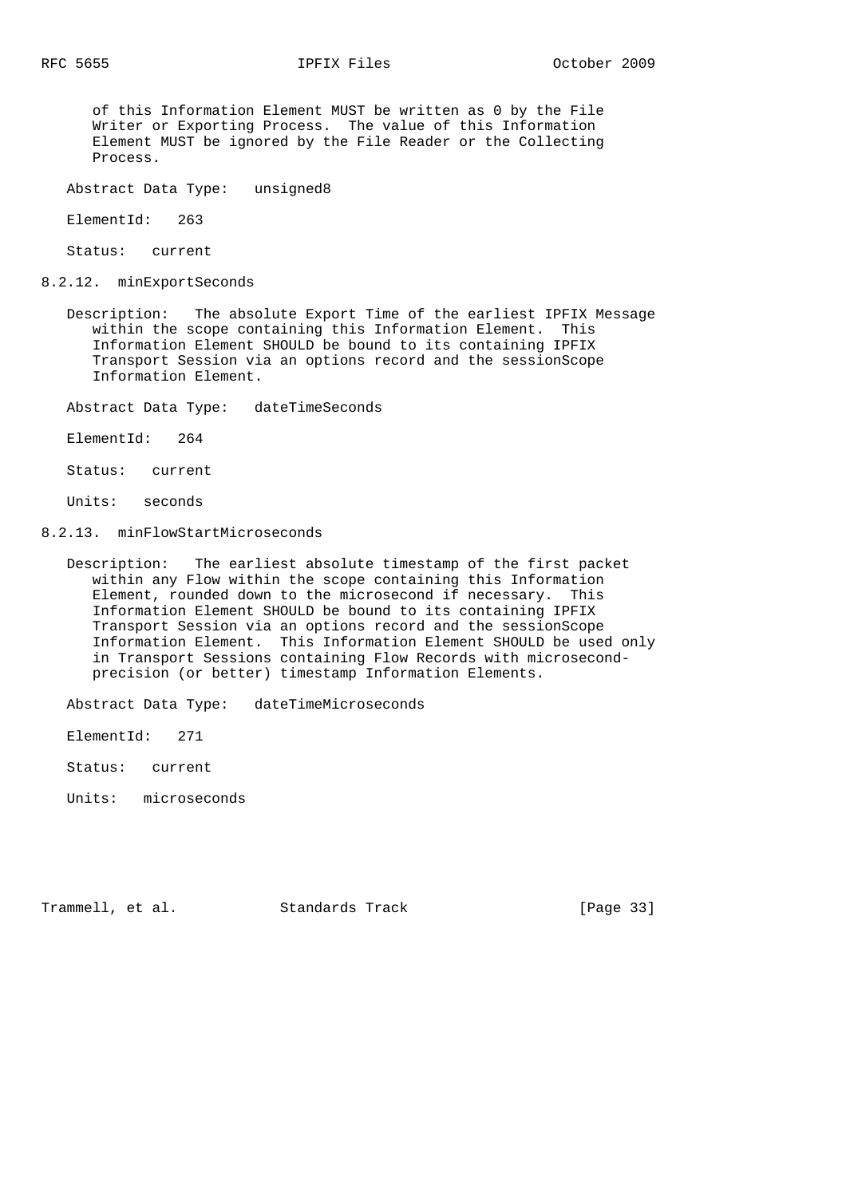of this Information Element MUST be written as 0 by the File Writer or Exporting Process. The value of this Information Element MUST be ignored by the File Reader or the Collecting Process.

Abstract Data Type: unsigned8

ElementId: 263

Status: current

### 8.2.12. minExportSeconds

Description: The absolute Export Time of the earliest IPFIX Message within the scope containing this Information Element. This Information Element SHOULD be bound to its containing IPFIX Transport Session via an options record and the sessionScope Information Element.

Abstract Data Type: dateTimeSeconds

ElementId: 264

Status: current

Units: seconds

### 8.2.13. minFlowStartMicroseconds

Description: The earliest absolute timestamp of the first packet within any Flow within the scope containing this Information Element, rounded down to the microsecond if necessary. This Information Element SHOULD be bound to its containing IPFIX Transport Session via an options record and the sessionScope Information Element. This Information Element SHOULD be used only in Transport Sessions containing Flow Records with microsecond-precision (or better) timestamp Information Elements.

Abstract Data Type: dateTimeMicroseconds

ElementId: 271

Status: current

Units: microseconds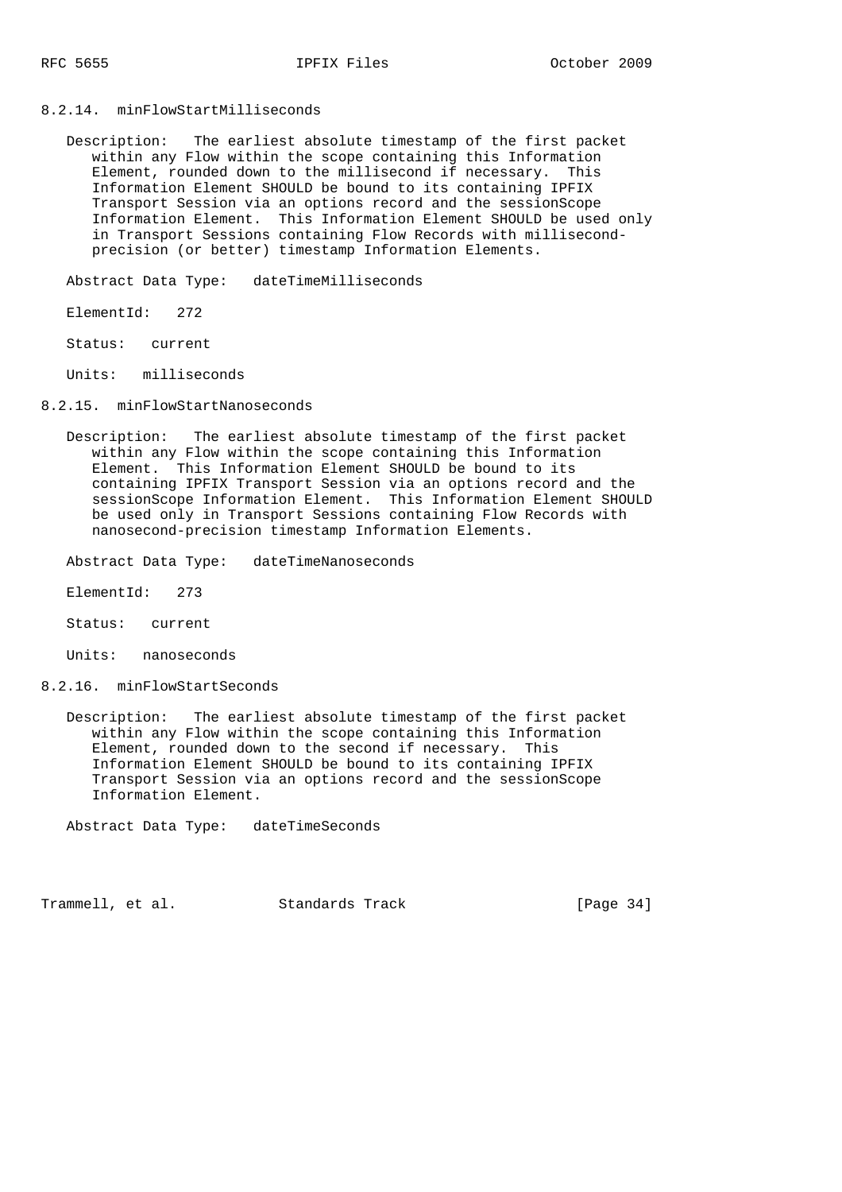#### 8.2.14. minFlowStartMilliseconds

Description: The earliest absolute timestamp of the first packet within any Flow within the scope containing this Information Element, rounded down to the millisecond if necessary. This Information Element SHOULD be bound to its containing IPFIX Transport Session via an options record and the sessionScope Information Element. This Information Element SHOULD be used only in Transport Sessions containing Flow Records with millisecond-precision (or better) timestamp Information Elements.

Abstract Data Type: dateTimeMilliseconds

ElementId: 272

Status: current

Units: milliseconds

#### 8.2.15. minFlowStartNanoseconds

Description: The earliest absolute timestamp of the first packet within any Flow within the scope containing this Information Element. This Information Element SHOULD be bound to its containing IPFIX Transport Session via an options record and the sessionScope Information Element. This Information Element SHOULD be used only in Transport Sessions containing Flow Records with nanosecond-precision timestamp Information Elements.

Abstract Data Type: dateTimeNanoseconds

ElementId: 273

Status: current

Units: nanoseconds

#### 8.2.16. minFlowStartSeconds

Description: The earliest absolute timestamp of the first packet within any Flow within the scope containing this Information Element, rounded down to the second if necessary. This Information Element SHOULD be bound to its containing IPFIX Transport Session via an options record and the sessionScope Information Element.

Abstract Data Type: dateTimeSeconds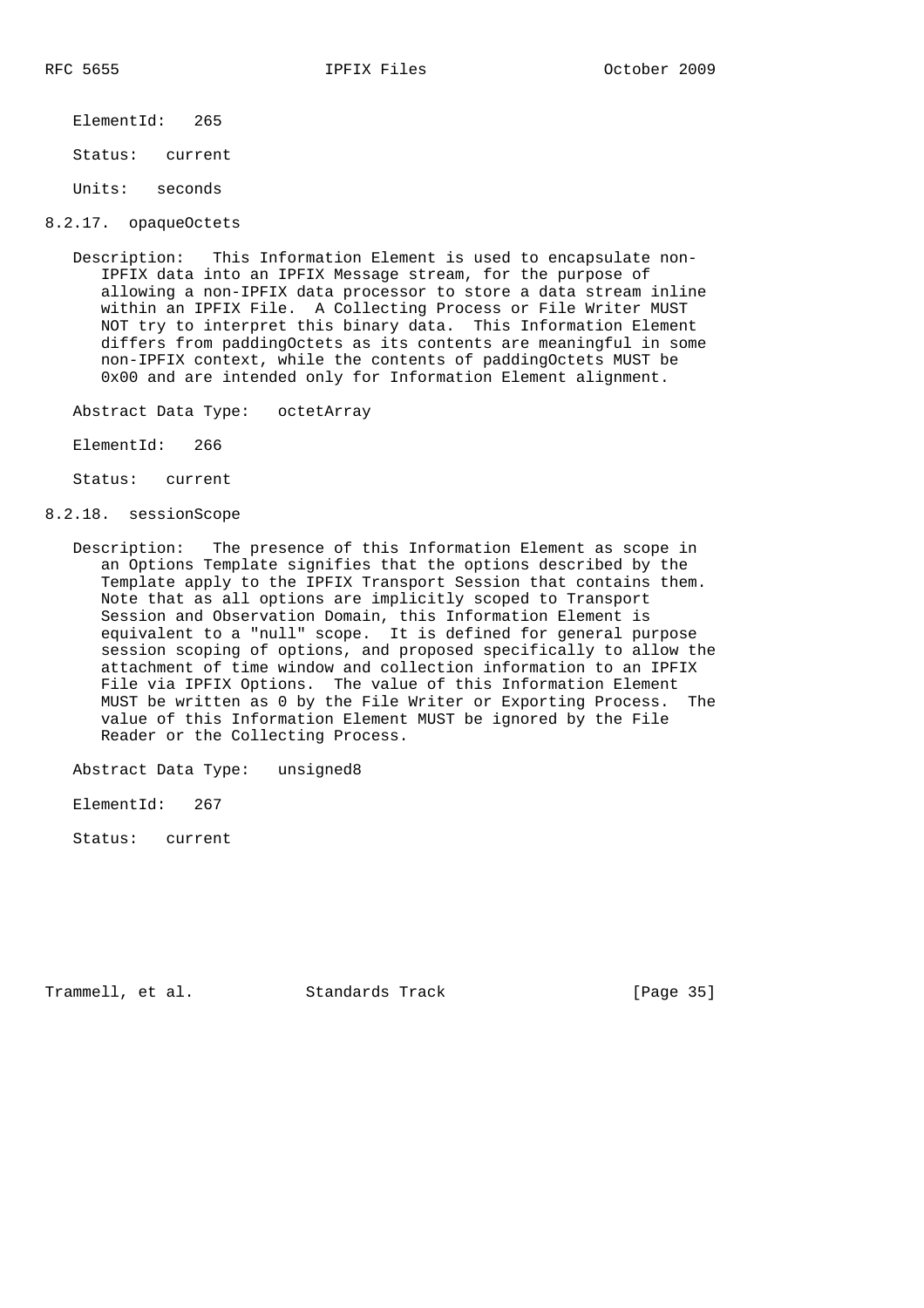ElementId: 265

Status: current

Units: seconds

### 8.2.17. opaqueOctets

Description: This Information Element is used to encapsulate non-IPFIX data into an IPFIX Message stream, for the purpose of allowing a non-IPFIX data processor to store a data stream inline within an IPFIX File. A Collecting Process or File Writer MUST NOT try to interpret this binary data. This Information Element differs from paddingOctets as its contents are meaningful in some non-IPFIX context, while the contents of paddingOctets MUST be 0x00 and are intended only for Information Element alignment.

Abstract Data Type: octetArray

ElementId: 266

Status: current

### 8.2.18. sessionScope

Description: The presence of this Information Element as scope in an Options Template signifies that the options described by the Template apply to the IPFIX Transport Session that contains them. Note that as all options are implicitly scoped to Transport Session and Observation Domain, this Information Element is equivalent to a "null" scope. It is defined for general purpose session scoping of options, and proposed specifically to allow the attachment of time window and collection information to an IPFIX File via IPFIX Options. The value of this Information Element MUST be written as 0 by the File Writer or Exporting Process. The value of this Information Element MUST be ignored by the File Reader or the Collecting Process.

Abstract Data Type: unsigned8

ElementId: 267

Status: current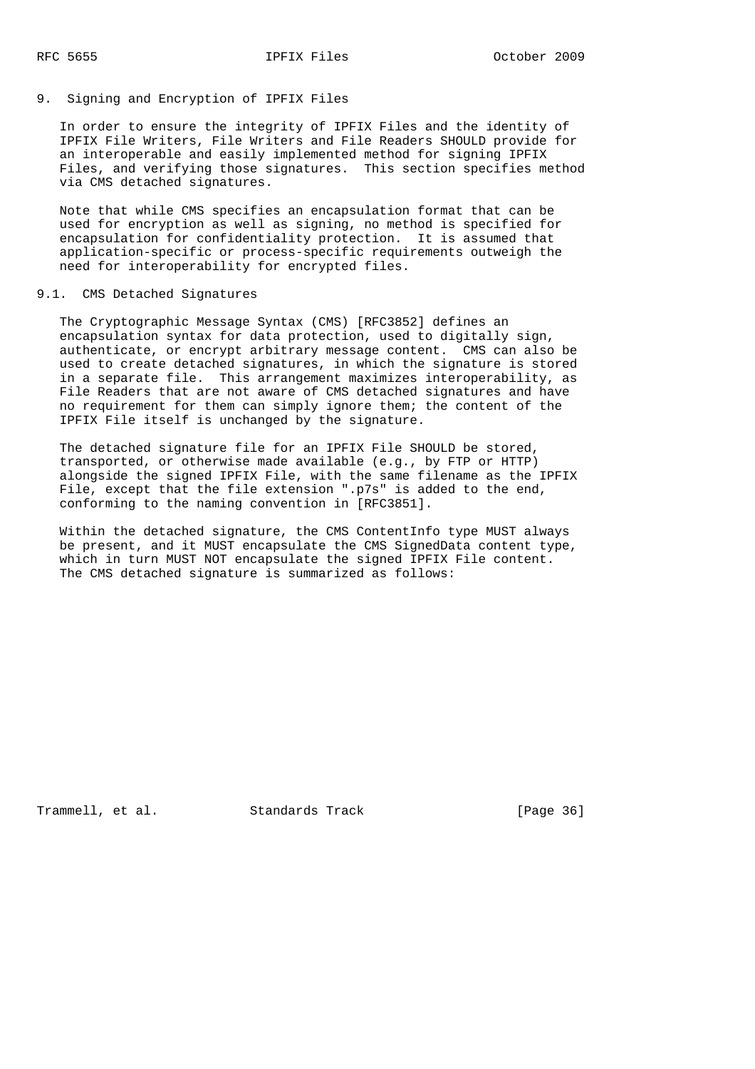## 9. Signing and Encryption of IPFIX Files

In order to ensure the integrity of IPFIX Files and the identity of IPFIX File Writers, File Writers and File Readers SHOULD provide for an interoperable and easily implemented method for signing IPFIX Files, and verifying those signatures. This section specifies method via CMS detached signatures.

Note that while CMS specifies an encapsulation format that can be used for encryption as well as signing, no method is specified for encapsulation for confidentiality protection. It is assumed that application-specific or process-specific requirements outweigh the need for interoperability for encrypted files.

### 9.1. CMS Detached Signatures

The Cryptographic Message Syntax (CMS) [RFC3852] defines an encapsulation syntax for data protection, used to digitally sign, authenticate, or encrypt arbitrary message content. CMS can also be used to create detached signatures, in which the signature is stored in a separate file. This arrangement maximizes interoperability, as File Readers that are not aware of CMS detached signatures and have no requirement for them can simply ignore them; the content of the IPFIX File itself is unchanged by the signature.

The detached signature file for an IPFIX File SHOULD be stored, transported, or otherwise made available (e.g., by FTP or HTTP) alongside the signed IPFIX File, with the same filename as the IPFIX File, except that the file extension ".p7s" is added to the end, conforming to the naming convention in [RFC3851].

Within the detached signature, the CMS ContentInfo type MUST always be present, and it MUST encapsulate the CMS SignedData content type, which in turn MUST NOT encapsulate the signed IPFIX File content. The CMS detached signature is summarized as follows: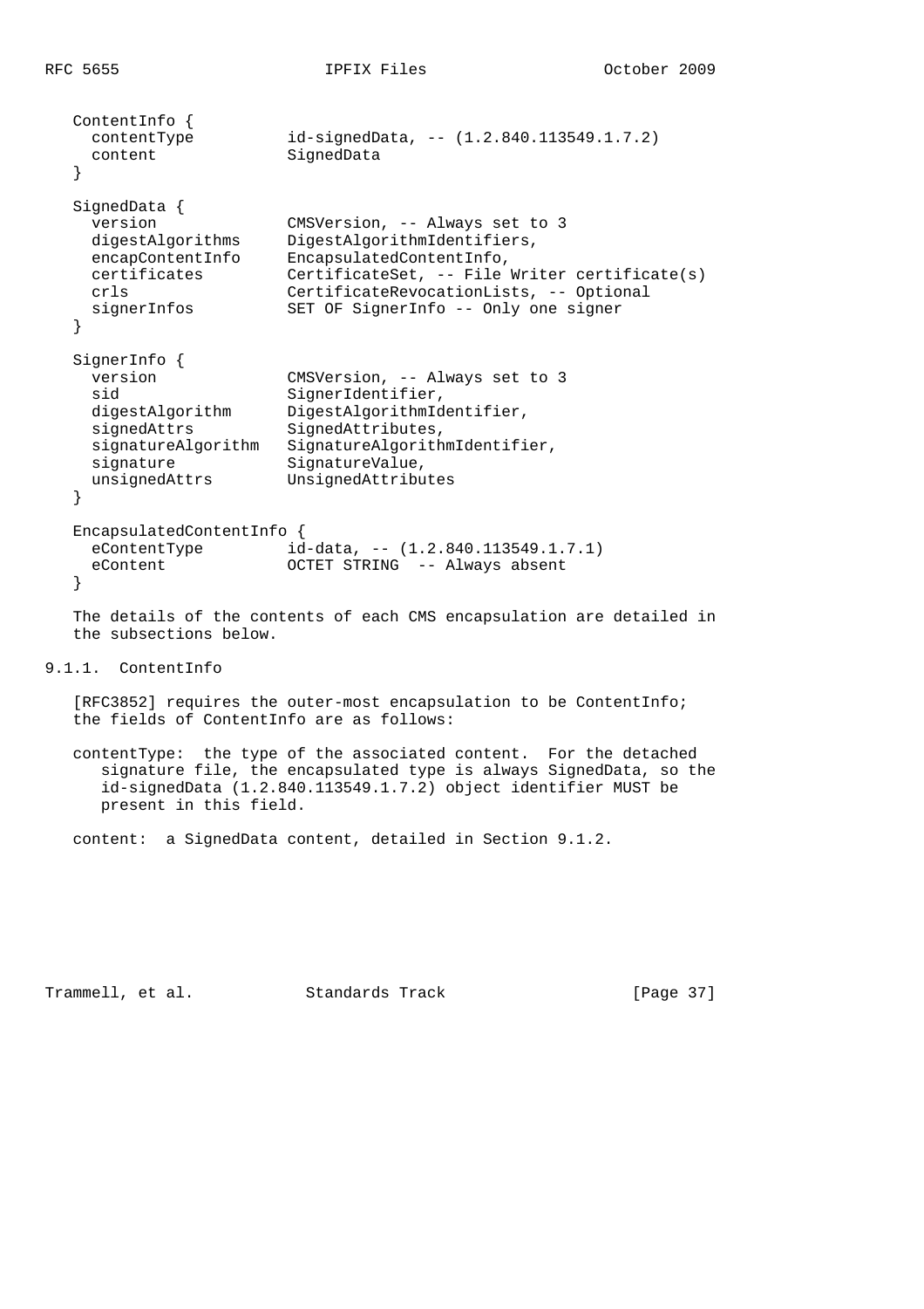```
ContentInfo {
  contentType          id-signedData, -- (1.2.840.113549.1.7.2)
  content              SignedData
}

SignedData {
  version              CMSVersion, -- Always set to 3
  digestAlgorithms     DigestAlgorithmIdentifiers,
  encapContentInfo     EncapsulatedContentInfo,
  certificates         CertificateSet, -- File Writer certificate(s)
  crls                 CertificateRevocationLists, -- Optional
  signerInfos          SET OF SignerInfo -- Only one signer
}

SignerInfo {
  version              CMSVersion, -- Always set to 3
  sid                  SignerIdentifier,
  digestAlgorithm      DigestAlgorithmIdentifier,
  signedAttrs          SignedAttributes,
  signatureAlgorithm   SignatureAlgorithmIdentifier,
  signature            SignatureValue,
  unsignedAttrs        UnsignedAttributes
}

EncapsulatedContentInfo {
  eContentType         id-data, -- (1.2.840.113549.1.7.1)
  eContent             OCTET STRING  -- Always absent
}
```

The details of the contents of each CMS encapsulation are detailed in the subsections below.

### 9.1.1. ContentInfo

[RFC3852] requires the outer-most encapsulation to be ContentInfo; the fields of ContentInfo are as follows:

contentType: the type of the associated content. For the detached signature file, the encapsulated type is always SignedData, so the id-signedData (1.2.840.113549.1.7.2) object identifier MUST be present in this field.

content: a SignedData content, detailed in Section 9.1.2.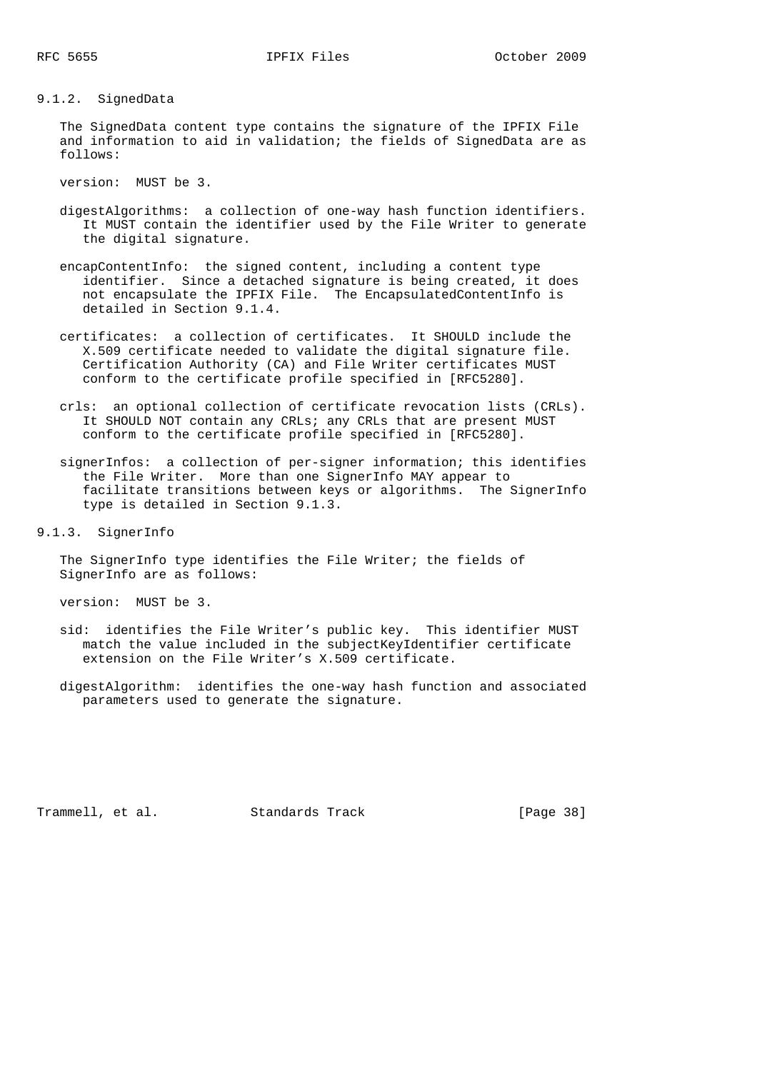### 9.1.2. SignedData

The SignedData content type contains the signature of the IPFIX File and information to aid in validation; the fields of SignedData are as follows:

version: MUST be 3.

digestAlgorithms: a collection of one-way hash function identifiers. It MUST contain the identifier used by the File Writer to generate the digital signature.

encapContentInfo: the signed content, including a content type identifier. Since a detached signature is being created, it does not encapsulate the IPFIX File. The EncapsulatedContentInfo is detailed in Section 9.1.4.

certificates: a collection of certificates. It SHOULD include the X.509 certificate needed to validate the digital signature file. Certification Authority (CA) and File Writer certificates MUST conform to the certificate profile specified in [RFC5280].

crls: an optional collection of certificate revocation lists (CRLs). It SHOULD NOT contain any CRLs; any CRLs that are present MUST conform to the certificate profile specified in [RFC5280].

signerInfos: a collection of per-signer information; this identifies the File Writer. More than one SignerInfo MAY appear to facilitate transitions between keys or algorithms. The SignerInfo type is detailed in Section 9.1.3.

### 9.1.3. SignerInfo

The SignerInfo type identifies the File Writer; the fields of SignerInfo are as follows:

version: MUST be 3.

sid: identifies the File Writer's public key. This identifier MUST match the value included in the subjectKeyIdentifier certificate extension on the File Writer's X.509 certificate.

digestAlgorithm: identifies the one-way hash function and associated parameters used to generate the signature.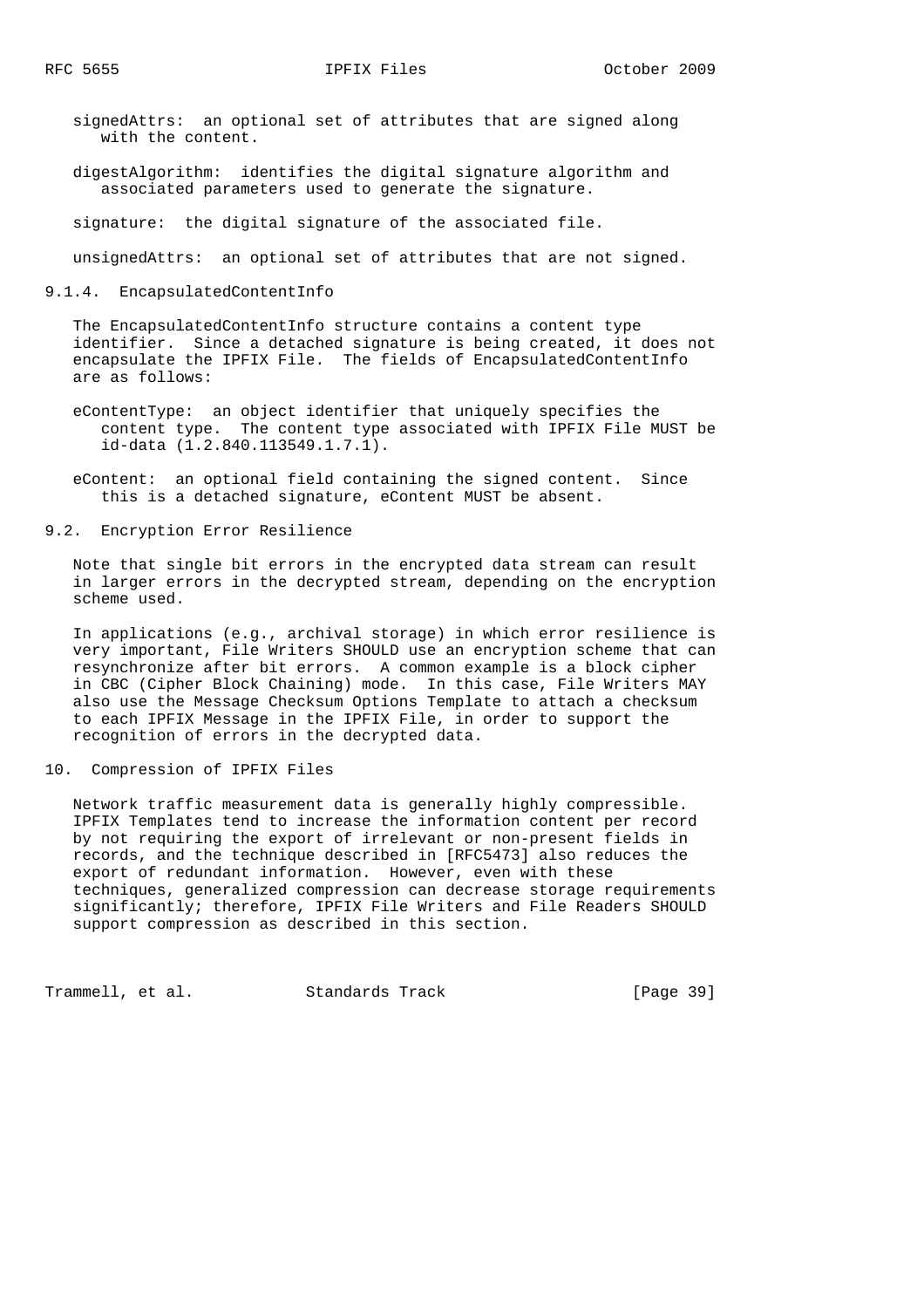signedAttrs: an optional set of attributes that are signed along with the content.

digestAlgorithm: identifies the digital signature algorithm and associated parameters used to generate the signature.

signature: the digital signature of the associated file.

unsignedAttrs: an optional set of attributes that are not signed.

### 9.1.4. EncapsulatedContentInfo

The EncapsulatedContentInfo structure contains a content type identifier. Since a detached signature is being created, it does not encapsulate the IPFIX File. The fields of EncapsulatedContentInfo are as follows:

eContentType: an object identifier that uniquely specifies the content type. The content type associated with IPFIX File MUST be id-data (1.2.840.113549.1.7.1).

eContent: an optional field containing the signed content. Since this is a detached signature, eContent MUST be absent.

## 9.2. Encryption Error Resilience

Note that single bit errors in the encrypted data stream can result in larger errors in the decrypted stream, depending on the encryption scheme used.

In applications (e.g., archival storage) in which error resilience is very important, File Writers SHOULD use an encryption scheme that can resynchronize after bit errors. A common example is a block cipher in CBC (Cipher Block Chaining) mode. In this case, File Writers MAY also use the Message Checksum Options Template to attach a checksum to each IPFIX Message in the IPFIX File, in order to support the recognition of errors in the decrypted data.

# 10. Compression of IPFIX Files

Network traffic measurement data is generally highly compressible. IPFIX Templates tend to increase the information content per record by not requiring the export of irrelevant or non-present fields in records, and the technique described in [RFC5473] also reduces the export of redundant information. However, even with these techniques, generalized compression can decrease storage requirements significantly; therefore, IPFIX File Writers and File Readers SHOULD support compression as described in this section.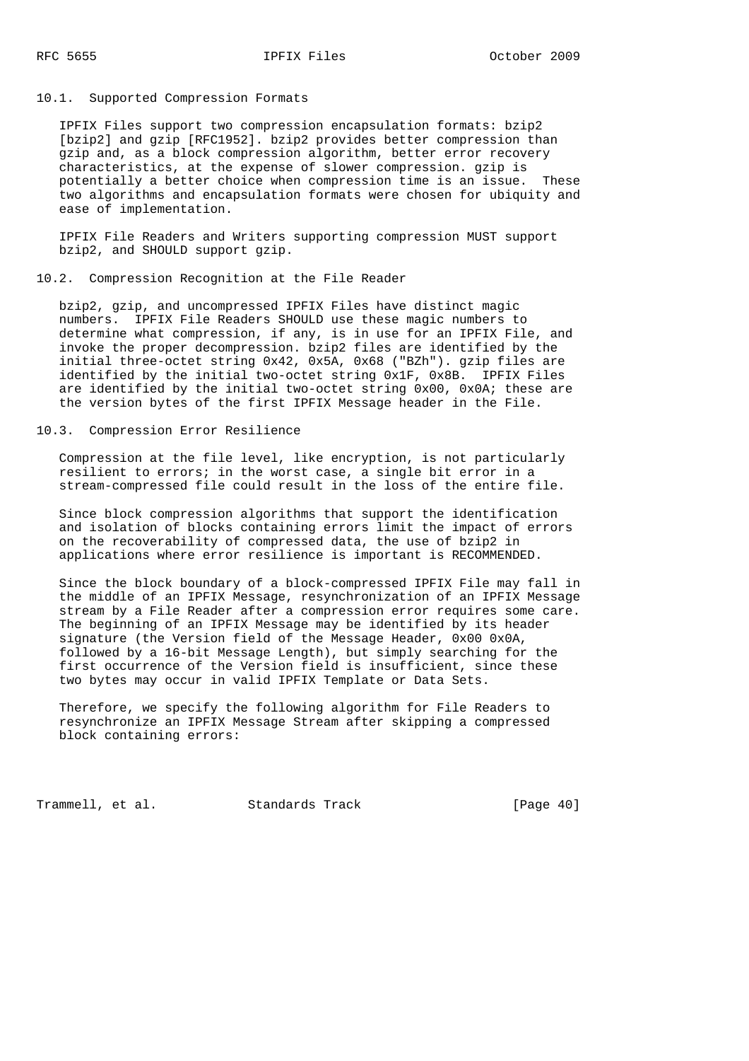### 10.1. Supported Compression Formats

IPFIX Files support two compression encapsulation formats: bzip2 [bzip2] and gzip [RFC1952]. bzip2 provides better compression than gzip and, as a block compression algorithm, better error recovery characteristics, at the expense of slower compression. gzip is potentially a better choice when compression time is an issue. These two algorithms and encapsulation formats were chosen for ubiquity and ease of implementation.

IPFIX File Readers and Writers supporting compression MUST support bzip2, and SHOULD support gzip.

### 10.2. Compression Recognition at the File Reader

bzip2, gzip, and uncompressed IPFIX Files have distinct magic numbers. IPFIX File Readers SHOULD use these magic numbers to determine what compression, if any, is in use for an IPFIX File, and invoke the proper decompression. bzip2 files are identified by the initial three-octet string 0x42, 0x5A, 0x68 ("BZh"). gzip files are identified by the initial two-octet string 0x1F, 0x8B. IPFIX Files are identified by the initial two-octet string 0x00, 0x0A; these are the version bytes of the first IPFIX Message header in the File.

### 10.3. Compression Error Resilience

Compression at the file level, like encryption, is not particularly resilient to errors; in the worst case, a single bit error in a stream-compressed file could result in the loss of the entire file.

Since block compression algorithms that support the identification and isolation of blocks containing errors limit the impact of errors on the recoverability of compressed data, the use of bzip2 in applications where error resilience is important is RECOMMENDED.

Since the block boundary of a block-compressed IPFIX File may fall in the middle of an IPFIX Message, resynchronization of an IPFIX Message stream by a File Reader after a compression error requires some care. The beginning of an IPFIX Message may be identified by its header signature (the Version field of the Message Header, 0x00 0x0A, followed by a 16-bit Message Length), but simply searching for the first occurrence of the Version field is insufficient, since these two bytes may occur in valid IPFIX Template or Data Sets.

Therefore, we specify the following algorithm for File Readers to resynchronize an IPFIX Message Stream after skipping a compressed block containing errors: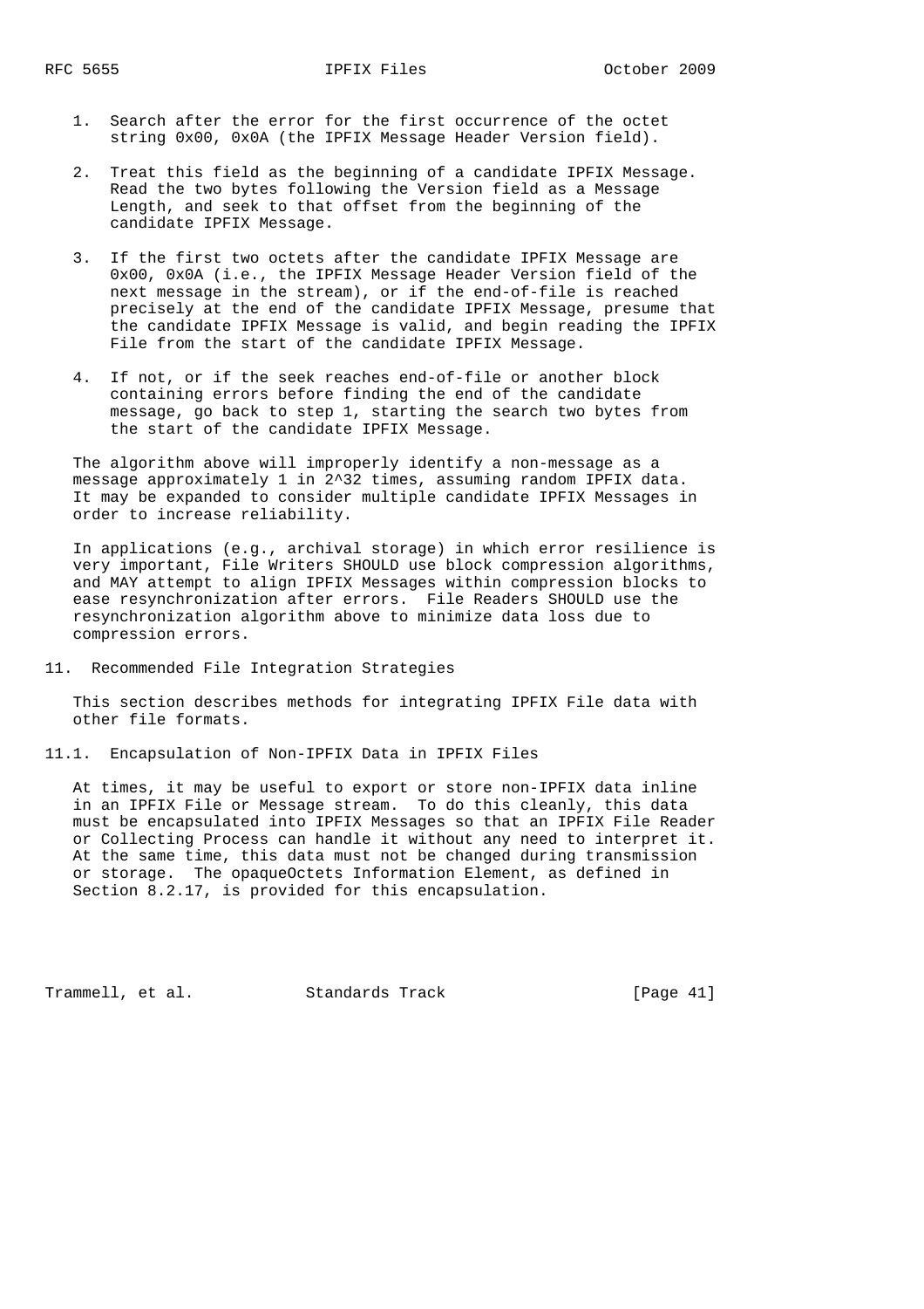1. Search after the error for the first occurrence of the octet string 0x00, 0x0A (the IPFIX Message Header Version field).

2. Treat this field as the beginning of a candidate IPFIX Message. Read the two bytes following the Version field as a Message Length, and seek to that offset from the beginning of the candidate IPFIX Message.

3. If the first two octets after the candidate IPFIX Message are 0x00, 0x0A (i.e., the IPFIX Message Header Version field of the next message in the stream), or if the end-of-file is reached precisely at the end of the candidate IPFIX Message, presume that the candidate IPFIX Message is valid, and begin reading the IPFIX File from the start of the candidate IPFIX Message.

4. If not, or if the seek reaches end-of-file or another block containing errors before finding the end of the candidate message, go back to step 1, starting the search two bytes from the start of the candidate IPFIX Message.

The algorithm above will improperly identify a non-message as a message approximately 1 in $2^{32}$ times, assuming random IPFIX data. It may be expanded to consider multiple candidate IPFIX Messages in order to increase reliability.

In applications (e.g., archival storage) in which error resilience is very important, File Writers SHOULD use block compression algorithms, and MAY attempt to align IPFIX Messages within compression blocks to ease resynchronization after errors. File Readers SHOULD use the resynchronization algorithm above to minimize data loss due to compression errors.

## 11. Recommended File Integration Strategies

This section describes methods for integrating IPFIX File data with other file formats.

### 11.1. Encapsulation of Non-IPFIX Data in IPFIX Files

At times, it may be useful to export or store non-IPFIX data inline in an IPFIX File or Message stream. To do this cleanly, this data must be encapsulated into IPFIX Messages so that an IPFIX File Reader or Collecting Process can handle it without any need to interpret it. At the same time, this data must not be changed during transmission or storage. The opaqueOctets Information Element, as defined in Section 8.2.17, is provided for this encapsulation.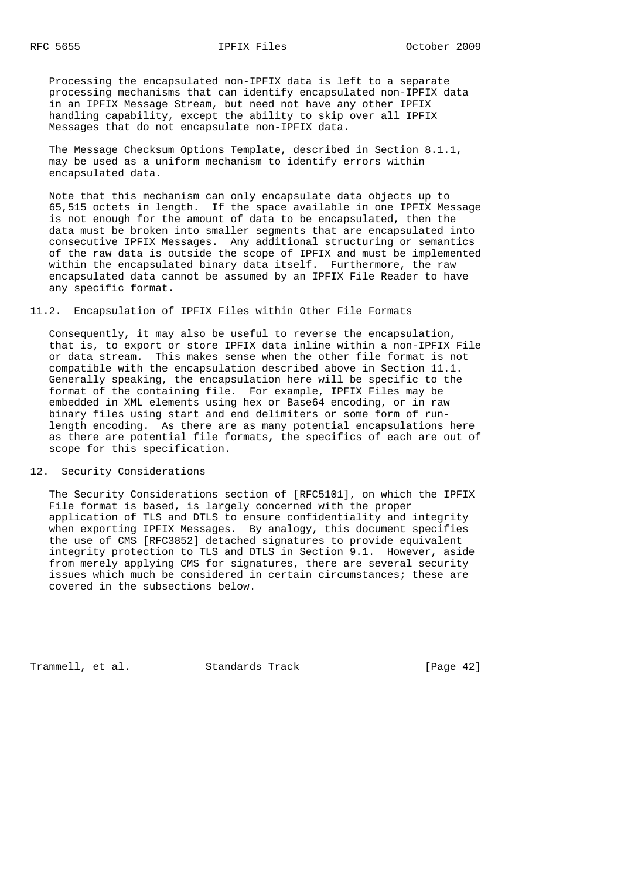Processing the encapsulated non-IPFIX data is left to a separate processing mechanisms that can identify encapsulated non-IPFIX data in an IPFIX Message Stream, but need not have any other IPFIX handling capability, except the ability to skip over all IPFIX Messages that do not encapsulate non-IPFIX data.

The Message Checksum Options Template, described in Section 8.1.1, may be used as a uniform mechanism to identify errors within encapsulated data.

Note that this mechanism can only encapsulate data objects up to 65,515 octets in length. If the space available in one IPFIX Message is not enough for the amount of data to be encapsulated, then the data must be broken into smaller segments that are encapsulated into consecutive IPFIX Messages. Any additional structuring or semantics of the raw data is outside the scope of IPFIX and must be implemented within the encapsulated binary data itself. Furthermore, the raw encapsulated data cannot be assumed by an IPFIX File Reader to have any specific format.

### 11.2. Encapsulation of IPFIX Files within Other File Formats

Consequently, it may also be useful to reverse the encapsulation, that is, to export or store IPFIX data inline within a non-IPFIX File or data stream. This makes sense when the other file format is not compatible with the encapsulation described above in Section 11.1. Generally speaking, the encapsulation here will be specific to the format of the containing file. For example, IPFIX Files may be embedded in XML elements using hex or Base64 encoding, or in raw binary files using start and end delimiters or some form of run-length encoding. As there are as many potential encapsulations here as there are potential file formats, the specifics of each are out of scope for this specification.

## 12. Security Considerations

The Security Considerations section of [RFC5101], on which the IPFIX File format is based, is largely concerned with the proper application of TLS and DTLS to ensure confidentiality and integrity when exporting IPFIX Messages. By analogy, this document specifies the use of CMS [RFC3852] detached signatures to provide equivalent integrity protection to TLS and DTLS in Section 9.1. However, aside from merely applying CMS for signatures, there are several security issues which much be considered in certain circumstances; these are covered in the subsections below.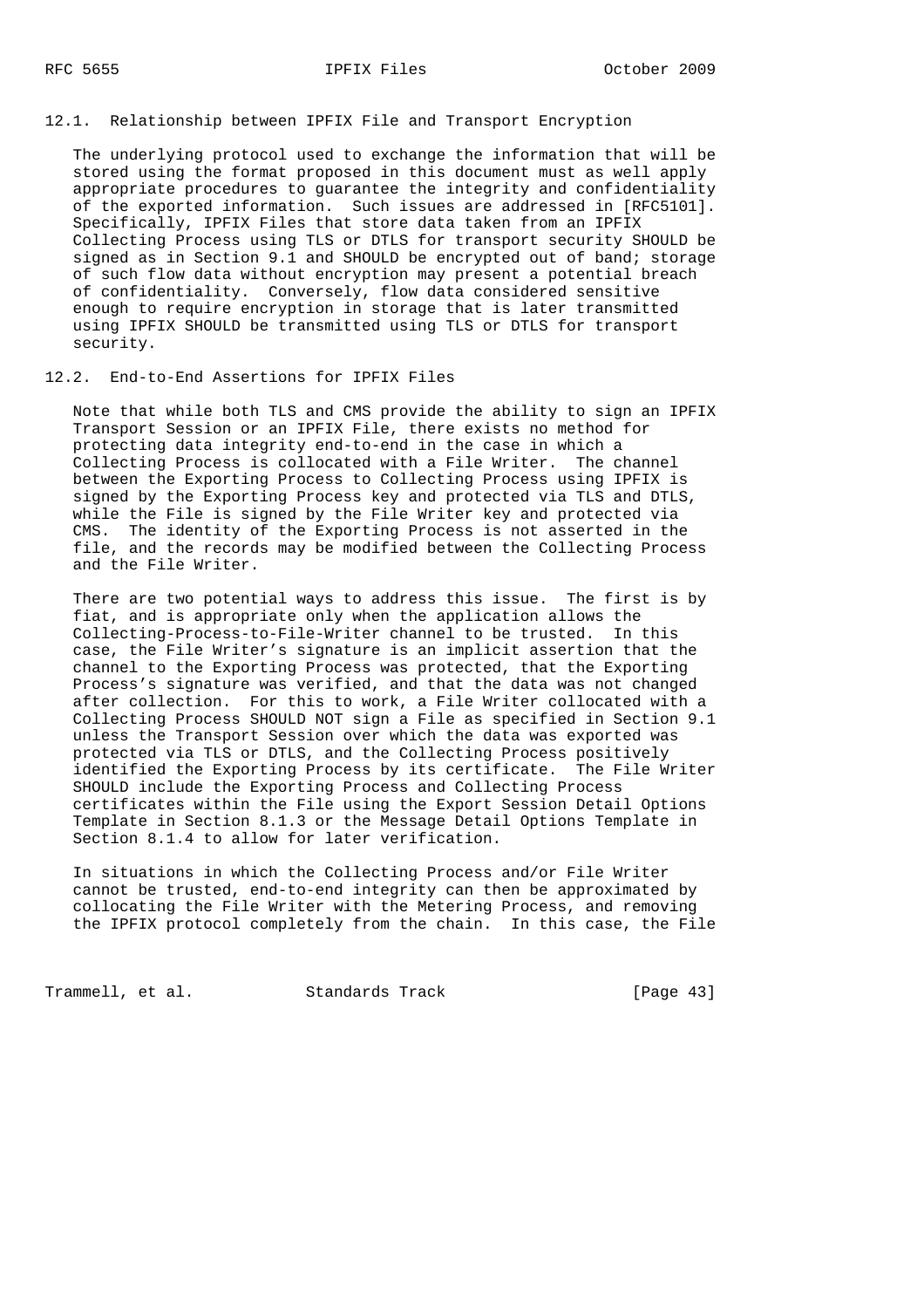### 12.1. Relationship between IPFIX File and Transport Encryption

The underlying protocol used to exchange the information that will be stored using the format proposed in this document must as well apply appropriate procedures to guarantee the integrity and confidentiality of the exported information. Such issues are addressed in [RFC5101]. Specifically, IPFIX Files that store data taken from an IPFIX Collecting Process using TLS or DTLS for transport security SHOULD be signed as in Section 9.1 and SHOULD be encrypted out of band; storage of such flow data without encryption may present a potential breach of confidentiality. Conversely, flow data considered sensitive enough to require encryption in storage that is later transmitted using IPFIX SHOULD be transmitted using TLS or DTLS for transport security.

### 12.2. End-to-End Assertions for IPFIX Files

Note that while both TLS and CMS provide the ability to sign an IPFIX Transport Session or an IPFIX File, there exists no method for protecting data integrity end-to-end in the case in which a Collecting Process is collocated with a File Writer. The channel between the Exporting Process to Collecting Process using IPFIX is signed by the Exporting Process key and protected via TLS and DTLS, while the File is signed by the File Writer key and protected via CMS. The identity of the Exporting Process is not asserted in the file, and the records may be modified between the Collecting Process and the File Writer.

There are two potential ways to address this issue. The first is by fiat, and is appropriate only when the application allows the Collecting-Process-to-File-Writer channel to be trusted. In this case, the File Writer's signature is an implicit assertion that the channel to the Exporting Process was protected, that the Exporting Process's signature was verified, and that the data was not changed after collection. For this to work, a File Writer collocated with a Collecting Process SHOULD NOT sign a File as specified in Section 9.1 unless the Transport Session over which the data was exported was protected via TLS or DTLS, and the Collecting Process positively identified the Exporting Process by its certificate. The File Writer SHOULD include the Exporting Process and Collecting Process certificates within the File using the Export Session Detail Options Template in Section 8.1.3 or the Message Detail Options Template in Section 8.1.4 to allow for later verification.

In situations in which the Collecting Process and/or File Writer cannot be trusted, end-to-end integrity can then be approximated by collocating the File Writer with the Metering Process, and removing the IPFIX protocol completely from the chain. In this case, the File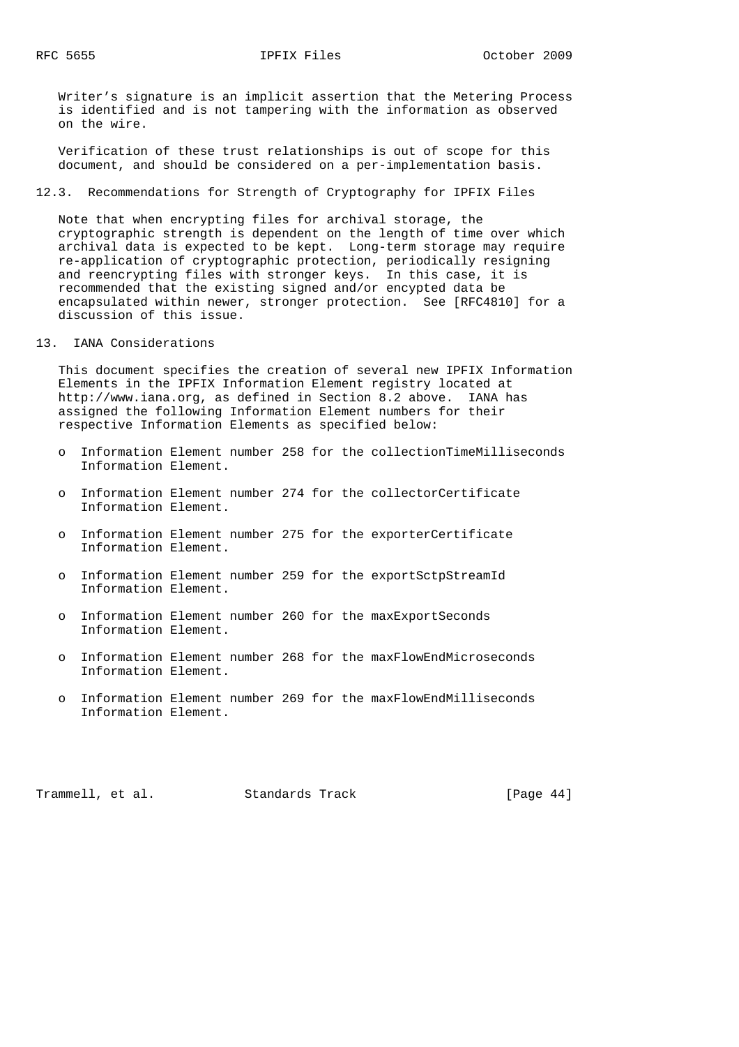Writer's signature is an implicit assertion that the Metering Process is identified and is not tampering with the information as observed on the wire.

Verification of these trust relationships is out of scope for this document, and should be considered on a per-implementation basis.

### 12.3. Recommendations for Strength of Cryptography for IPFIX Files

Note that when encrypting files for archival storage, the cryptographic strength is dependent on the length of time over which archival data is expected to be kept. Long-term storage may require re-application of cryptographic protection, periodically resigning and reencrypting files with stronger keys. In this case, it is recommended that the existing signed and/or encypted data be encapsulated within newer, stronger protection. See [RFC4810] for a discussion of this issue.

## 13. IANA Considerations

This document specifies the creation of several new IPFIX Information Elements in the IPFIX Information Element registry located at http://www.iana.org, as defined in Section 8.2 above. IANA has assigned the following Information Element numbers for their respective Information Elements as specified below:

- Information Element number 258 for the collectionTimeMilliseconds Information Element.
- Information Element number 274 for the collectorCertificate Information Element.
- Information Element number 275 for the exporterCertificate Information Element.
- Information Element number 259 for the exportSctpStreamId Information Element.
- Information Element number 260 for the maxExportSeconds Information Element.
- Information Element number 268 for the maxFlowEndMicroseconds Information Element.
- Information Element number 269 for the maxFlowEndMilliseconds Information Element.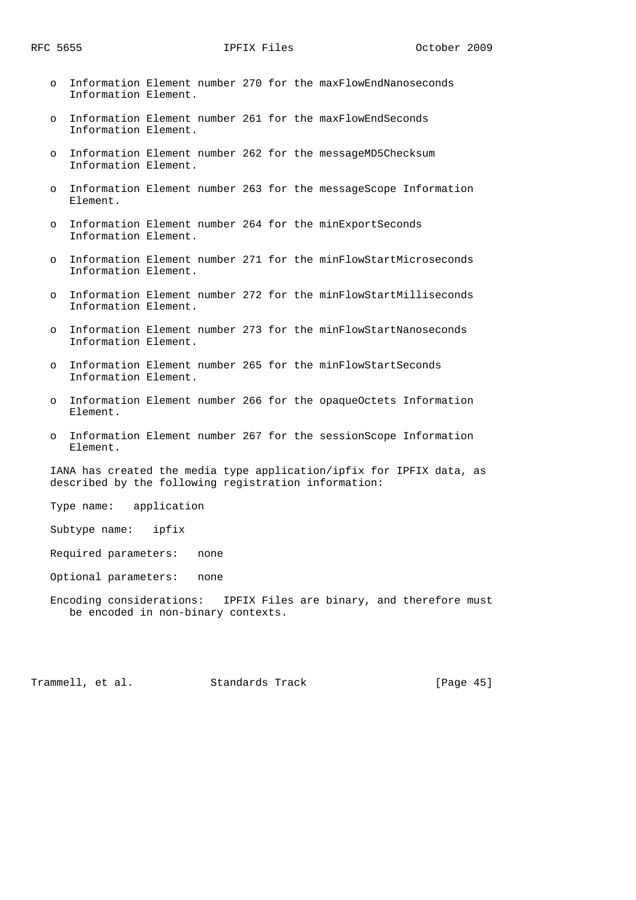- Information Element number 270 for the maxFlowEndNanoseconds Information Element.
- Information Element number 261 for the maxFlowEndSeconds Information Element.
- Information Element number 262 for the messageMD5Checksum Information Element.
- Information Element number 263 for the messageScope Information Element.
- Information Element number 264 for the minExportSeconds Information Element.
- Information Element number 271 for the minFlowStartMicroseconds Information Element.
- Information Element number 272 for the minFlowStartMilliseconds Information Element.
- Information Element number 273 for the minFlowStartNanoseconds Information Element.
- Information Element number 265 for the minFlowStartSeconds Information Element.
- Information Element number 266 for the opaqueOctets Information Element.
- Information Element number 267 for the sessionScope Information Element.

IANA has created the media type application/ipfix for IPFIX data, as described by the following registration information:

Type name: application

Subtype name: ipfix

Required parameters: none

Optional parameters: none

Encoding considerations: IPFIX Files are binary, and therefore must be encoded in non-binary contexts.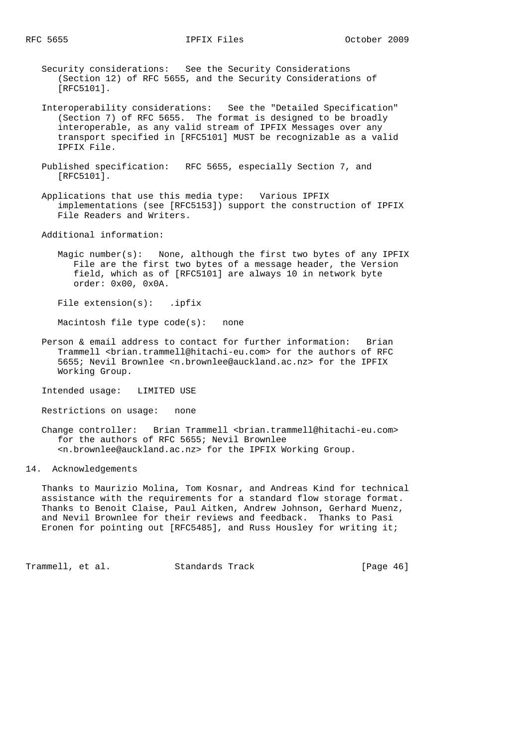Security considerations: See the Security Considerations (Section 12) of RFC 5655, and the Security Considerations of [RFC5101].

Interoperability considerations: See the "Detailed Specification" (Section 7) of RFC 5655. The format is designed to be broadly interoperable, as any valid stream of IPFIX Messages over any transport specified in [RFC5101] MUST be recognizable as a valid IPFIX File.

Published specification: RFC 5655, especially Section 7, and [RFC5101].

Applications that use this media type: Various IPFIX implementations (see [RFC5153]) support the construction of IPFIX File Readers and Writers.

Additional information:

Magic number(s): None, although the first two bytes of any IPFIX File are the first two bytes of a message header, the Version field, which as of [RFC5101] are always 10 in network byte order: 0x00, 0x0A.

File extension(s): .ipfix

Macintosh file type code(s): none

Person & email address to contact for further information: Brian Trammell <brian.trammell@hitachi-eu.com> for the authors of RFC 5655; Nevil Brownlee <n.brownlee@auckland.ac.nz> for the IPFIX Working Group.

Intended usage: LIMITED USE

Restrictions on usage: none

Change controller: Brian Trammell <brian.trammell@hitachi-eu.com> for the authors of RFC 5655; Nevil Brownlee <n.brownlee@auckland.ac.nz> for the IPFIX Working Group.

## 14. Acknowledgements

Thanks to Maurizio Molina, Tom Kosnar, and Andreas Kind for technical assistance with the requirements for a standard flow storage format. Thanks to Benoit Claise, Paul Aitken, Andrew Johnson, Gerhard Muenz, and Nevil Brownlee for their reviews and feedback. Thanks to Pasi Eronen for pointing out [RFC5485], and Russ Housley for writing it;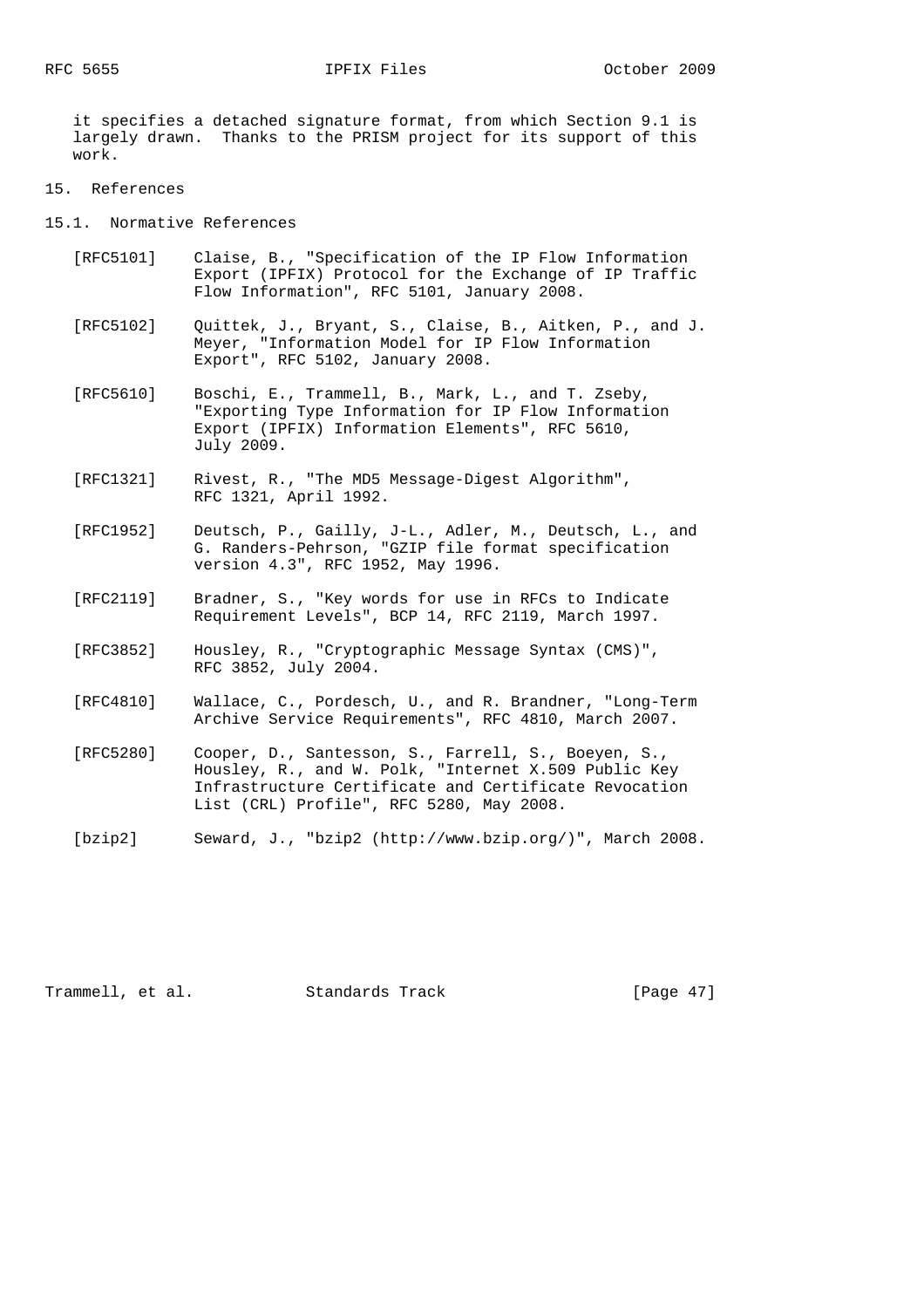it specifies a detached signature format, from which Section 9.1 is largely drawn. Thanks to the PRISM project for its support of this work.

## 15. References

### 15.1. Normative References

[RFC5101] Claise, B., "Specification of the IP Flow Information Export (IPFIX) Protocol for the Exchange of IP Traffic Flow Information", RFC 5101, January 2008.

[RFC5102] Quittek, J., Bryant, S., Claise, B., Aitken, P., and J. Meyer, "Information Model for IP Flow Information Export", RFC 5102, January 2008.

[RFC5610] Boschi, E., Trammell, B., Mark, L., and T. Zseby, "Exporting Type Information for IP Flow Information Export (IPFIX) Information Elements", RFC 5610, July 2009.

[RFC1321] Rivest, R., "The MD5 Message-Digest Algorithm", RFC 1321, April 1992.

[RFC1952] Deutsch, P., Gailly, J-L., Adler, M., Deutsch, L., and G. Randers-Pehrson, "GZIP file format specification version 4.3", RFC 1952, May 1996.

[RFC2119] Bradner, S., "Key words for use in RFCs to Indicate Requirement Levels", BCP 14, RFC 2119, March 1997.

[RFC3852] Housley, R., "Cryptographic Message Syntax (CMS)", RFC 3852, July 2004.

[RFC4810] Wallace, C., Pordesch, U., and R. Brandner, "Long-Term Archive Service Requirements", RFC 4810, March 2007.

[RFC5280] Cooper, D., Santesson, S., Farrell, S., Boeyen, S., Housley, R., and W. Polk, "Internet X.509 Public Key Infrastructure Certificate and Certificate Revocation List (CRL) Profile", RFC 5280, May 2008.

[bzip2] Seward, J., "bzip2 (http://www.bzip.org/)", March 2008.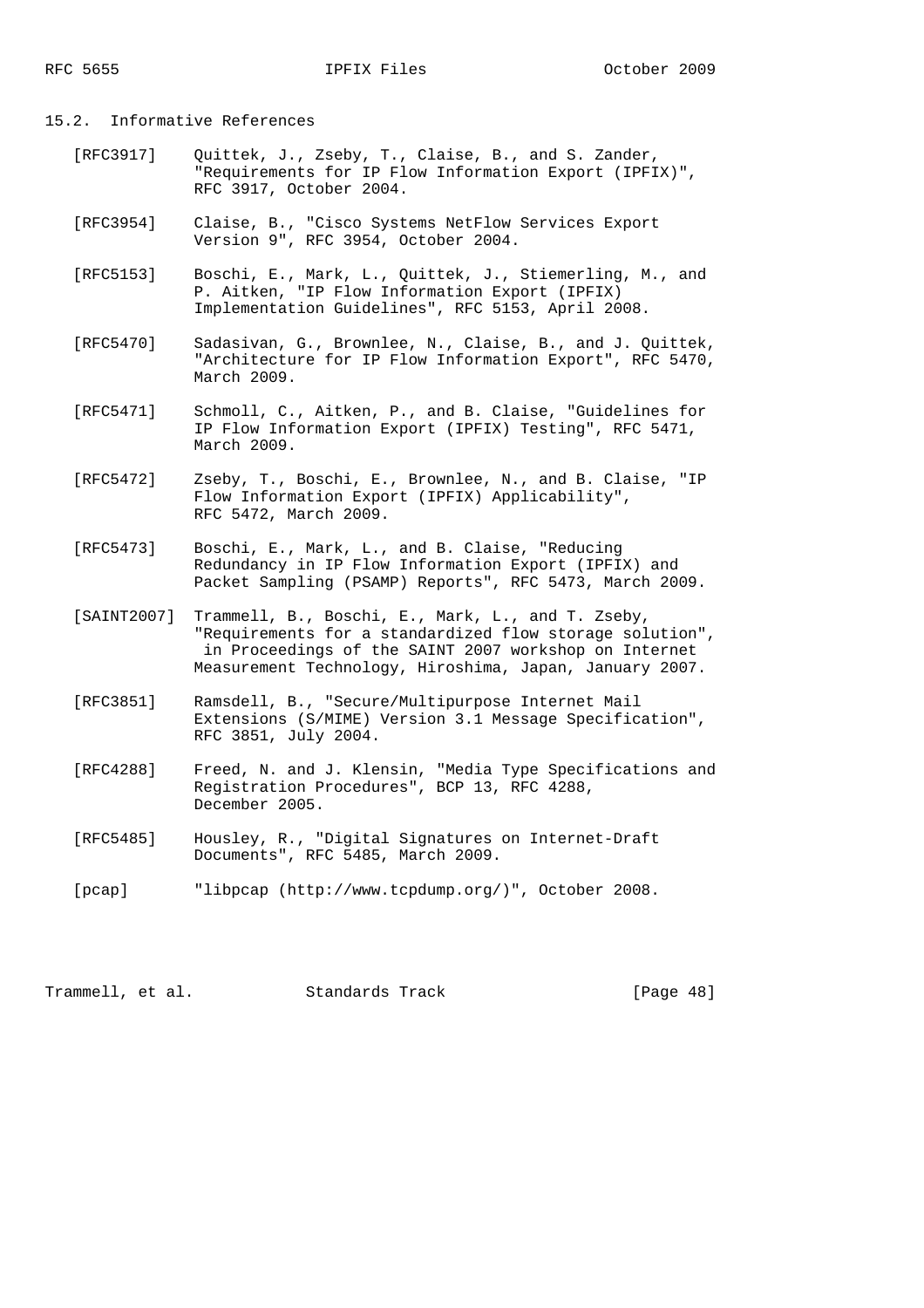## 15.2. Informative References

[RFC3917] Quittek, J., Zseby, T., Claise, B., and S. Zander, "Requirements for IP Flow Information Export (IPFIX)", RFC 3917, October 2004.

[RFC3954] Claise, B., "Cisco Systems NetFlow Services Export Version 9", RFC 3954, October 2004.

[RFC5153] Boschi, E., Mark, L., Quittek, J., Stiemerling, M., and P. Aitken, "IP Flow Information Export (IPFIX) Implementation Guidelines", RFC 5153, April 2008.

[RFC5470] Sadasivan, G., Brownlee, N., Claise, B., and J. Quittek, "Architecture for IP Flow Information Export", RFC 5470, March 2009.

[RFC5471] Schmoll, C., Aitken, P., and B. Claise, "Guidelines for IP Flow Information Export (IPFIX) Testing", RFC 5471, March 2009.

[RFC5472] Zseby, T., Boschi, E., Brownlee, N., and B. Claise, "IP Flow Information Export (IPFIX) Applicability", RFC 5472, March 2009.

[RFC5473] Boschi, E., Mark, L., and B. Claise, "Reducing Redundancy in IP Flow Information Export (IPFIX) and Packet Sampling (PSAMP) Reports", RFC 5473, March 2009.

[SAINT2007] Trammell, B., Boschi, E., Mark, L., and T. Zseby, "Requirements for a standardized flow storage solution", in Proceedings of the SAINT 2007 workshop on Internet Measurement Technology, Hiroshima, Japan, January 2007.

[RFC3851] Ramsdell, B., "Secure/Multipurpose Internet Mail Extensions (S/MIME) Version 3.1 Message Specification", RFC 3851, July 2004.

[RFC4288] Freed, N. and J. Klensin, "Media Type Specifications and Registration Procedures", BCP 13, RFC 4288, December 2005.

[RFC5485] Housley, R., "Digital Signatures on Internet-Draft Documents", RFC 5485, March 2009.

[pcap] "libpcap (http://www.tcpdump.org/)", October 2008.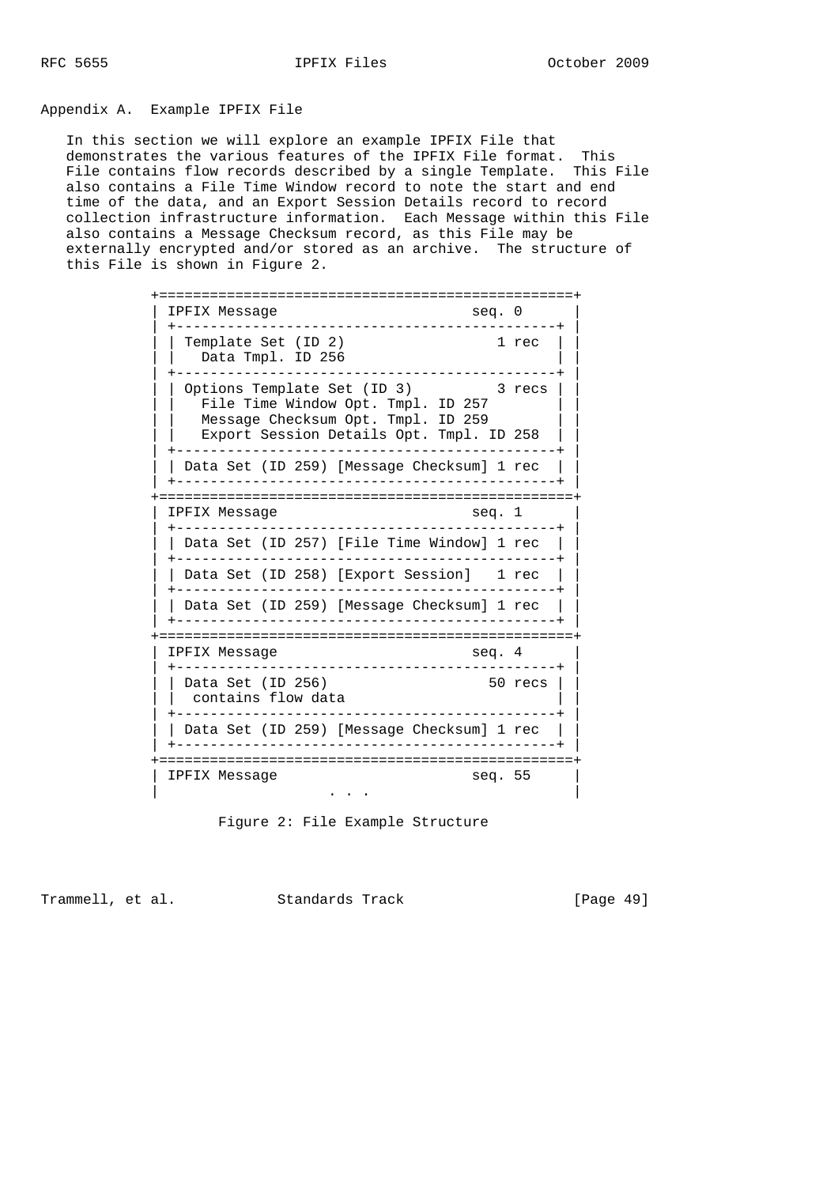## Appendix A. Example IPFIX File

In this section we will explore an example IPFIX File that demonstrates the various features of the IPFIX File format. This File contains flow records described by a single Template. This File also contains a File Time Window record to note the start and end time of the data, and an Export Session Details record to record collection infrastructure information. Each Message within this File also contains a Message Checksum record, as this File may be externally encrypted and/or stored as an archive. The structure of this File is shown in Figure 2.

```
+=================================================+
| IPFIX Message                      seq. 0       |
| +---------------------------------------------+ |
| | Template Set (ID 2)                 1 rec   | |
| |   Data Tmpl. ID 256                         | |
| +---------------------------------------------+ |
| | Options Template Set (ID 3)         3 recs  | |
| |   File Time Window Opt. Tmpl. ID 257        | |
| |   Message Checksum Opt. Tmpl. ID 259        | |
| |   Export Session Details Opt. Tmpl. ID 258  | |
| +---------------------------------------------+ |
| | Data Set (ID 259) [Message Checksum] 1 rec  | |
| +---------------------------------------------+ |
+=================================================+
| IPFIX Message                      seq. 1       |
| +---------------------------------------------+ |
| | Data Set (ID 257) [File Time Window] 1 rec  | |
| +---------------------------------------------+ |
| | Data Set (ID 258) [Export Session]   1 rec  | |
| +---------------------------------------------+ |
| | Data Set (ID 259) [Message Checksum] 1 rec  | |
| +---------------------------------------------+ |
+=================================================+
| IPFIX Message                      seq. 4       |
| +---------------------------------------------+ |
| | Data Set (ID 256)                  50 recs  | |
| |  contains flow data                         | |
| +---------------------------------------------+ |
| | Data Set (ID 259) [Message Checksum] 1 rec  | |
| +---------------------------------------------+ |
+=================================================+
| IPFIX Message                      seq. 55      |
|                   . . .                         |
```

Figure 2: File Example Structure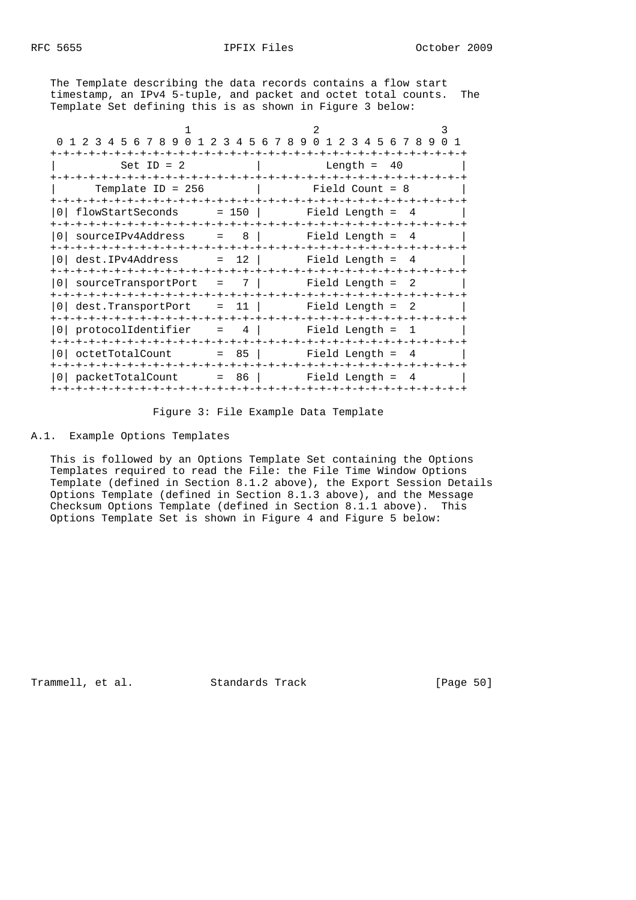The Template describing the data records contains a flow start timestamp, an IPv4 5-tuple, and packet and octet total counts. The Template Set defining this is as shown in Figure 3 below:

```
                     1                   2                   3
 0 1 2 3 4 5 6 7 8 9 0 1 2 3 4 5 6 7 8 9 0 1 2 3 4 5 6 7 8 9 0 1
+-+-+-+-+-+-+-+-+-+-+-+-+-+-+-+-+-+-+-+-+-+-+-+-+-+-+-+-+-+-+-+-+
|          Set ID = 2           |          Length =  40         |
+-+-+-+-+-+-+-+-+-+-+-+-+-+-+-+-+-+-+-+-+-+-+-+-+-+-+-+-+-+-+-+-+
|      Template ID = 256        |        Field Count = 8        |
+-+-+-+-+-+-+-+-+-+-+-+-+-+-+-+-+-+-+-+-+-+-+-+-+-+-+-+-+-+-+-+-+
|0| flowStartSeconds      = 150 |       Field Length =  4       |
+-+-+-+-+-+-+-+-+-+-+-+-+-+-+-+-+-+-+-+-+-+-+-+-+-+-+-+-+-+-+-+-+
|0| sourceIPv4Address     =   8 |       Field Length =  4       |
+-+-+-+-+-+-+-+-+-+-+-+-+-+-+-+-+-+-+-+-+-+-+-+-+-+-+-+-+-+-+-+-+
|0| dest.IPv4Address      =  12 |       Field Length =  4       |
+-+-+-+-+-+-+-+-+-+-+-+-+-+-+-+-+-+-+-+-+-+-+-+-+-+-+-+-+-+-+-+-+
|0| sourceTransportPort   =   7 |       Field Length =  2       |
+-+-+-+-+-+-+-+-+-+-+-+-+-+-+-+-+-+-+-+-+-+-+-+-+-+-+-+-+-+-+-+-+
|0| dest.TransportPort    =  11 |       Field Length =  2       |
+-+-+-+-+-+-+-+-+-+-+-+-+-+-+-+-+-+-+-+-+-+-+-+-+-+-+-+-+-+-+-+-+
|0| protocolIdentifier    =   4 |       Field Length =  1       |
+-+-+-+-+-+-+-+-+-+-+-+-+-+-+-+-+-+-+-+-+-+-+-+-+-+-+-+-+-+-+-+-+
|0| octetTotalCount       =  85 |       Field Length =  4       |
+-+-+-+-+-+-+-+-+-+-+-+-+-+-+-+-+-+-+-+-+-+-+-+-+-+-+-+-+-+-+-+-+
|0| packetTotalCount      =  86 |       Field Length =  4       |
+-+-+-+-+-+-+-+-+-+-+-+-+-+-+-+-+-+-+-+-+-+-+-+-+-+-+-+-+-+-+-+-+
```

Figure 3: File Example Data Template

## A.1. Example Options Templates

This is followed by an Options Template Set containing the Options Templates required to read the File: the File Time Window Options Template (defined in Section 8.1.2 above), the Export Session Details Options Template (defined in Section 8.1.3 above), and the Message Checksum Options Template (defined in Section 8.1.1 above). This Options Template Set is shown in Figure 4 and Figure 5 below: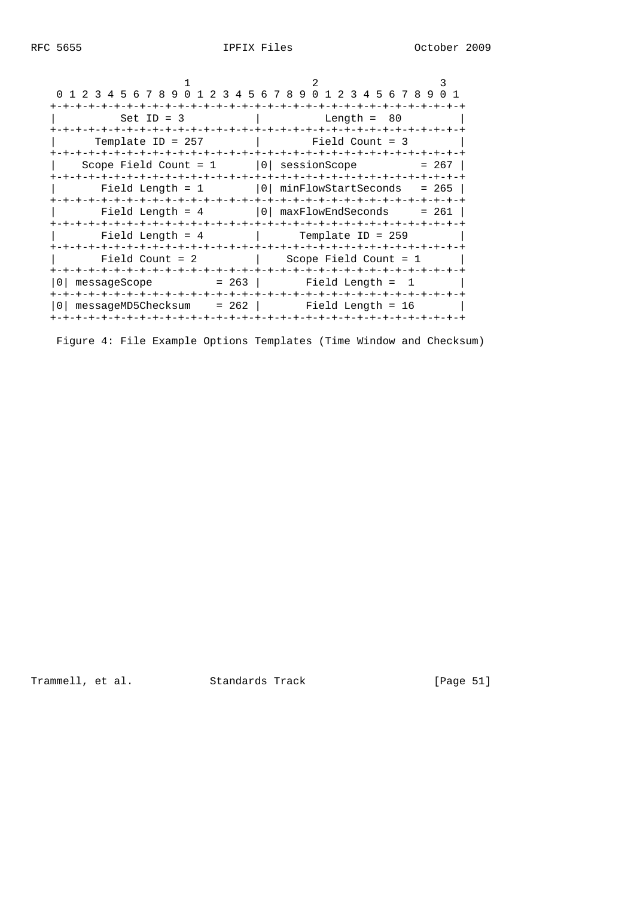```
                     1                   2                   3
 0 1 2 3 4 5 6 7 8 9 0 1 2 3 4 5 6 7 8 9 0 1 2 3 4 5 6 7 8 9 0 1
+-+-+-+-+-+-+-+-+-+-+-+-+-+-+-+-+-+-+-+-+-+-+-+-+-+-+-+-+-+-+-+-+
|          Set ID = 3           |          Length =  80         |
+-+-+-+-+-+-+-+-+-+-+-+-+-+-+-+-+-+-+-+-+-+-+-+-+-+-+-+-+-+-+-+-+
|      Template ID = 257        |        Field Count = 3        |
+-+-+-+-+-+-+-+-+-+-+-+-+-+-+-+-+-+-+-+-+-+-+-+-+-+-+-+-+-+-+-+-+
|    Scope Field Count = 1      |0| sessionScope          = 267 |
+-+-+-+-+-+-+-+-+-+-+-+-+-+-+-+-+-+-+-+-+-+-+-+-+-+-+-+-+-+-+-+-+
|       Field Length = 1        |0| minFlowStartSeconds   = 265 |
+-+-+-+-+-+-+-+-+-+-+-+-+-+-+-+-+-+-+-+-+-+-+-+-+-+-+-+-+-+-+-+-+
|       Field Length = 4        |0| maxFlowEndSeconds     = 261 |
+-+-+-+-+-+-+-+-+-+-+-+-+-+-+-+-+-+-+-+-+-+-+-+-+-+-+-+-+-+-+-+-+
|       Field Length = 4        |      Template ID = 259        |
+-+-+-+-+-+-+-+-+-+-+-+-+-+-+-+-+-+-+-+-+-+-+-+-+-+-+-+-+-+-+-+-+
|       Field Count = 2         |    Scope Field Count = 1      |
+-+-+-+-+-+-+-+-+-+-+-+-+-+-+-+-+-+-+-+-+-+-+-+-+-+-+-+-+-+-+-+-+
|0| messageScope          = 263 |       Field Length =  1       |
+-+-+-+-+-+-+-+-+-+-+-+-+-+-+-+-+-+-+-+-+-+-+-+-+-+-+-+-+-+-+-+-+
|0| messageMD5Checksum    = 262 |       Field Length = 16       |
+-+-+-+-+-+-+-+-+-+-+-+-+-+-+-+-+-+-+-+-+-+-+-+-+-+-+-+-+-+-+-+-+
```

Figure 4: File Example Options Templates (Time Window and Checksum)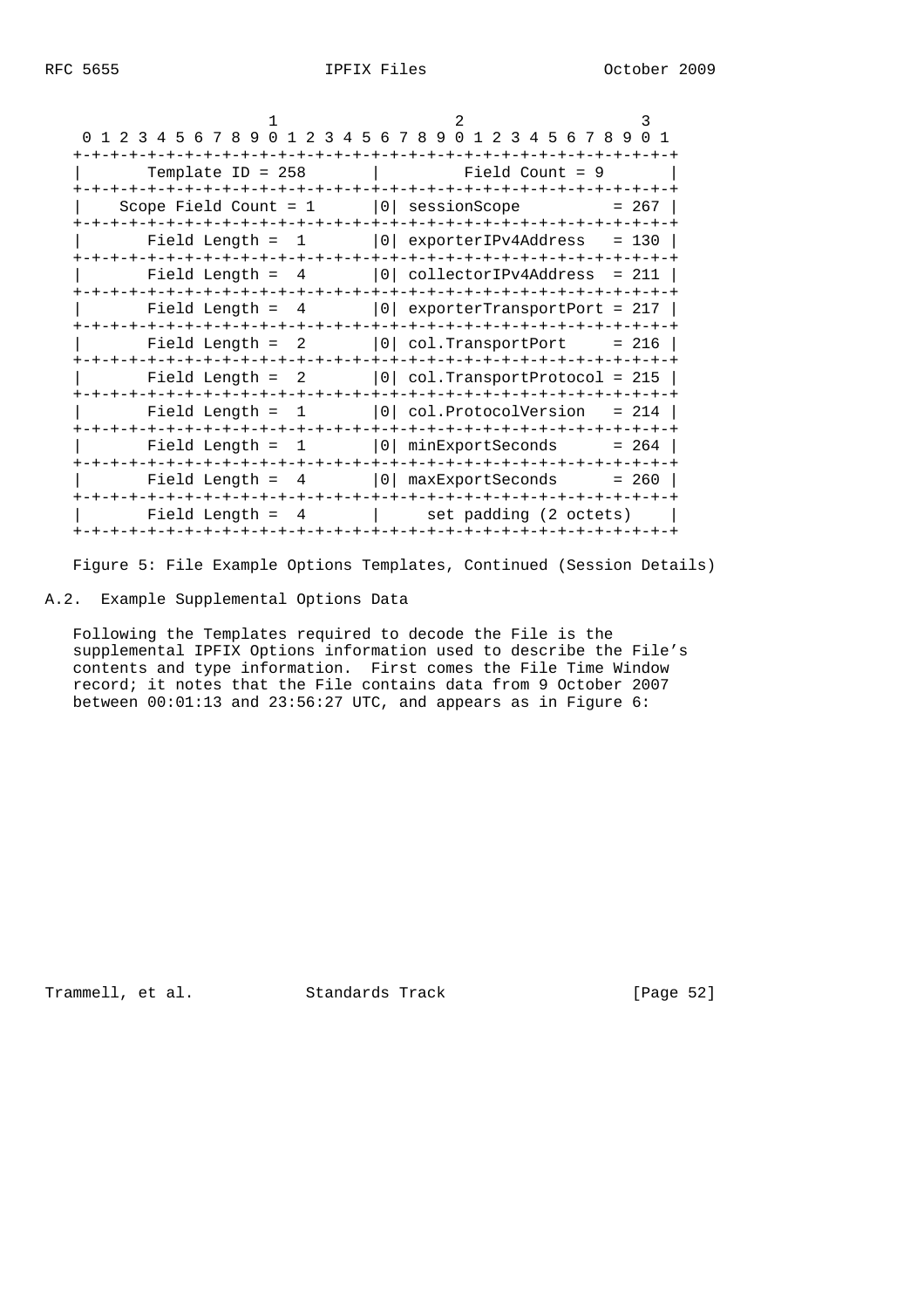```
                     1                   2                   3
 0 1 2 3 4 5 6 7 8 9 0 1 2 3 4 5 6 7 8 9 0 1 2 3 4 5 6 7 8 9 0 1
+-+-+-+-+-+-+-+-+-+-+-+-+-+-+-+-+-+-+-+-+-+-+-+-+-+-+-+-+-+-+-+-+
|       Template ID = 258       |         Field Count = 9       |
+-+-+-+-+-+-+-+-+-+-+-+-+-+-+-+-+-+-+-+-+-+-+-+-+-+-+-+-+-+-+-+-+
|    Scope Field Count = 1      |0| sessionScope          = 267 |
+-+-+-+-+-+-+-+-+-+-+-+-+-+-+-+-+-+-+-+-+-+-+-+-+-+-+-+-+-+-+-+-+
|       Field Length =  1       |0| exporterIPv4Address   = 130 |
+-+-+-+-+-+-+-+-+-+-+-+-+-+-+-+-+-+-+-+-+-+-+-+-+-+-+-+-+-+-+-+-+
|       Field Length =  4       |0| collectorIPv4Address  = 211 |
+-+-+-+-+-+-+-+-+-+-+-+-+-+-+-+-+-+-+-+-+-+-+-+-+-+-+-+-+-+-+-+-+
|       Field Length =  4       |0| exporterTransportPort = 217 |
+-+-+-+-+-+-+-+-+-+-+-+-+-+-+-+-+-+-+-+-+-+-+-+-+-+-+-+-+-+-+-+-+
|       Field Length =  2       |0| col.TransportPort     = 216 |
+-+-+-+-+-+-+-+-+-+-+-+-+-+-+-+-+-+-+-+-+-+-+-+-+-+-+-+-+-+-+-+-+
|       Field Length =  2       |0| col.TransportProtocol = 215 |
+-+-+-+-+-+-+-+-+-+-+-+-+-+-+-+-+-+-+-+-+-+-+-+-+-+-+-+-+-+-+-+-+
|       Field Length =  1       |0| col.ProtocolVersion   = 214 |
+-+-+-+-+-+-+-+-+-+-+-+-+-+-+-+-+-+-+-+-+-+-+-+-+-+-+-+-+-+-+-+-+
|       Field Length =  1       |0| minExportSeconds      = 264 |
+-+-+-+-+-+-+-+-+-+-+-+-+-+-+-+-+-+-+-+-+-+-+-+-+-+-+-+-+-+-+-+-+
|       Field Length =  4       |0| maxExportSeconds      = 260 |
+-+-+-+-+-+-+-+-+-+-+-+-+-+-+-+-+-+-+-+-+-+-+-+-+-+-+-+-+-+-+-+-+
|       Field Length =  4       |     set padding (2 octets)    |
+-+-+-+-+-+-+-+-+-+-+-+-+-+-+-+-+-+-+-+-+-+-+-+-+-+-+-+-+-+-+-+-+
```

Figure 5: File Example Options Templates, Continued (Session Details)

## A.2. Example Supplemental Options Data

Following the Templates required to decode the File is the supplemental IPFIX Options information used to describe the File's contents and type information. First comes the File Time Window record; it notes that the File contains data from 9 October 2007 between 00:01:13 and 23:56:27 UTC, and appears as in Figure 6: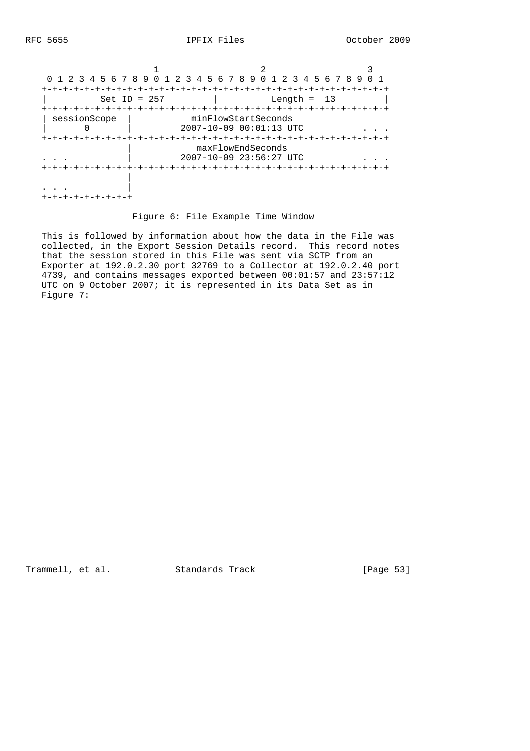```
                     1                   2                   3
 0 1 2 3 4 5 6 7 8 9 0 1 2 3 4 5 6 7 8 9 0 1 2 3 4 5 6 7 8 9 0 1
+-+-+-+-+-+-+-+-+-+-+-+-+-+-+-+-+-+-+-+-+-+-+-+-+-+-+-+-+-+-+-+-+
|          Set ID = 257         |          Length =  13         |
+-+-+-+-+-+-+-+-+-+-+-+-+-+-+-+-+-+-+-+-+-+-+-+-+-+-+-+-+-+-+-+-+
| sessionScope  |           minFlowStartSeconds
|       0       |         2007-10-09 00:01:13 UTC           . . .
+-+-+-+-+-+-+-+-+-+-+-+-+-+-+-+-+-+-+-+-+-+-+-+-+-+-+-+-+-+-+-+-+
                |           maxFlowEndSeconds
. . .           |         2007-10-09 23:56:27 UTC           . . .
+-+-+-+-+-+-+-+-+-+-+-+-+-+-+-+-+-+-+-+-+-+-+-+-+-+-+-+-+-+-+-+-+
                |
. . .           |
+-+-+-+-+-+-+-+-+
```

Figure 6: File Example Time Window

This is followed by information about how the data in the File was collected, in the Export Session Details record. This record notes that the session stored in this File was sent via SCTP from an Exporter at 192.0.2.30 port 32769 to a Collector at 192.0.2.40 port 4739, and contains messages exported between 00:01:57 and 23:57:12 UTC on 9 October 2007; it is represented in its Data Set as in Figure 7: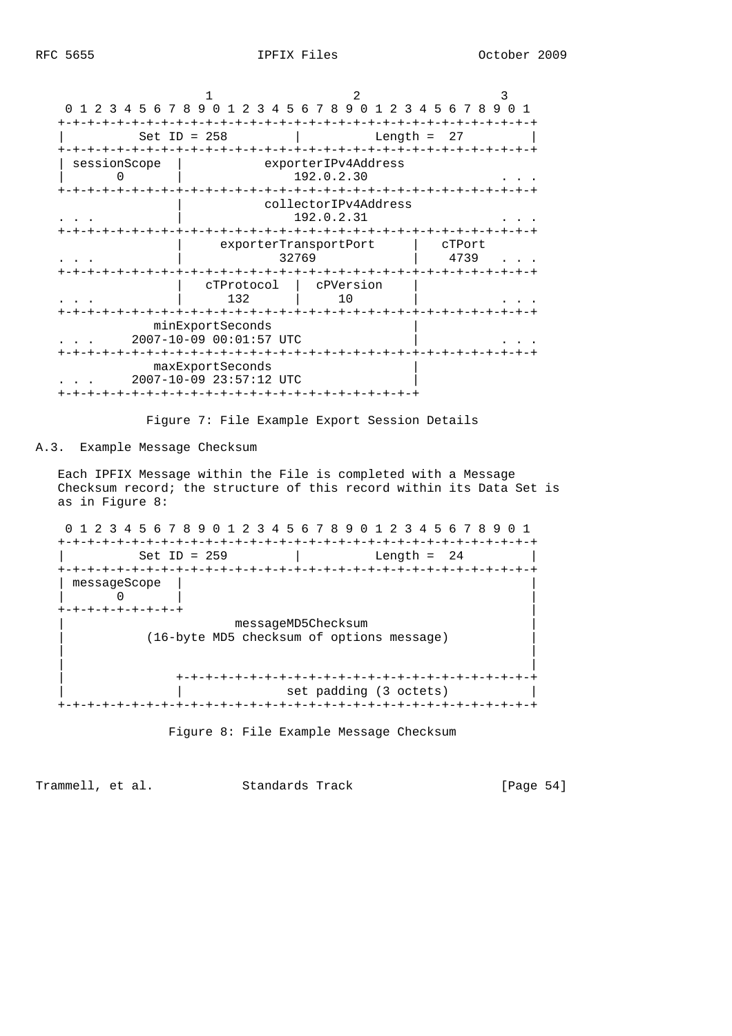```
                     1                   2                   3
 0 1 2 3 4 5 6 7 8 9 0 1 2 3 4 5 6 7 8 9 0 1 2 3 4 5 6 7 8 9 0 1
+-+-+-+-+-+-+-+-+-+-+-+-+-+-+-+-+-+-+-+-+-+-+-+-+-+-+-+-+-+-+-+-+
|          Set ID = 258         |         Length =  27          |
+-+-+-+-+-+-+-+-+-+-+-+-+-+-+-+-+-+-+-+-+-+-+-+-+-+-+-+-+-+-+-+-+
| sessionScope  |           exporterIPv4Address
|       0       |               192.0.2.30                  . . .
+-+-+-+-+-+-+-+-+-+-+-+-+-+-+-+-+-+-+-+-+-+-+-+-+-+-+-+-+-+-+-+-+
                |           collectorIPv4Address
. . .           |               192.0.2.31                  . . .
+-+-+-+-+-+-+-+-+-+-+-+-+-+-+-+-+-+-+-+-+-+-+-+-+-+-+-+-+-+-+-+-+
                |     exporterTransportPort     |   cTPort
. . .           |             32769             |    4739   . . .
+-+-+-+-+-+-+-+-+-+-+-+-+-+-+-+-+-+-+-+-+-+-+-+-+-+-+-+-+-+-+-+-+
                |   cTProtocol  |  cPVersion    |
. . .           |      132      |     10        |           . . .
+-+-+-+-+-+-+-+-+-+-+-+-+-+-+-+-+-+-+-+-+-+-+-+-+-+-+-+-+-+-+-+-+
           minExportSeconds                     |
. . .   2007-10-09 00:01:57 UTC                 |           . . .
+-+-+-+-+-+-+-+-+-+-+-+-+-+-+-+-+-+-+-+-+-+-+-+-+-+-+-+-+-+-+-+-+
           maxExportSeconds                     |
. . .   2007-10-09 23:57:12 UTC                 |
+-+-+-+-+-+-+-+-+-+-+-+-+-+-+-+-+-+-+-+-+-+-+-+-+
```

Figure 7: File Example Export Session Details

### A.3. Example Message Checksum

Each IPFIX Message within the File is completed with a Message Checksum record; the structure of this record within its Data Set is as in Figure 8:

```
 0 1 2 3 4 5 6 7 8 9 0 1 2 3 4 5 6 7 8 9 0 1 2 3 4 5 6 7 8 9 0 1
+-+-+-+-+-+-+-+-+-+-+-+-+-+-+-+-+-+-+-+-+-+-+-+-+-+-+-+-+-+-+-+-+
|          Set ID = 259         |         Length =  24          |
+-+-+-+-+-+-+-+-+-+-+-+-+-+-+-+-+-+-+-+-+-+-+-+-+-+-+-+-+-+-+-+-+
| messageScope  |                                               |
|       0       |                                               |
+-+-+-+-+-+-+-+-+                                               |
|                         messageMD5Checksum                    |
|          (16-byte MD5 checksum of options message)            |
|                                                               |
|                                                               |
|               +-+-+-+-+-+-+-+-+-+-+-+-+-+-+-+-+-+-+-+-+-+-+-+-+
|               |             set padding (3 octets)            |
+-+-+-+-+-+-+-+-+-+-+-+-+-+-+-+-+-+-+-+-+-+-+-+-+-+-+-+-+-+-+-+-+
```

Figure 8: File Example Message Checksum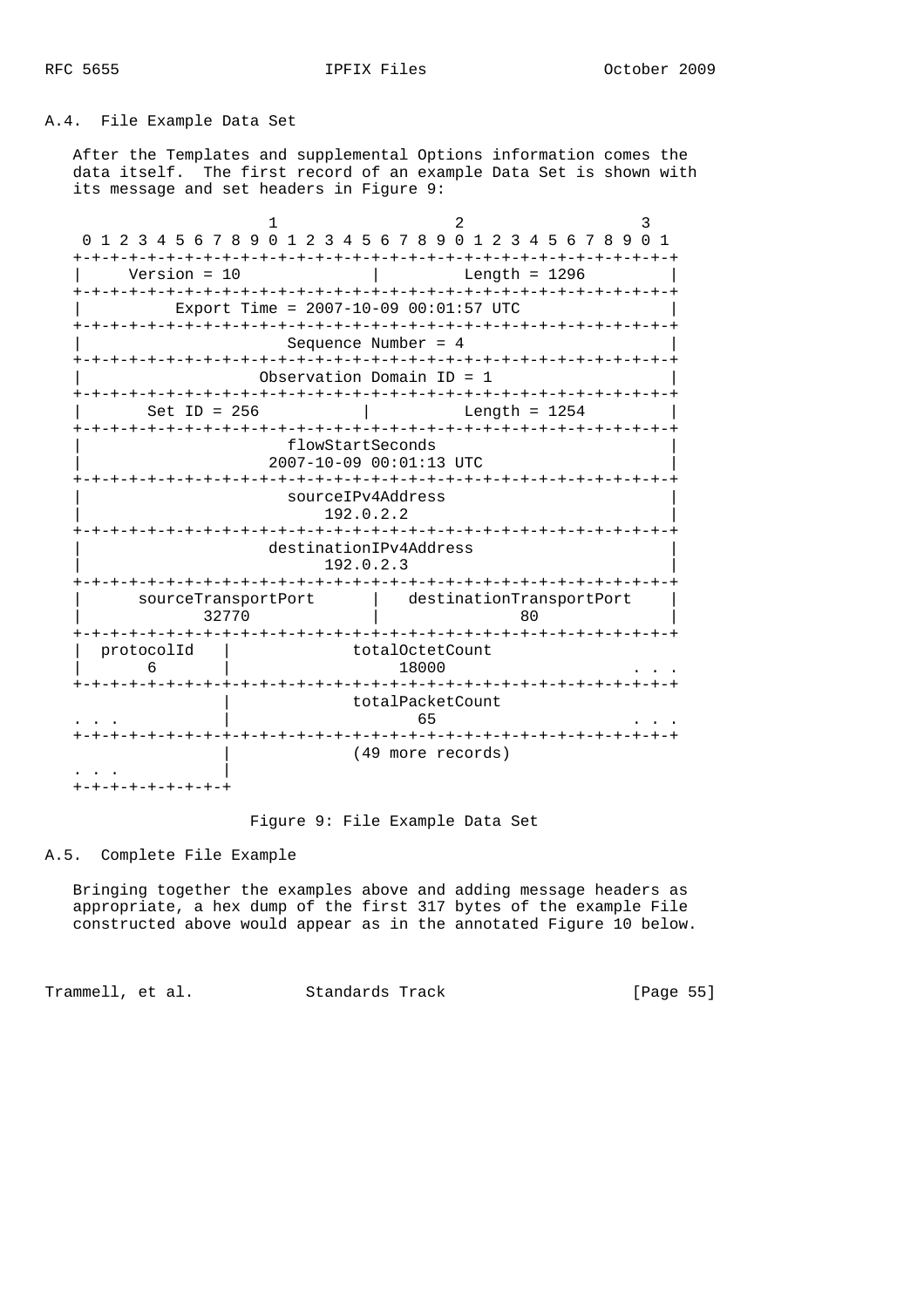## A.4. File Example Data Set

After the Templates and supplemental Options information comes the data itself. The first record of an example Data Set is shown with its message and set headers in Figure 9:

```
                     1                   2                   3
 0 1 2 3 4 5 6 7 8 9 0 1 2 3 4 5 6 7 8 9 0 1 2 3 4 5 6 7 8 9 0 1
+-+-+-+-+-+-+-+-+-+-+-+-+-+-+-+-+-+-+-+-+-+-+-+-+-+-+-+-+-+-+-+-+
|     Version = 10              |         Length = 1296         |
+-+-+-+-+-+-+-+-+-+-+-+-+-+-+-+-+-+-+-+-+-+-+-+-+-+-+-+-+-+-+-+-+
|          Export Time = 2007-10-09 00:01:57 UTC                |
+-+-+-+-+-+-+-+-+-+-+-+-+-+-+-+-+-+-+-+-+-+-+-+-+-+-+-+-+-+-+-+-+
|                     Sequence Number = 4                       |
+-+-+-+-+-+-+-+-+-+-+-+-+-+-+-+-+-+-+-+-+-+-+-+-+-+-+-+-+-+-+-+-+
|                  Observation Domain ID = 1                    |
+-+-+-+-+-+-+-+-+-+-+-+-+-+-+-+-+-+-+-+-+-+-+-+-+-+-+-+-+-+-+-+-+
|       Set ID = 256            |         Length = 1254         |
+-+-+-+-+-+-+-+-+-+-+-+-+-+-+-+-+-+-+-+-+-+-+-+-+-+-+-+-+-+-+-+-+
|                     flowStartSeconds                          |
|                   2007-10-09 00:01:13 UTC                     |
+-+-+-+-+-+-+-+-+-+-+-+-+-+-+-+-+-+-+-+-+-+-+-+-+-+-+-+-+-+-+-+-+
|                     sourceIPv4Address                         |
|                         192.0.2.2                             |
+-+-+-+-+-+-+-+-+-+-+-+-+-+-+-+-+-+-+-+-+-+-+-+-+-+-+-+-+-+-+-+-+
|                   destinationIPv4Address                      |
|                         192.0.2.3                             |
+-+-+-+-+-+-+-+-+-+-+-+-+-+-+-+-+-+-+-+-+-+-+-+-+-+-+-+-+-+-+-+-+
|      sourceTransportPort      |   destinationTransportPort    |
|             32770             |              80               |
+-+-+-+-+-+-+-+-+-+-+-+-+-+-+-+-+-+-+-+-+-+-+-+-+-+-+-+-+-+-+-+-+
|  protocolId   |            totalOctetCount
|       6       |                 18000                       . . .
+-+-+-+-+-+-+-+-+-+-+-+-+-+-+-+-+-+-+-+-+-+-+-+-+-+-+-+-+-+-+-+-+
                |            totalPacketCount
. . .           |                  65                         . . .
+-+-+-+-+-+-+-+-+-+-+-+-+-+-+-+-+-+-+-+-+-+-+-+-+-+-+-+-+-+-+-+-+
                |            (49 more records)
. . .           |
+-+-+-+-+-+-+-+-+
```

Figure 9: File Example Data Set

## A.5. Complete File Example

Bringing together the examples above and adding message headers as appropriate, a hex dump of the first 317 bytes of the example File constructed above would appear as in the annotated Figure 10 below.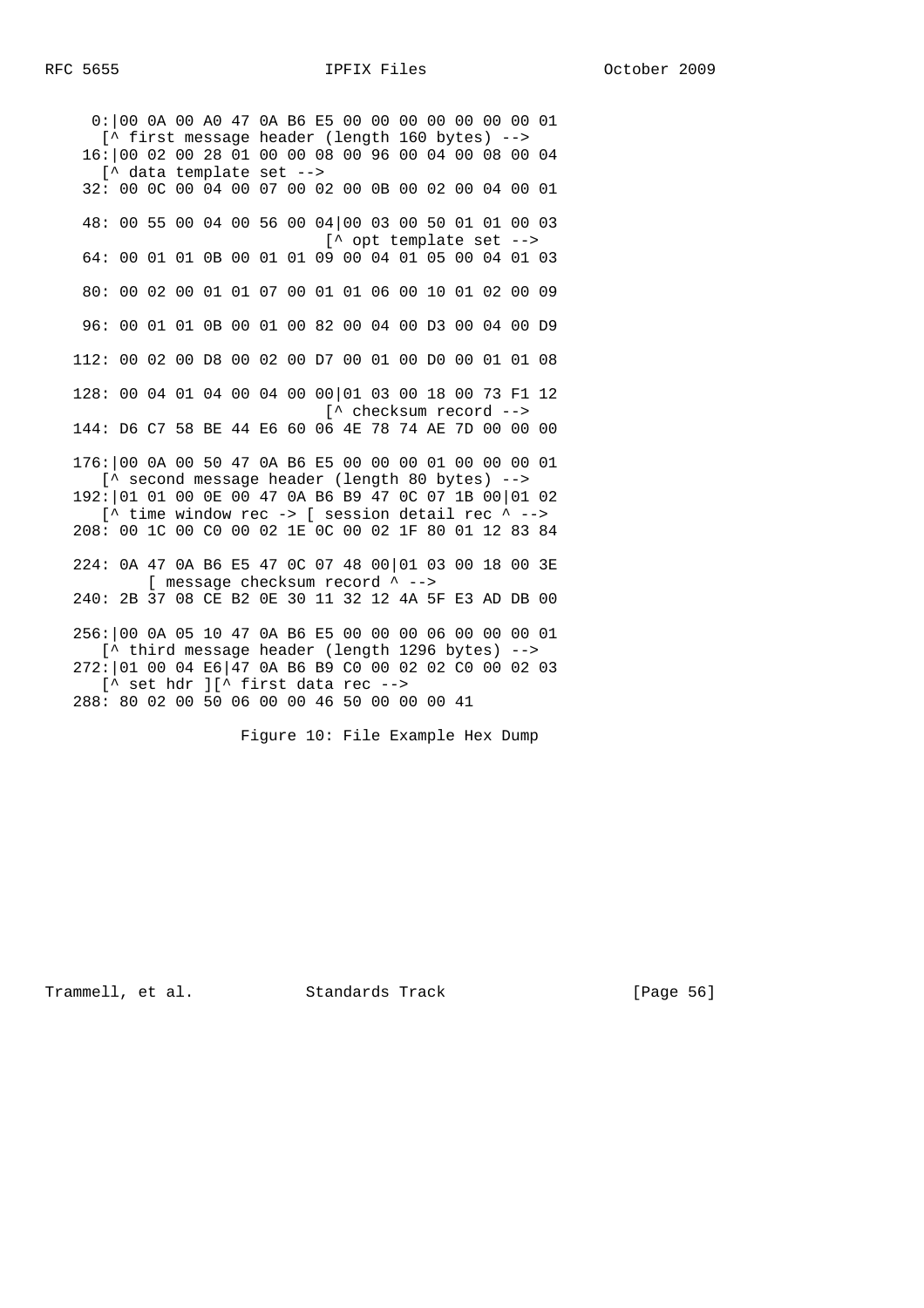```
  0:|00 0A 00 A0 47 0A B6 E5 00 00 00 00 00 00 00 01
    [^ first message header (length 160 bytes) -->
 16:|00 02 00 28 01 00 00 08 00 96 00 04 00 08 00 04
    [^ data template set -->
 32: 00 0C 00 04 00 07 00 02 00 0B 00 02 00 04 00 01

 48: 00 55 00 04 00 56 00 04|00 03 00 50 01 01 00 03
                            [^ opt template set -->
 64: 00 01 01 0B 00 01 01 09 00 04 01 05 00 04 01 03

 80: 00 02 00 01 01 07 00 01 01 06 00 10 01 02 00 09

 96: 00 01 01 0B 00 01 00 82 00 04 00 D3 00 04 00 D9

112: 00 02 00 D8 00 02 00 D7 00 01 00 D0 00 01 01 08

128: 00 04 01 04 00 04 00 00|01 03 00 18 00 73 F1 12
                            [^ checksum record -->
144: D6 C7 58 BE 44 E6 60 06 4E 78 74 AE 7D 00 00 00

176:|00 0A 00 50 47 0A B6 E5 00 00 00 01 00 00 00 01
    [^ second message header (length 80 bytes) -->
192:|01 01 00 0E 00 47 0A B6 B9 47 0C 07 1B 00|01 02
    [^ time window rec -> [ session detail rec ^ -->
208: 00 1C 00 C0 00 02 1E 0C 00 02 1F 80 01 12 83 84

224: 0A 47 0A B6 E5 47 0C 07 48 00|01 03 00 18 00 3E
         [ message checksum record ^ -->
240: 2B 37 08 CE B2 0E 30 11 32 12 4A 5F E3 AD DB 00

256:|00 0A 05 10 47 0A B6 E5 00 00 00 06 00 00 00 01
    [^ third message header (length 1296 bytes) -->
272:|01 00 04 E6|47 0A B6 B9 C0 00 02 02 C0 00 02 03
    [^ set hdr ][^ first data rec -->
288: 80 02 00 50 06 00 00 46 50 00 00 00 41
```

Figure 10: File Example Hex Dump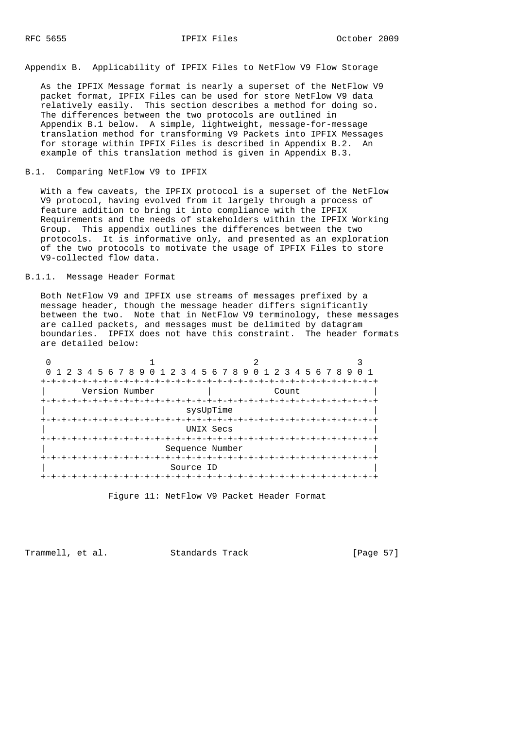## Appendix B. Applicability of IPFIX Files to NetFlow V9 Flow Storage

As the IPFIX Message format is nearly a superset of the NetFlow V9 packet format, IPFIX Files can be used for store NetFlow V9 data relatively easily. This section describes a method for doing so. The differences between the two protocols are outlined in Appendix B.1 below. A simple, lightweight, message-for-message translation method for transforming V9 Packets into IPFIX Messages for storage within IPFIX Files is described in Appendix B.2. An example of this translation method is given in Appendix B.3.

### B.1. Comparing NetFlow V9 to IPFIX

With a few caveats, the IPFIX protocol is a superset of the NetFlow V9 protocol, having evolved from it largely through a process of feature addition to bring it into compliance with the IPFIX Requirements and the needs of stakeholders within the IPFIX Working Group. This appendix outlines the differences between the two protocols. It is informative only, and presented as an exploration of the two protocols to motivate the usage of IPFIX Files to store V9-collected flow data.

#### B.1.1. Message Header Format

Both NetFlow V9 and IPFIX use streams of messages prefixed by a message header, though the message header differs significantly between the two. Note that in NetFlow V9 terminology, these messages are called packets, and messages must be delimited by datagram boundaries. IPFIX does not have this constraint. The header formats are detailed below:

```
 0                   1                   2                   3
 0 1 2 3 4 5 6 7 8 9 0 1 2 3 4 5 6 7 8 9 0 1 2 3 4 5 6 7 8 9 0 1
+-+-+-+-+-+-+-+-+-+-+-+-+-+-+-+-+-+-+-+-+-+-+-+-+-+-+-+-+-+-+-+-+
|       Version Number          |            Count              |
+-+-+-+-+-+-+-+-+-+-+-+-+-+-+-+-+-+-+-+-+-+-+-+-+-+-+-+-+-+-+-+-+
|                           sysUpTime                           |
+-+-+-+-+-+-+-+-+-+-+-+-+-+-+-+-+-+-+-+-+-+-+-+-+-+-+-+-+-+-+-+-+
|                           UNIX Secs                           |
+-+-+-+-+-+-+-+-+-+-+-+-+-+-+-+-+-+-+-+-+-+-+-+-+-+-+-+-+-+-+-+-+
|                       Sequence Number                         |
+-+-+-+-+-+-+-+-+-+-+-+-+-+-+-+-+-+-+-+-+-+-+-+-+-+-+-+-+-+-+-+-+
|                        Source ID                              |
+-+-+-+-+-+-+-+-+-+-+-+-+-+-+-+-+-+-+-+-+-+-+-+-+-+-+-+-+-+-+-+-+
```

Figure 11: NetFlow V9 Packet Header Format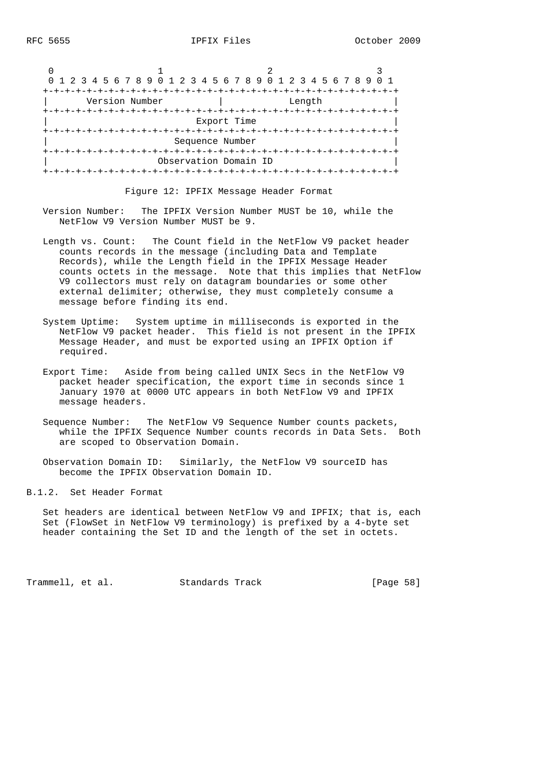```
 0                   1                   2                   3
 0 1 2 3 4 5 6 7 8 9 0 1 2 3 4 5 6 7 8 9 0 1 2 3 4 5 6 7 8 9 0 1
+-+-+-+-+-+-+-+-+-+-+-+-+-+-+-+-+-+-+-+-+-+-+-+-+-+-+-+-+-+-+-+-+
|       Version Number          |            Length             |
+-+-+-+-+-+-+-+-+-+-+-+-+-+-+-+-+-+-+-+-+-+-+-+-+-+-+-+-+-+-+-+-+
|                           Export Time                         |
+-+-+-+-+-+-+-+-+-+-+-+-+-+-+-+-+-+-+-+-+-+-+-+-+-+-+-+-+-+-+-+-+
|                       Sequence Number                         |
+-+-+-+-+-+-+-+-+-+-+-+-+-+-+-+-+-+-+-+-+-+-+-+-+-+-+-+-+-+-+-+-+
|                    Observation Domain ID                      |
+-+-+-+-+-+-+-+-+-+-+-+-+-+-+-+-+-+-+-+-+-+-+-+-+-+-+-+-+-+-+-+-+
```

Figure 12: IPFIX Message Header Format

Version Number: The IPFIX Version Number MUST be 10, while the NetFlow V9 Version Number MUST be 9.

Length vs. Count: The Count field in the NetFlow V9 packet header counts records in the message (including Data and Template Records), while the Length field in the IPFIX Message Header counts octets in the message. Note that this implies that NetFlow V9 collectors must rely on datagram boundaries or some other external delimiter; otherwise, they must completely consume a message before finding its end.

System Uptime: System uptime in milliseconds is exported in the NetFlow V9 packet header. This field is not present in the IPFIX Message Header, and must be exported using an IPFIX Option if required.

Export Time: Aside from being called UNIX Secs in the NetFlow V9 packet header specification, the export time in seconds since 1 January 1970 at 0000 UTC appears in both NetFlow V9 and IPFIX message headers.

Sequence Number: The NetFlow V9 Sequence Number counts packets, while the IPFIX Sequence Number counts records in Data Sets. Both are scoped to Observation Domain.

Observation Domain ID: Similarly, the NetFlow V9 sourceID has become the IPFIX Observation Domain ID.

### B.1.2. Set Header Format

Set headers are identical between NetFlow V9 and IPFIX; that is, each Set (FlowSet in NetFlow V9 terminology) is prefixed by a 4-byte set header containing the Set ID and the length of the set in octets.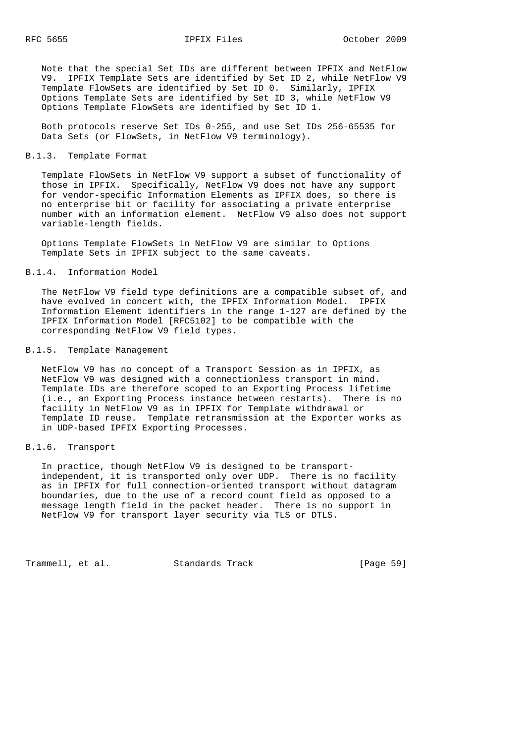Note that the special Set IDs are different between IPFIX and NetFlow V9. IPFIX Template Sets are identified by Set ID 2, while NetFlow V9 Template FlowSets are identified by Set ID 0. Similarly, IPFIX Options Template Sets are identified by Set ID 3, while NetFlow V9 Options Template FlowSets are identified by Set ID 1.

Both protocols reserve Set IDs 0-255, and use Set IDs 256-65535 for Data Sets (or FlowSets, in NetFlow V9 terminology).

### B.1.3. Template Format

Template FlowSets in NetFlow V9 support a subset of functionality of those in IPFIX. Specifically, NetFlow V9 does not have any support for vendor-specific Information Elements as IPFIX does, so there is no enterprise bit or facility for associating a private enterprise number with an information element. NetFlow V9 also does not support variable-length fields.

Options Template FlowSets in NetFlow V9 are similar to Options Template Sets in IPFIX subject to the same caveats.

### B.1.4. Information Model

The NetFlow V9 field type definitions are a compatible subset of, and have evolved in concert with, the IPFIX Information Model. IPFIX Information Element identifiers in the range 1-127 are defined by the IPFIX Information Model [RFC5102] to be compatible with the corresponding NetFlow V9 field types.

### B.1.5. Template Management

NetFlow V9 has no concept of a Transport Session as in IPFIX, as NetFlow V9 was designed with a connectionless transport in mind. Template IDs are therefore scoped to an Exporting Process lifetime (i.e., an Exporting Process instance between restarts). There is no facility in NetFlow V9 as in IPFIX for Template withdrawal or Template ID reuse. Template retransmission at the Exporter works as in UDP-based IPFIX Exporting Processes.

### B.1.6. Transport

In practice, though NetFlow V9 is designed to be transport-independent, it is transported only over UDP. There is no facility as in IPFIX for full connection-oriented transport without datagram boundaries, due to the use of a record count field as opposed to a message length field in the packet header. There is no support in NetFlow V9 for transport layer security via TLS or DTLS.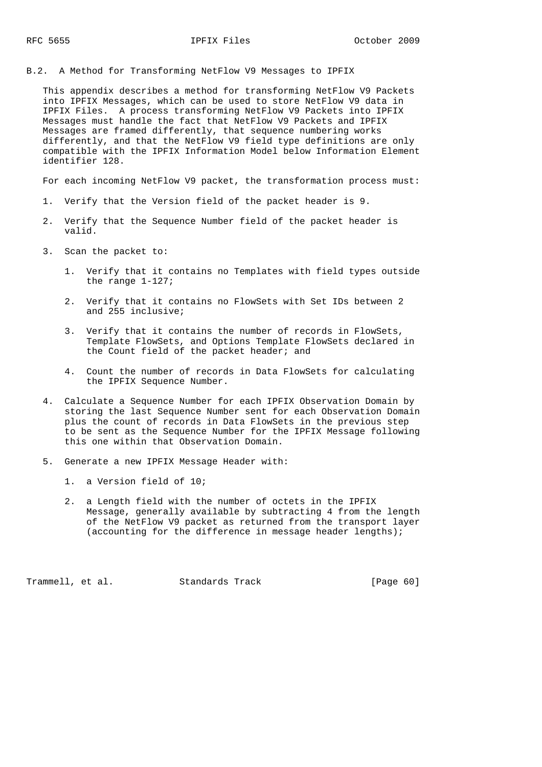## B.2. A Method for Transforming NetFlow V9 Messages to IPFIX

This appendix describes a method for transforming NetFlow V9 Packets into IPFIX Messages, which can be used to store NetFlow V9 data in IPFIX Files. A process transforming NetFlow V9 Packets into IPFIX Messages must handle the fact that NetFlow V9 Packets and IPFIX Messages are framed differently, that sequence numbering works differently, and that the NetFlow V9 field type definitions are only compatible with the IPFIX Information Model below Information Element identifier 128.

For each incoming NetFlow V9 packet, the transformation process must:

1. Verify that the Version field of the packet header is 9.

2. Verify that the Sequence Number field of the packet header is valid.

3. Scan the packet to:

   1. Verify that it contains no Templates with field types outside the range 1-127;

   2. Verify that it contains no FlowSets with Set IDs between 2 and 255 inclusive;

   3. Verify that it contains the number of records in FlowSets, Template FlowSets, and Options Template FlowSets declared in the Count field of the packet header; and

   4. Count the number of records in Data FlowSets for calculating the IPFIX Sequence Number.

4. Calculate a Sequence Number for each IPFIX Observation Domain by storing the last Sequence Number sent for each Observation Domain plus the count of records in Data FlowSets in the previous step to be sent as the Sequence Number for the IPFIX Message following this one within that Observation Domain.

5. Generate a new IPFIX Message Header with:

   1. a Version field of 10;

   2. a Length field with the number of octets in the IPFIX Message, generally available by subtracting 4 from the length of the NetFlow V9 packet as returned from the transport layer (accounting for the difference in message header lengths);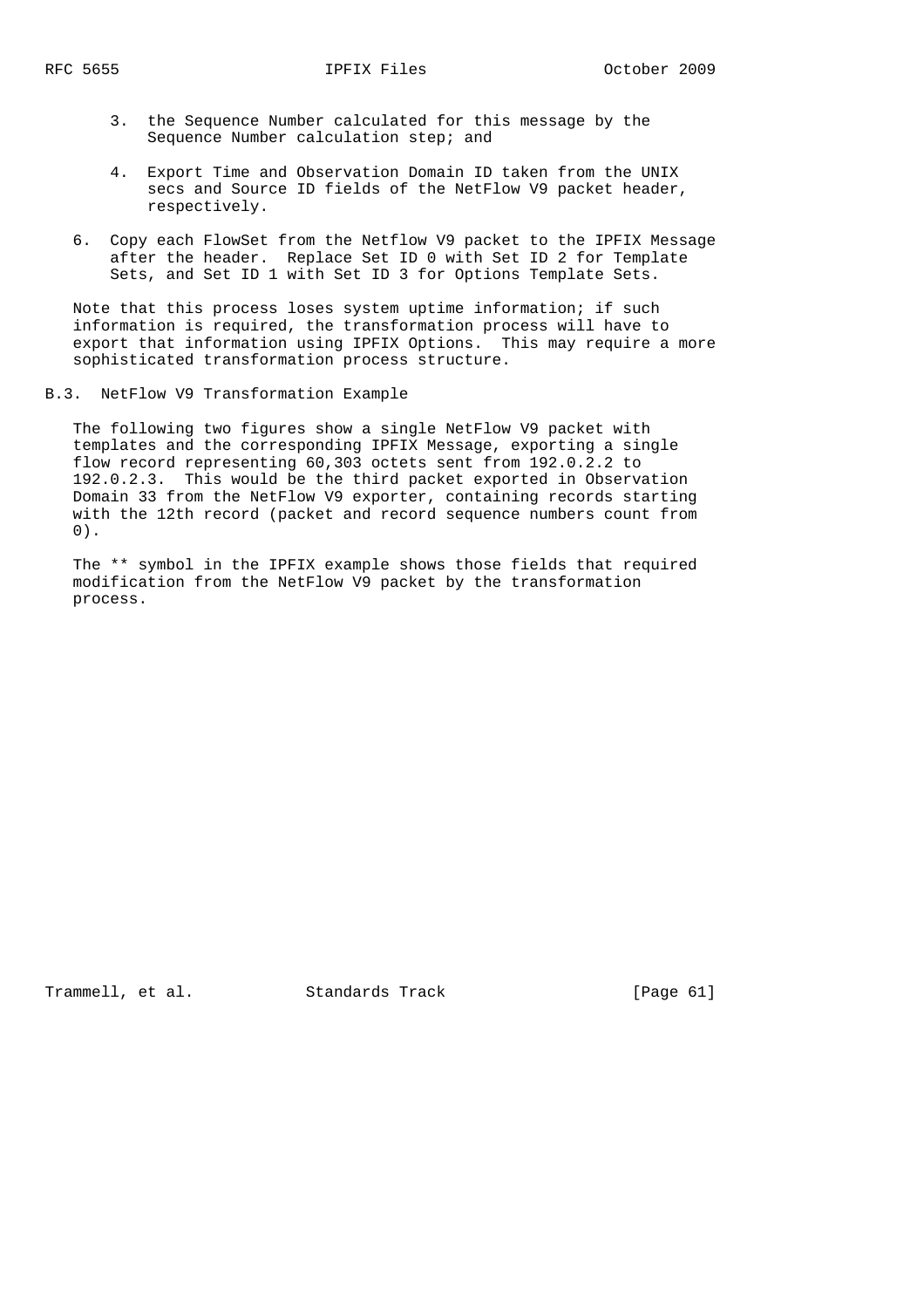3. the Sequence Number calculated for this message by the Sequence Number calculation step; and

4. Export Time and Observation Domain ID taken from the UNIX secs and Source ID fields of the NetFlow V9 packet header, respectively.

6. Copy each FlowSet from the Netflow V9 packet to the IPFIX Message after the header. Replace Set ID 0 with Set ID 2 for Template Sets, and Set ID 1 with Set ID 3 for Options Template Sets.

Note that this process loses system uptime information; if such information is required, the transformation process will have to export that information using IPFIX Options. This may require a more sophisticated transformation process structure.

### B.3. NetFlow V9 Transformation Example

The following two figures show a single NetFlow V9 packet with templates and the corresponding IPFIX Message, exporting a single flow record representing 60,303 octets sent from 192.0.2.2 to 192.0.2.3. This would be the third packet exported in Observation Domain 33 from the NetFlow V9 exporter, containing records starting with the 12th record (packet and record sequence numbers count from 0).

The ** symbol in the IPFIX example shows those fields that required modification from the NetFlow V9 packet by the transformation process.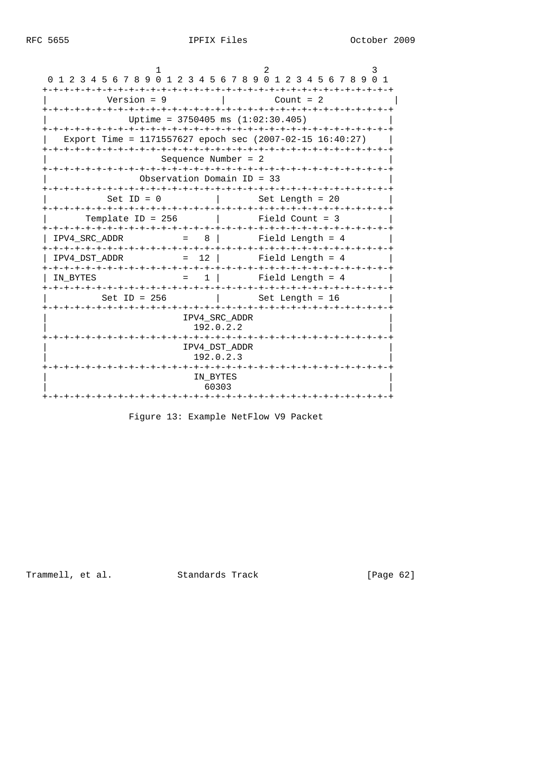```
                     1                   2                   3
 0 1 2 3 4 5 6 7 8 9 0 1 2 3 4 5 6 7 8 9 0 1 2 3 4 5 6 7 8 9 0 1
+-+-+-+-+-+-+-+-+-+-+-+-+-+-+-+-+-+-+-+-+-+-+-+-+-+-+-+-+-+-+-+-+
|           Version = 9         |          Count = 2             |
+-+-+-+-+-+-+-+-+-+-+-+-+-+-+-+-+-+-+-+-+-+-+-+-+-+-+-+-+-+-+-+-+
|               Uptime = 3750405 ms (1:02:30.405)               |
+-+-+-+-+-+-+-+-+-+-+-+-+-+-+-+-+-+-+-+-+-+-+-+-+-+-+-+-+-+-+-+-+
|  Export Time = 1171557627 epoch sec (2007-02-15 16:40:27)    |
+-+-+-+-+-+-+-+-+-+-+-+-+-+-+-+-+-+-+-+-+-+-+-+-+-+-+-+-+-+-+-+-+
|                     Sequence Number = 2                       |
+-+-+-+-+-+-+-+-+-+-+-+-+-+-+-+-+-+-+-+-+-+-+-+-+-+-+-+-+-+-+-+-+
|                 Observation Domain ID = 33                    |
+-+-+-+-+-+-+-+-+-+-+-+-+-+-+-+-+-+-+-+-+-+-+-+-+-+-+-+-+-+-+-+-+
|           Set ID = 0          |       Set Length = 20         |
+-+-+-+-+-+-+-+-+-+-+-+-+-+-+-+-+-+-+-+-+-+-+-+-+-+-+-+-+-+-+-+-+
|       Template ID = 256       |       Field Count = 3         |
+-+-+-+-+-+-+-+-+-+-+-+-+-+-+-+-+-+-+-+-+-+-+-+-+-+-+-+-+-+-+-+-+
| IPV4_SRC_ADDR           =   8 |       Field Length = 4        |
+-+-+-+-+-+-+-+-+-+-+-+-+-+-+-+-+-+-+-+-+-+-+-+-+-+-+-+-+-+-+-+-+
| IPV4_DST_ADDR           =  12 |       Field Length = 4        |
+-+-+-+-+-+-+-+-+-+-+-+-+-+-+-+-+-+-+-+-+-+-+-+-+-+-+-+-+-+-+-+-+
| IN_BYTES                =   1 |       Field Length = 4        |
+-+-+-+-+-+-+-+-+-+-+-+-+-+-+-+-+-+-+-+-+-+-+-+-+-+-+-+-+-+-+-+-+
|          Set ID = 256         |       Set Length = 16         |
+-+-+-+-+-+-+-+-+-+-+-+-+-+-+-+-+-+-+-+-+-+-+-+-+-+-+-+-+-+-+-+-+
|                         IPV4_SRC_ADDR                         |
|                           192.0.2.2                           |
+-+-+-+-+-+-+-+-+-+-+-+-+-+-+-+-+-+-+-+-+-+-+-+-+-+-+-+-+-+-+-+-+
|                         IPV4_DST_ADDR                         |
|                           192.0.2.3                           |
+-+-+-+-+-+-+-+-+-+-+-+-+-+-+-+-+-+-+-+-+-+-+-+-+-+-+-+-+-+-+-+-+
|                           IN_BYTES                            |
|                             60303                             |
+-+-+-+-+-+-+-+-+-+-+-+-+-+-+-+-+-+-+-+-+-+-+-+-+-+-+-+-+-+-+-+-+
```

Figure 13: Example NetFlow V9 Packet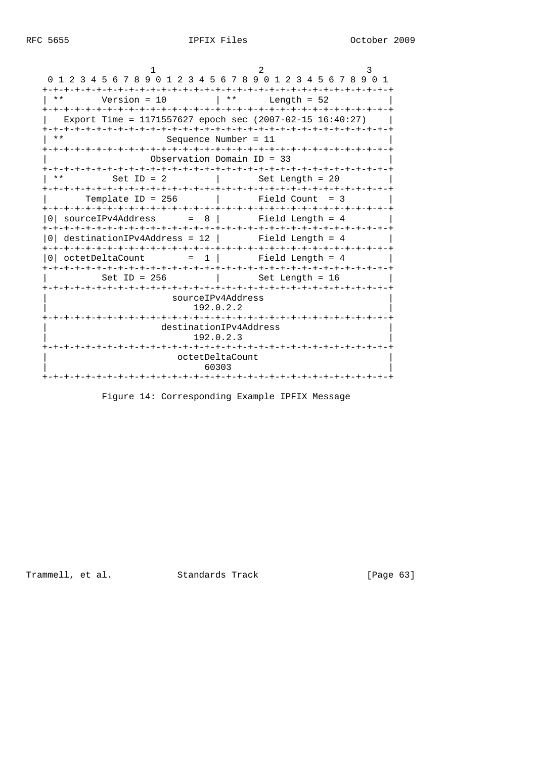```
                     1                   2                   3
 0 1 2 3 4 5 6 7 8 9 0 1 2 3 4 5 6 7 8 9 0 1 2 3 4 5 6 7 8 9 0 1
+-+-+-+-+-+-+-+-+-+-+-+-+-+-+-+-+-+-+-+-+-+-+-+-+-+-+-+-+-+-+-+-+
| **       Version = 10         | **      Length = 52           |
+-+-+-+-+-+-+-+-+-+-+-+-+-+-+-+-+-+-+-+-+-+-+-+-+-+-+-+-+-+-+-+-+
|   Export Time = 1171557627 epoch sec (2007-02-15 16:40:27)    |
+-+-+-+-+-+-+-+-+-+-+-+-+-+-+-+-+-+-+-+-+-+-+-+-+-+-+-+-+-+-+-+-+
| **                      Sequence Number = 11                  |
+-+-+-+-+-+-+-+-+-+-+-+-+-+-+-+-+-+-+-+-+-+-+-+-+-+-+-+-+-+-+-+-+
|                   Observation Domain ID = 33                  |
+-+-+-+-+-+-+-+-+-+-+-+-+-+-+-+-+-+-+-+-+-+-+-+-+-+-+-+-+-+-+-+-+
| **         Set ID = 2         |       Set Length = 20         |
+-+-+-+-+-+-+-+-+-+-+-+-+-+-+-+-+-+-+-+-+-+-+-+-+-+-+-+-+-+-+-+-+
|       Template ID = 256       |       Field Count  = 3        |
+-+-+-+-+-+-+-+-+-+-+-+-+-+-+-+-+-+-+-+-+-+-+-+-+-+-+-+-+-+-+-+-+
|0| sourceIPv4Address      =  8 |       Field Length = 4        |
+-+-+-+-+-+-+-+-+-+-+-+-+-+-+-+-+-+-+-+-+-+-+-+-+-+-+-+-+-+-+-+-+
|0| destinationIPv4Address = 12 |       Field Length = 4        |
+-+-+-+-+-+-+-+-+-+-+-+-+-+-+-+-+-+-+-+-+-+-+-+-+-+-+-+-+-+-+-+-+
|0| octetDeltaCount        =  1 |       Field Length = 4        |
+-+-+-+-+-+-+-+-+-+-+-+-+-+-+-+-+-+-+-+-+-+-+-+-+-+-+-+-+-+-+-+-+
|          Set ID = 256         |       Set Length = 16         |
+-+-+-+-+-+-+-+-+-+-+-+-+-+-+-+-+-+-+-+-+-+-+-+-+-+-+-+-+-+-+-+-+
|                        sourceIPv4Address                      |
|                            192.0.2.2                          |
+-+-+-+-+-+-+-+-+-+-+-+-+-+-+-+-+-+-+-+-+-+-+-+-+-+-+-+-+-+-+-+-+
|                      destinationIPv4Address                   |
|                            192.0.2.3                          |
+-+-+-+-+-+-+-+-+-+-+-+-+-+-+-+-+-+-+-+-+-+-+-+-+-+-+-+-+-+-+-+-+
|                         octetDeltaCount                       |
|                              60303                            |
+-+-+-+-+-+-+-+-+-+-+-+-+-+-+-+-+-+-+-+-+-+-+-+-+-+-+-+-+-+-+-+-+
```

Figure 14: Corresponding Example IPFIX Message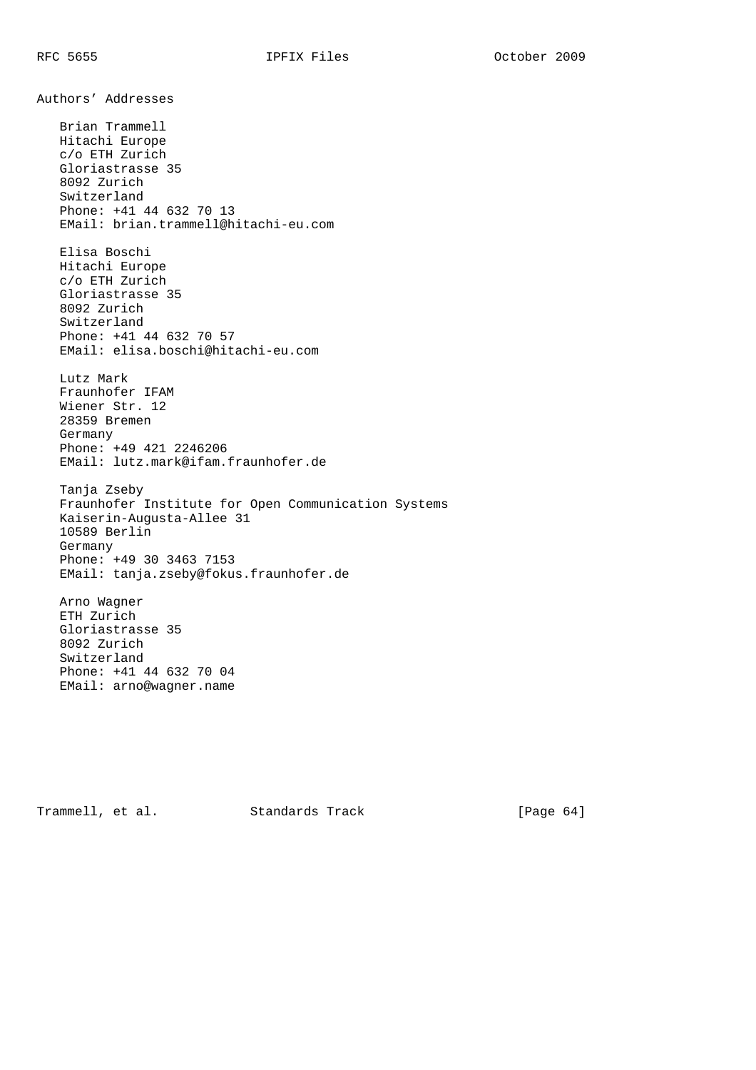## Authors' Addresses

Brian Trammell
Hitachi Europe
c/o ETH Zurich
Gloriastrasse 35
8092 Zurich
Switzerland
Phone: +41 44 632 70 13
EMail: brian.trammell@hitachi-eu.com

Elisa Boschi
Hitachi Europe
c/o ETH Zurich
Gloriastrasse 35
8092 Zurich
Switzerland
Phone: +41 44 632 70 57
EMail: elisa.boschi@hitachi-eu.com

Lutz Mark
Fraunhofer IFAM
Wiener Str. 12
28359 Bremen
Germany
Phone: +49 421 2246206
EMail: lutz.mark@ifam.fraunhofer.de

Tanja Zseby
Fraunhofer Institute for Open Communication Systems
Kaiserin-Augusta-Allee 31
10589 Berlin
Germany
Phone: +49 30 3463 7153
EMail: tanja.zseby@fokus.fraunhofer.de

Arno Wagner
ETH Zurich
Gloriastrasse 35
8092 Zurich
Switzerland
Phone: +41 44 632 70 04
EMail: arno@wagner.name